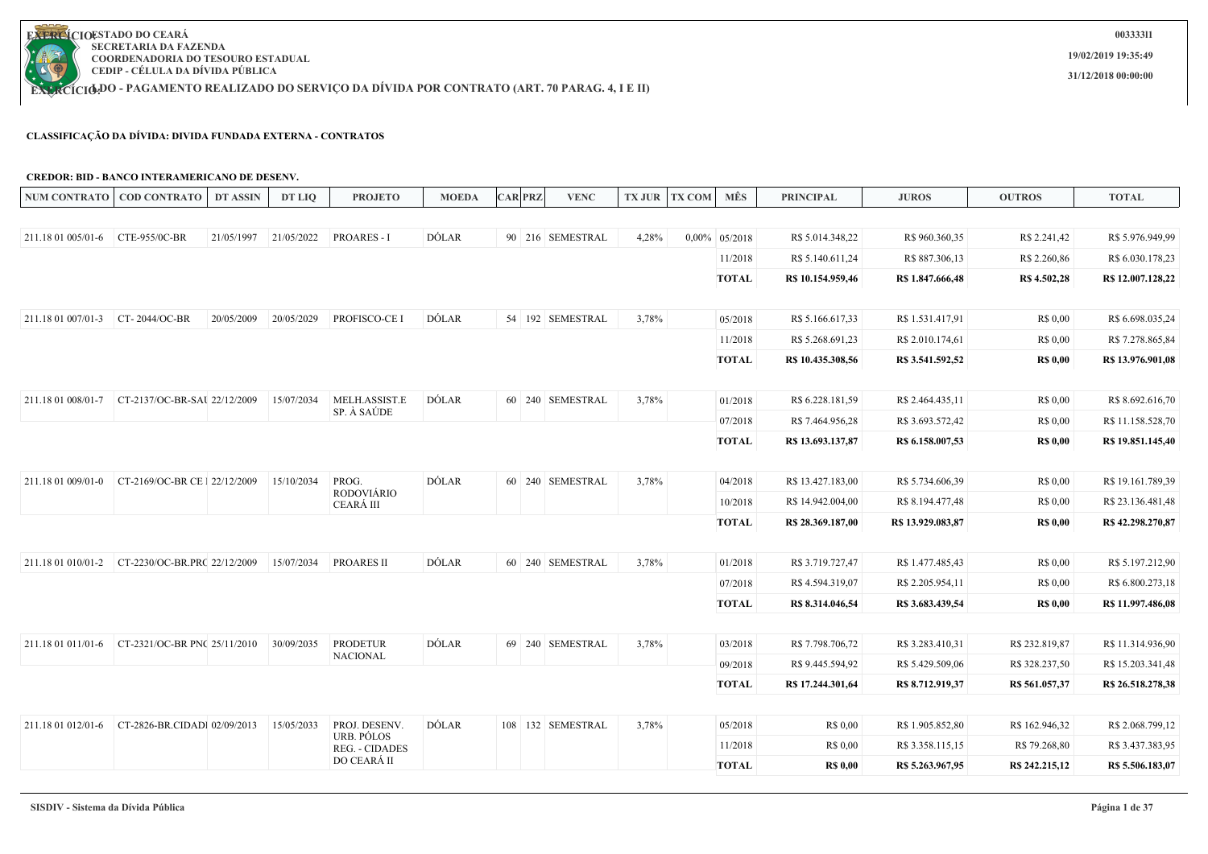EXERCÍCIO: ESTADO DO CEARÁ
SECRETARIA DA FAZENDA
COORDENADORIA DO TESOURO ESTADUAL
CEDIP - CÉLULA DA DÍVIDA PÚBLICA

00333311
19/02/2019 19:35:49
31/12/2018 00:00:00

# LDO - PAGAMENTO REALIZADO DO SERVIÇO DA DÍVIDA POR CONTRATO (ART. 70 PARAG. 4, I E II)

## CLASSIFICAÇÃO DA DÍVIDA: DIVIDA FUNDADA EXTERNA - CONTRATOS

### CREDOR: BID - BANCO INTERAMERICANO DE DESENV.

| NUM CONTRATO | COD CONTRATO | DT ASSIN | DT LIQ | PROJETO | MOEDA | CAR | PRZ | VENC | TX JUR | TX COM | MÊS | PRINCIPAL | JUROS | OUTROS | TOTAL |
|---|---|---|---|---|---|---|---|---|---|---|---|---|---|---|---|
| 211.18 01 005/01-6 | CTE-955/0C-BR | 21/05/1997 | 21/05/2022 | PROARES - I | DÓLAR | 90 | 216 | SEMESTRAL | 4,28% | 0,00% | 05/2018 | R$ 5.014.348,22 | R$ 960.360,35 | R$ 2.241,42 | R$ 5.976.949,99 |
| | | | | | | | | | | | 11/2018 | R$ 5.140.611,24 | R$ 887.306,13 | R$ 2.260,86 | R$ 6.030.178,23 |
| | | | | | | | | | | | **TOTAL** | **R$ 10.154.959,46** | **R$ 1.847.666,48** | **R$ 4.502,28** | **R$ 12.007.128,22** |
| 211.18 01 007/01-3 | CT- 2044/OC-BR | 20/05/2009 | 20/05/2029 | PROFISCO-CE I | DÓLAR | 54 | 192 | SEMESTRAL | 3,78% | | 05/2018 | R$ 5.166.617,33 | R$ 1.531.417,91 | R$ 0,00 | R$ 6.698.035,24 |
| | | | | | | | | | | | 11/2018 | R$ 5.268.691,23 | R$ 2.010.174,61 | R$ 0,00 | R$ 7.278.865,84 |
| | | | | | | | | | | | **TOTAL** | **R$ 10.435.308,56** | **R$ 3.541.592,52** | **R$ 0,00** | **R$ 13.976.901,08** |
| 211.18 01 008/01-7 | CT-2137/OC-BR-SAI | 22/12/2009 | 15/07/2034 | MELH.ASSIST.E SP. À SAÚDE | DÓLAR | 60 | 240 | SEMESTRAL | 3,78% | | 01/2018 | R$ 6.228.181,59 | R$ 2.464.435,11 | R$ 0,00 | R$ 8.692.616,70 |
| | | | | | | | | | | | 07/2018 | R$ 7.464.956,28 | R$ 3.693.572,42 | R$ 0,00 | R$ 11.158.528,70 |
| | | | | | | | | | | | **TOTAL** | **R$ 13.693.137,87** | **R$ 6.158.007,53** | **R$ 0,00** | **R$ 19.851.145,40** |
| 211.18 01 009/01-0 | CT-2169/OC-BR CE I | 22/12/2009 | 15/10/2034 | PROG. RODOVIÁRIO CEARÁ III | DÓLAR | 60 | 240 | SEMESTRAL | 3,78% | | 04/2018 | R$ 13.427.183,00 | R$ 5.734.606,39 | R$ 0,00 | R$ 19.161.789,39 |
| | | | | | | | | | | | 10/2018 | R$ 14.942.004,00 | R$ 8.194.477,48 | R$ 0,00 | R$ 23.136.481,48 |
| | | | | | | | | | | | **TOTAL** | **R$ 28.369.187,00** | **R$ 13.929.083,87** | **R$ 0,00** | **R$ 42.298.270,87** |
| 211.18 01 010/01-2 | CT-2230/OC-BR.PRC | 22/12/2009 | 15/07/2034 | PROARES II | DÓLAR | 60 | 240 | SEMESTRAL | 3,78% | | 01/2018 | R$ 3.719.727,47 | R$ 1.477.485,43 | R$ 0,00 | R$ 5.197.212,90 |
| | | | | | | | | | | | 07/2018 | R$ 4.594.319,07 | R$ 2.205.954,11 | R$ 0,00 | R$ 6.800.273,18 |
| | | | | | | | | | | | **TOTAL** | **R$ 8.314.046,54** | **R$ 3.683.439,54** | **R$ 0,00** | **R$ 11.997.486,08** |
| 211.18 01 011/01-6 | CT-2321/OC-BR PN( | 25/11/2010 | 30/09/2035 | PRODETUR NACIONAL | DÓLAR | 69 | 240 | SEMESTRAL | 3,78% | | 03/2018 | R$ 7.798.706,72 | R$ 3.283.410,31 | R$ 232.819,87 | R$ 11.314.936,90 |
| | | | | | | | | | | | 09/2018 | R$ 9.445.594,92 | R$ 5.429.509,06 | R$ 328.237,50 | R$ 15.203.341,48 |
| | | | | | | | | | | | **TOTAL** | **R$ 17.244.301,64** | **R$ 8.712.919,37** | **R$ 561.057,37** | **R$ 26.518.278,38** |
| 211.18 01 012/01-6 | CT-2826-BR.CIDADI | 02/09/2013 | 15/05/2033 | PROJ. DESENV. URB. PÓLOS REG. - CIDADES DO CEARÁ II | DÓLAR | 108 | 132 | SEMESTRAL | 3,78% | | 05/2018 | R$ 0,00 | R$ 1.905.852,80 | R$ 162.946,32 | R$ 2.068.799,12 |
| | | | | | | | | | | | 11/2018 | R$ 0,00 | R$ 3.358.115,15 | R$ 79.268,80 | R$ 3.437.383,95 |
| | | | | | | | | | | | **TOTAL** | **R$ 0,00** | **R$ 5.263.967,95** | **R$ 242.215,12** | **R$ 5.506.183,07** |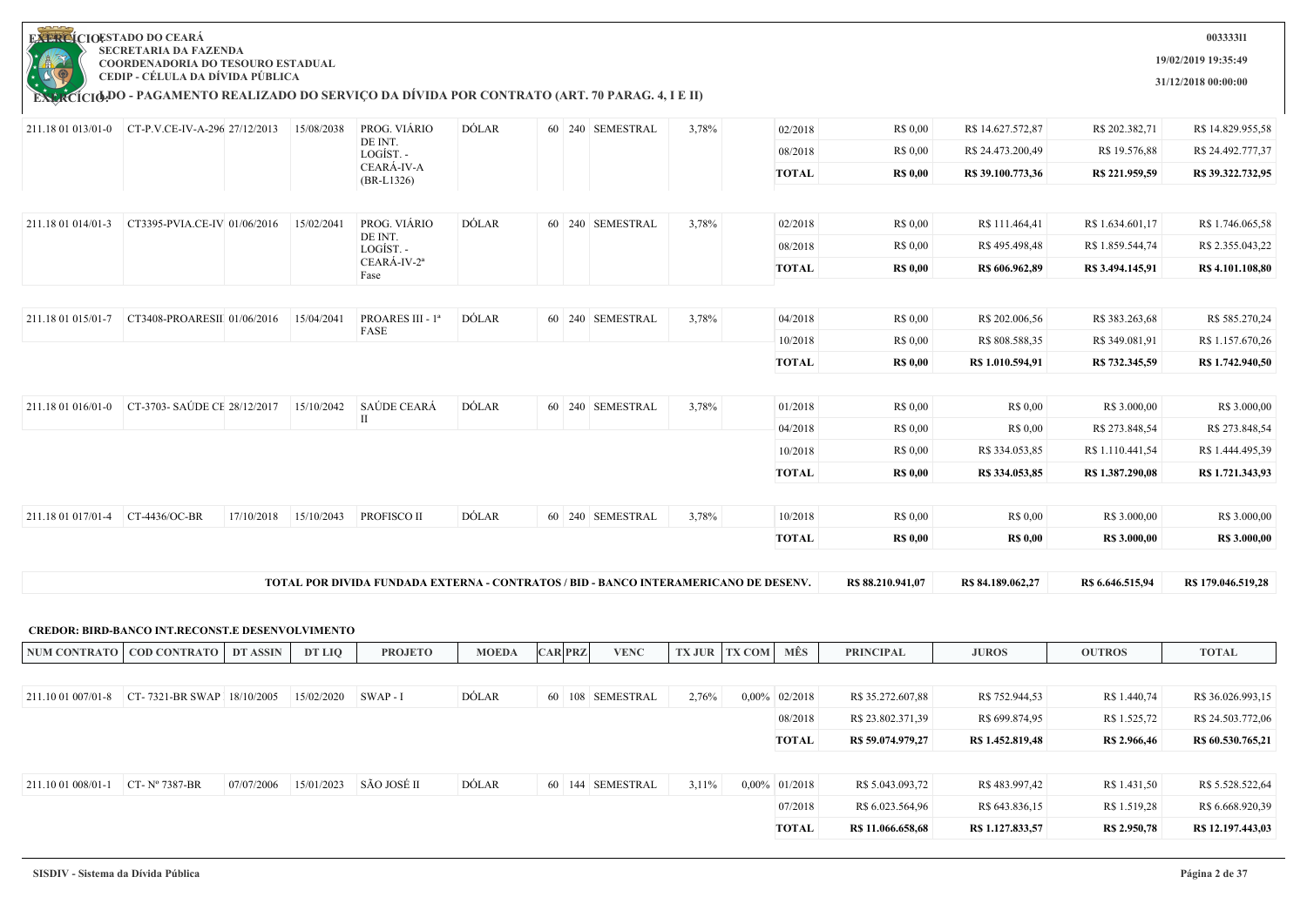# ESTADO DO CEARÁ
SECRETARIA DA FAZENDA
COORDENADORIA DO TESOURO ESTADUAL
CEDIP - CÉLULA DA DÍVIDA PÚBLICA

## EXERCÍCIO: LDO - PAGAMENTO REALIZADO DO SERVIÇO DA DÍVIDA POR CONTRATO (ART. 70 PARAG. 4, I E II)

00333311
19/02/2019 19:35:49
31/12/2018 00:00:00

| NUM CONTRATO | COD CONTRATO | DT ASSIN | DT LIQ | PROJETO | MOEDA | CAR | PRZ | VENC | TX JUR | TX COM | MÊS | PRINCIPAL | JUROS | OUTROS | TOTAL |
|---|---|---|---|---|---|---|---|---|---|---|---|---|---|---|---|
| 211.18 01 013/01-0 | CT-P.V.CE-IV-A-296 | 27/12/2013 | 15/08/2038 | PROG. VIÁRIO DE INT. LOGÍST. - CEARÁ-IV-A (BR-L1326) | DÓLAR | 60 | 240 | SEMESTRAL | 3,78% | | 02/2018 | R$ 0,00 | R$ 14.627.572,87 | R$ 202.382,71 | R$ 14.829.955,58 |
| | | | | | | | | | | | 08/2018 | R$ 0,00 | R$ 24.473.200,49 | R$ 19.576,88 | R$ 24.492.777,37 |
| | | | | | | | | | | | **TOTAL** | **R$ 0,00** | **R$ 39.100.773,36** | **R$ 221.959,59** | **R$ 39.322.732,95** |
| 211.18 01 014/01-3 | CT3395-PVIA.CE-IV | 01/06/2016 | 15/02/2041 | PROG. VIÁRIO DE INT. LOGÍST. - CEARÁ-IV-2ª Fase | DÓLAR | 60 | 240 | SEMESTRAL | 3,78% | | 02/2018 | R$ 0,00 | R$ 111.464,41 | R$ 1.634.601,17 | R$ 1.746.065,58 |
| | | | | | | | | | | | 08/2018 | R$ 0,00 | R$ 495.498,48 | R$ 1.859.544,74 | R$ 2.355.043,22 |
| | | | | | | | | | | | **TOTAL** | **R$ 0,00** | **R$ 606.962,89** | **R$ 3.494.145,91** | **R$ 4.101.108,80** |
| 211.18 01 015/01-7 | CT3408-PROARESIII | 01/06/2016 | 15/04/2041 | PROARES III - 1ª FASE | DÓLAR | 60 | 240 | SEMESTRAL | 3,78% | | 04/2018 | R$ 0,00 | R$ 202.006,56 | R$ 383.263,68 | R$ 585.270,24 |
| | | | | | | | | | | | 10/2018 | R$ 0,00 | R$ 808.588,35 | R$ 349.081,91 | R$ 1.157.670,26 |
| | | | | | | | | | | | **TOTAL** | **R$ 0,00** | **R$ 1.010.594,91** | **R$ 732.345,59** | **R$ 1.742.940,50** |
| 211.18 01 016/01-0 | CT-3703- SAÚDE CE | 28/12/2017 | 15/10/2042 | SAÚDE CEARÁ II | DÓLAR | 60 | 240 | SEMESTRAL | 3,78% | | 01/2018 | R$ 0,00 | R$ 0,00 | R$ 3.000,00 | R$ 3.000,00 |
| | | | | | | | | | | | 04/2018 | R$ 0,00 | R$ 0,00 | R$ 273.848,54 | R$ 273.848,54 |
| | | | | | | | | | | | 10/2018 | R$ 0,00 | R$ 334.053,85 | R$ 1.110.441,54 | R$ 1.444.495,39 |
| | | | | | | | | | | | **TOTAL** | **R$ 0,00** | **R$ 334.053,85** | **R$ 1.387.290,08** | **R$ 1.721.343,93** |
| 211.18 01 017/01-4 | CT-4436/OC-BR | 17/10/2018 | 15/10/2043 | PROFISCO II | DÓLAR | 60 | 240 | SEMESTRAL | 3,78% | | 10/2018 | R$ 0,00 | R$ 0,00 | R$ 3.000,00 | R$ 3.000,00 |
| | | | | | | | | | | | **TOTAL** | **R$ 0,00** | **R$ 0,00** | **R$ 3.000,00** | **R$ 3.000,00** |
| **TOTAL POR DIVIDA FUNDADA EXTERNA - CONTRATOS / BID - BANCO INTERAMERICANO DE DESENV.** | | | | | | | | | | | | **R$ 88.210.941,07** | **R$ 84.189.062,27** | **R$ 6.646.515,94** | **R$ 179.046.519,28** |

**CREDOR: BIRD-BANCO INT.RECONST.E DESENVOLVIMENTO**

| NUM CONTRATO | COD CONTRATO | DT ASSIN | DT LIQ | PROJETO | MOEDA | CAR | PRZ | VENC | TX JUR | TX COM | MÊS | PRINCIPAL | JUROS | OUTROS | TOTAL |
|---|---|---|---|---|---|---|---|---|---|---|---|---|---|---|---|
| 211.10 01 007/01-8 | CT- 7321-BR SWAP | 18/10/2005 | 15/02/2020 | SWAP - I | DÓLAR | 60 | 108 | SEMESTRAL | 2,76% | 0,00% | 02/2018 | R$ 35.272.607,88 | R$ 752.944,53 | R$ 1.440,74 | R$ 36.026.993,15 |
| | | | | | | | | | | | 08/2018 | R$ 23.802.371,39 | R$ 699.874,95 | R$ 1.525,72 | R$ 24.503.772,06 |
| | | | | | | | | | | | **TOTAL** | **R$ 59.074.979,27** | **R$ 1.452.819,48** | **R$ 2.966,46** | **R$ 60.530.765,21** |
| 211.10 01 008/01-1 | CT- Nº 7387-BR | 07/07/2006 | 15/01/2023 | SÃO JOSÉ II | DÓLAR | 60 | 144 | SEMESTRAL | 3,11% | 0,00% | 01/2018 | R$ 5.043.093,72 | R$ 483.997,42 | R$ 1.431,50 | R$ 5.528.522,64 |
| | | | | | | | | | | | 07/2018 | R$ 6.023.564,96 | R$ 643.836,15 | R$ 1.519,28 | R$ 6.668.920,39 |
| | | | | | | | | | | | **TOTAL** | **R$ 11.066.658,68** | **R$ 1.127.833,57** | **R$ 2.950,78** | **R$ 12.197.443,03** |

SISDIV - Sistema da Dívida Pública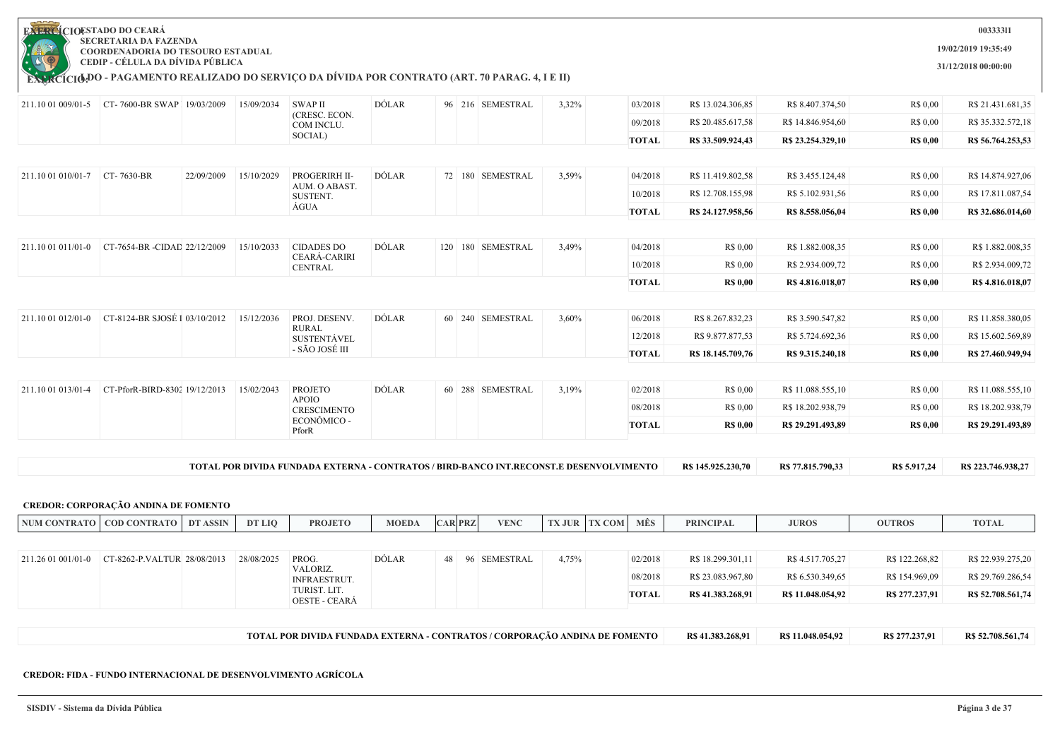| | | | | | | | | | | | | | | | | |
|---|---|---|---|---|---|---|---|---|---|---|---|---|---|---|---|---|
| 211.10 01 009/01-5 | CT- 7600-BR SWAP | 19/03/2009 | 15/09/2034 | SWAP II (CRESC. ECON. COM INCLU. SOCIAL) | DÓLAR | 96 | 216 | SEMESTRAL | 3,32% | | 03/2018 | R$ 13.024.306,85 | R$ 8.407.374,50 | R$ 0,00 | R$ 21.431.681,35 |
| | | | | | | | | | | | 09/2018 | R$ 20.485.617,58 | R$ 14.846.954,60 | R$ 0,00 | R$ 35.332.572,18 |
| | | | | | | | | | | | **TOTAL** | **R$ 33.509.924,43** | **R$ 23.254.329,10** | **R$ 0,00** | **R$ 56.764.253,53** |
| 211.10 01 010/01-7 | CT- 7630-BR | 22/09/2009 | 15/10/2029 | PROGERIRH II- AUM. O ABAST. SUSTENT. ÁGUA | DÓLAR | 72 | 180 | SEMESTRAL | 3,59% | | 04/2018 | R$ 11.419.802,58 | R$ 3.455.124,48 | R$ 0,00 | R$ 14.874.927,06 |
| | | | | | | | | | | | 10/2018 | R$ 12.708.155,98 | R$ 5.102.931,56 | R$ 0,00 | R$ 17.811.087,54 |
| | | | | | | | | | | | **TOTAL** | **R$ 24.127.958,56** | **R$ 8.558.056,04** | **R$ 0,00** | **R$ 32.686.014,60** |
| 211.10 01 011/01-0 | CT-7654-BR -CIDAD | 22/12/2009 | 15/10/2033 | CIDADES DO CEARÁ-CARIRI CENTRAL | DÓLAR | 120 | 180 | SEMESTRAL | 3,49% | | 04/2018 | R$ 0,00 | R$ 1.882.008,35 | R$ 0,00 | R$ 1.882.008,35 |
| | | | | | | | | | | | 10/2018 | R$ 0,00 | R$ 2.934.009,72 | R$ 0,00 | R$ 2.934.009,72 |
| | | | | | | | | | | | **TOTAL** | **R$ 0,00** | **R$ 4.816.018,07** | **R$ 0,00** | **R$ 4.816.018,07** |
| 211.10 01 012/01-0 | CT-8124-BR SJOSÉ I | 03/10/2012 | 15/12/2036 | PROJ. DESENV. RURAL SUSTENTÁVEL - SÃO JOSÉ III | DÓLAR | 60 | 240 | SEMESTRAL | 3,60% | | 06/2018 | R$ 8.267.832,23 | R$ 3.590.547,82 | R$ 0,00 | R$ 11.858.380,05 |
| | | | | | | | | | | | 12/2018 | R$ 9.877.877,53 | R$ 5.724.692,36 | R$ 0,00 | R$ 15.602.569,89 |
| | | | | | | | | | | | **TOTAL** | **R$ 18.145.709,76** | **R$ 9.315.240,18** | **R$ 0,00** | **R$ 27.460.949,94** |
| 211.10 01 013/01-4 | CT-PforR-BIRD-830 | 19/12/2013 | 15/02/2043 | PROJETO APOIO CRESCIMENTO ECONÔMICO - PforR | DÓLAR | 60 | 288 | SEMESTRAL | 3,19% | | 02/2018 | R$ 0,00 | R$ 11.088.555,10 | R$ 0,00 | R$ 11.088.555,10 |
| | | | | | | | | | | | 08/2018 | R$ 0,00 | R$ 18.202.938,79 | R$ 0,00 | R$ 18.202.938,79 |
| | | | | | | | | | | | **TOTAL** | **R$ 0,00** | **R$ 29.291.493,89** | **R$ 0,00** | **R$ 29.291.493,89** |

| TOTAL POR DIVIDA FUNDADA EXTERNA - CONTRATOS / BIRD-BANCO INT.RECONST.E DESENVOLVIMENTO | R$ 145.925.230,70 | R$ 77.815.790,33 | R$ 5.917,24 | R$ 223.746.938,27 |
|---|---|---|---|---|

**CREDOR: CORPORAÇÃO ANDINA DE FOMENTO**

| NUM CONTRATO | COD CONTRATO | DT ASSIN | DT LIQ | PROJETO | MOEDA | CAR | PRZ | VENC | TX JUR | TX COM | MÊS | PRINCIPAL | JUROS | OUTROS | TOTAL |
|---|---|---|---|---|---|---|---|---|---|---|---|---|---|---|---|
| 211.26 01 001/01-0 | CT-8262-P.VALTUR | 28/08/2013 | 28/08/2025 | PROG. VALORIZ. INFRAESTRUT. TURIST. LIT. OESTE - CEARÁ | DÓLAR | 48 | 96 | SEMESTRAL | 4,75% | | 02/2018 | R$ 18.299.301,11 | R$ 4.517.705,27 | R$ 122.268,82 | R$ 22.939.275,20 |
| | | | | | | | | | | | 08/2018 | R$ 23.083.967,80 | R$ 6.530.349,65 | R$ 154.969,09 | R$ 29.769.286,54 |
| | | | | | | | | | | | **TOTAL** | **R$ 41.383.268,91** | **R$ 11.048.054,92** | **R$ 277.237,91** | **R$ 52.708.561,74** |

| TOTAL POR DIVIDA FUNDADA EXTERNA - CONTRATOS / CORPORAÇÃO ANDINA DE FOMENTO | R$ 41.383.268,91 | R$ 11.048.054,92 | R$ 277.237,91 | R$ 52.708.561,74 |
|---|---|---|---|---|

**CREDOR: FIDA - FUNDO INTERNACIONAL DE DESENVOLVIMENTO AGRÍCOLA**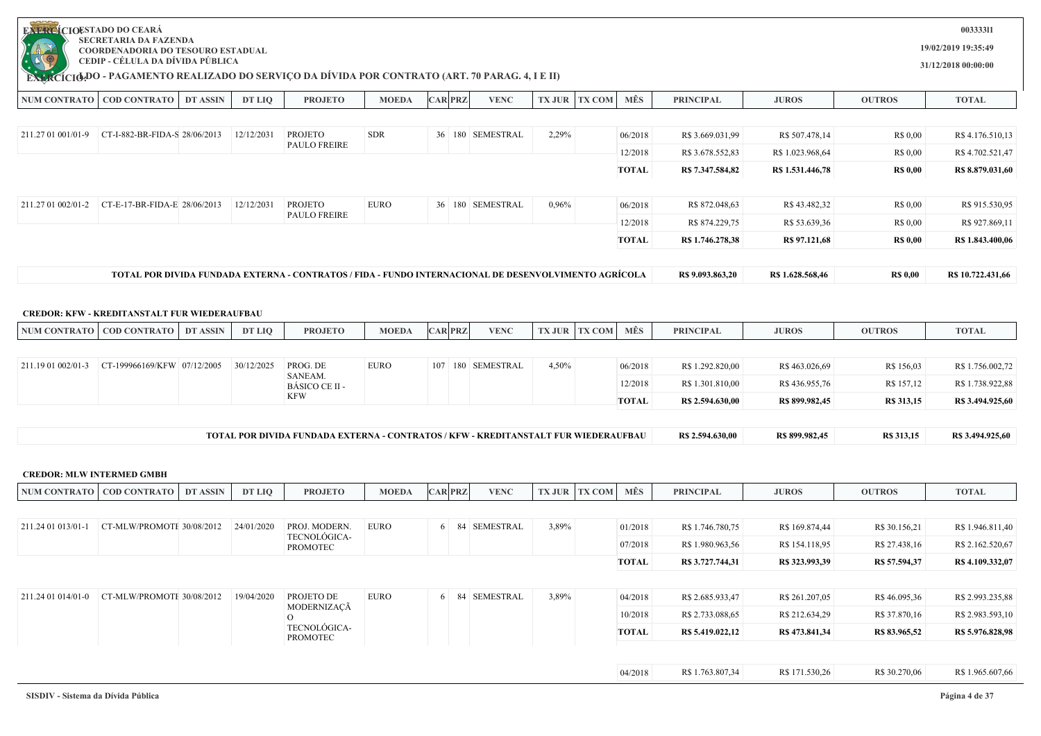ESTADO DO CEARÁ
SECRETARIA DA FAZENDA
COORDENADORIA DO TESOURO ESTADUAL
CEDIP - CÉLULA DA DÍVIDA PÚBLICA

003333I1
19/02/2019 19:35:49
31/12/2018 00:00:00

**LDO - PAGAMENTO REALIZADO DO SERVIÇO DA DÍVIDA POR CONTRATO (ART. 70 PARAG. 4, I E II)**

| NUM CONTRATO | COD CONTRATO | DT ASSIN | DT LIQ | PROJETO | MOEDA | CAR | PRZ | VENC | TX JUR | TX COM | MÊS | PRINCIPAL | JUROS | OUTROS | TOTAL |
|---|---|---|---|---|---|---|---|---|---|---|---|---|---|---|---|
| 211.27 01 001/01-9 | CT-I-882-BR-FIDA-S | 28/06/2013 | 12/12/2031 | PROJETO PAULO FREIRE | SDR | 36 | 180 | SEMESTRAL | 2,29% | | 06/2018 | R$ 3.669.031,99 | R$ 507.478,14 | R$ 0,00 | R$ 4.176.510,13 |
| | | | | | | | | | | | 12/2018 | R$ 3.678.552,83 | R$ 1.023.968,64 | R$ 0,00 | R$ 4.702.521,47 |
| | | | | | | | | | | | **TOTAL** | **R$ 7.347.584,82** | **R$ 1.531.446,78** | **R$ 0,00** | **R$ 8.879.031,60** |
| 211.27 01 002/01-2 | CT-E-17-BR-FIDA-E | 28/06/2013 | 12/12/2031 | PROJETO PAULO FREIRE | EURO | 36 | 180 | SEMESTRAL | 0,96% | | 06/2018 | R$ 872.048,63 | R$ 43.482,32 | R$ 0,00 | R$ 915.530,95 |
| | | | | | | | | | | | 12/2018 | R$ 874.229,75 | R$ 53.639,36 | R$ 0,00 | R$ 927.869,11 |
| | | | | | | | | | | | **TOTAL** | **R$ 1.746.278,38** | **R$ 97.121,68** | **R$ 0,00** | **R$ 1.843.400,06** |

| TOTAL POR DIVIDA FUNDADA EXTERNA - CONTRATOS / FIDA - FUNDO INTERNACIONAL DE DESENVOLVIMENTO AGRÍCOLA | R$ 9.093.863,20 | R$ 1.628.568,46 | R$ 0,00 | R$ 10.722.431,66 |
|---|---|---|---|---|

**CREDOR: KFW - KREDITANSTALT FUR WIEDERAUFBAU**

| NUM CONTRATO | COD CONTRATO | DT ASSIN | DT LIQ | PROJETO | MOEDA | CAR | PRZ | VENC | TX JUR | TX COM | MÊS | PRINCIPAL | JUROS | OUTROS | TOTAL |
|---|---|---|---|---|---|---|---|---|---|---|---|---|---|---|---|
| 211.19 01 002/01-3 | CT-199966169/KFW | 07/12/2005 | 30/12/2025 | PROG. DE SANEAM. BÁSICO CE II - KFW | EURO | 107 | 180 | SEMESTRAL | 4,50% | | 06/2018 | R$ 1.292.820,00 | R$ 463.026,69 | R$ 156,03 | R$ 1.756.002,72 |
| | | | | | | | | | | | 12/2018 | R$ 1.301.810,00 | R$ 436.955,76 | R$ 157,12 | R$ 1.738.922,88 |
| | | | | | | | | | | | **TOTAL** | **R$ 2.594.630,00** | **R$ 899.982,45** | **R$ 313,15** | **R$ 3.494.925,60** |

| TOTAL POR DIVIDA FUNDADA EXTERNA - CONTRATOS / KFW - KREDITANSTALT FUR WIEDERAUFBAU | R$ 2.594.630,00 | R$ 899.982,45 | R$ 313,15 | R$ 3.494.925,60 |
|---|---|---|---|---|

**CREDOR: MLW INTERMED GMBH**

| NUM CONTRATO | COD CONTRATO | DT ASSIN | DT LIQ | PROJETO | MOEDA | CAR | PRZ | VENC | TX JUR | TX COM | MÊS | PRINCIPAL | JUROS | OUTROS | TOTAL |
|---|---|---|---|---|---|---|---|---|---|---|---|---|---|---|---|
| 211.24 01 013/01-1 | CT-MLW/PROMOTE | 30/08/2012 | 24/01/2020 | PROJ. MODERN. TECNOLÓGICA-PROMOTEC | EURO | 6 | 84 | SEMESTRAL | 3,89% | | 01/2018 | R$ 1.746.780,75 | R$ 169.874,44 | R$ 30.156,21 | R$ 1.946.811,40 |
| | | | | | | | | | | | 07/2018 | R$ 1.980.963,56 | R$ 154.118,95 | R$ 27.438,16 | R$ 2.162.520,67 |
| | | | | | | | | | | | **TOTAL** | **R$ 3.727.744,31** | **R$ 323.993,39** | **R$ 57.594,37** | **R$ 4.109.332,07** |
| 211.24 01 014/01-0 | CT-MLW/PROMOTE | 30/08/2012 | 19/04/2020 | PROJETO DE MODERNIZAÇÃO TECNOLÓGICA-PROMOTEC | EURO | 6 | 84 | SEMESTRAL | 3,89% | | 04/2018 | R$ 2.685.933,47 | R$ 261.207,05 | R$ 46.095,36 | R$ 2.993.235,88 |
| | | | | | | | | | | | 10/2018 | R$ 2.733.088,65 | R$ 212.634,29 | R$ 37.870,16 | R$ 2.983.593,10 |
| | | | | | | | | | | | **TOTAL** | **R$ 5.419.022,12** | **R$ 473.841,34** | **R$ 83.965,52** | **R$ 5.976.828,98** |
| | | | | | | | | | | | 04/2018 | R$ 1.763.807,34 | R$ 171.530,26 | R$ 30.270,06 | R$ 1.965.607,66 |

SISDIV - Sistema da Dívida Pública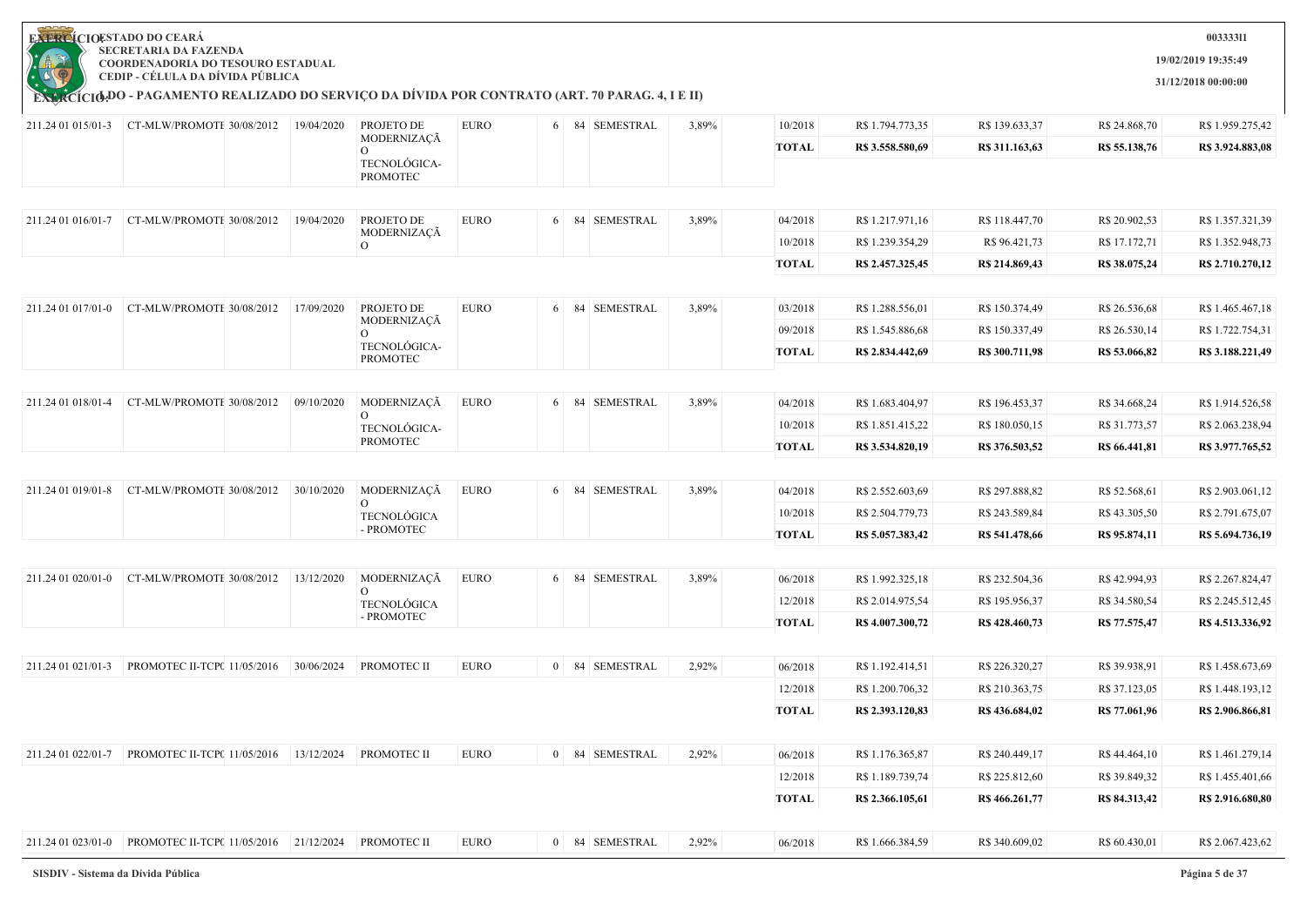**ESTADO DO CEARÁ**
**SECRETARIA DA FAZENDA**
**COORDENADORIA DO TESOURO ESTADUAL**
**CEDIP - CÉLULA DA DÍVIDA PÚBLICA**

**EXERCÍCIO:**

**LDO - PAGAMENTO REALIZADO DO SERVIÇO DA DÍVIDA POR CONTRATO (ART. 70 PARAG. 4, I E II)**

00333311
19/02/2019 19:35:49
31/12/2018 00:00:00

| | | | | | | | | | | | | | | | |
|---|---|---|---|---|---|---|---|---|---|---|---|---|---|---|---|
| 211.24 01 015/01-3 | CT-MLW/PROMOTE | 30/08/2012 | 19/04/2020 | PROJETO DE MODERNIZAÇÃO TECNOLÓGICA-PROMOTEC | EURO | 6 | 84 | SEMESTRAL | 3,89% | | 10/2018 | R$ 1.794.773,35 | R$ 139.633,37 | R$ 24.868,70 | R$ 1.959.275,42 |
| | | | | | | | | | | | **TOTAL** | **R$ 3.558.580,69** | **R$ 311.163,63** | **R$ 55.138,76** | **R$ 3.924.883,08** |
| 211.24 01 016/01-7 | CT-MLW/PROMOTE | 30/08/2012 | 19/04/2020 | PROJETO DE MODERNIZAÇÃO | EURO | 6 | 84 | SEMESTRAL | 3,89% | | 04/2018 | R$ 1.217.971,16 | R$ 118.447,70 | R$ 20.902,53 | R$ 1.357.321,39 |
| | | | | | | | | | | | 10/2018 | R$ 1.239.354,29 | R$ 96.421,73 | R$ 17.172,71 | R$ 1.352.948,73 |
| | | | | | | | | | | | **TOTAL** | **R$ 2.457.325,45** | **R$ 214.869,43** | **R$ 38.075,24** | **R$ 2.710.270,12** |
| 211.24 01 017/01-0 | CT-MLW/PROMOTE | 30/08/2012 | 17/09/2020 | PROJETO DE MODERNIZAÇÃO TECNOLÓGICA-PROMOTEC | EURO | 6 | 84 | SEMESTRAL | 3,89% | | 03/2018 | R$ 1.288.556,01 | R$ 150.374,49 | R$ 26.536,68 | R$ 1.465.467,18 |
| | | | | | | | | | | | 09/2018 | R$ 1.545.886,68 | R$ 150.337,49 | R$ 26.530,14 | R$ 1.722.754,31 |
| | | | | | | | | | | | **TOTAL** | **R$ 2.834.442,69** | **R$ 300.711,98** | **R$ 53.066,82** | **R$ 3.188.221,49** |
| 211.24 01 018/01-4 | CT-MLW/PROMOTE | 30/08/2012 | 09/10/2020 | MODERNIZAÇÃO TECNOLÓGICA-PROMOTEC | EURO | 6 | 84 | SEMESTRAL | 3,89% | | 04/2018 | R$ 1.683.404,97 | R$ 196.453,37 | R$ 34.668,24 | R$ 1.914.526,58 |
| | | | | | | | | | | | 10/2018 | R$ 1.851.415,22 | R$ 180.050,15 | R$ 31.773,57 | R$ 2.063.238,94 |
| | | | | | | | | | | | **TOTAL** | **R$ 3.534.820,19** | **R$ 376.503,52** | **R$ 66.441,81** | **R$ 3.977.765,52** |
| 211.24 01 019/01-8 | CT-MLW/PROMOTE | 30/08/2012 | 30/10/2020 | MODERNIZAÇÃO TECNOLÓGICA - PROMOTEC | EURO | 6 | 84 | SEMESTRAL | 3,89% | | 04/2018 | R$ 2.552.603,69 | R$ 297.888,82 | R$ 52.568,61 | R$ 2.903.061,12 |
| | | | | | | | | | | | 10/2018 | R$ 2.504.779,73 | R$ 243.589,84 | R$ 43.305,50 | R$ 2.791.675,07 |
| | | | | | | | | | | | **TOTAL** | **R$ 5.057.383,42** | **R$ 541.478,66** | **R$ 95.874,11** | **R$ 5.694.736,19** |
| 211.24 01 020/01-0 | CT-MLW/PROMOTE | 30/08/2012 | 13/12/2020 | MODERNIZAÇÃO TECNOLÓGICA - PROMOTEC | EURO | 6 | 84 | SEMESTRAL | 3,89% | | 06/2018 | R$ 1.992.325,18 | R$ 232.504,36 | R$ 42.994,93 | R$ 2.267.824,47 |
| | | | | | | | | | | | 12/2018 | R$ 2.014.975,54 | R$ 195.956,37 | R$ 34.580,54 | R$ 2.245.512,45 |
| | | | | | | | | | | | **TOTAL** | **R$ 4.007.300,72** | **R$ 428.460,73** | **R$ 77.575,47** | **R$ 4.513.336,92** |
| 211.24 01 021/01-3 | PROMOTEC II-TCP | 11/05/2016 | 30/06/2024 | PROMOTEC II | EURO | 0 | 84 | SEMESTRAL | 2,92% | | 06/2018 | R$ 1.192.414,51 | R$ 226.320,27 | R$ 39.938,91 | R$ 1.458.673,69 |
| | | | | | | | | | | | 12/2018 | R$ 1.200.706,32 | R$ 210.363,75 | R$ 37.123,05 | R$ 1.448.193,12 |
| | | | | | | | | | | | **TOTAL** | **R$ 2.393.120,83** | **R$ 436.684,02** | **R$ 77.061,96** | **R$ 2.906.866,81** |
| 211.24 01 022/01-7 | PROMOTEC II-TCP | 11/05/2016 | 13/12/2024 | PROMOTEC II | EURO | 0 | 84 | SEMESTRAL | 2,92% | | 06/2018 | R$ 1.176.365,87 | R$ 240.449,17 | R$ 44.464,10 | R$ 1.461.279,14 |
| | | | | | | | | | | | 12/2018 | R$ 1.189.739,74 | R$ 225.812,60 | R$ 39.849,32 | R$ 1.455.401,66 |
| | | | | | | | | | | | **TOTAL** | **R$ 2.366.105,61** | **R$ 466.261,77** | **R$ 84.313,42** | **R$ 2.916.680,80** |
| 211.24 01 023/01-0 | PROMOTEC II-TCP | 11/05/2016 | 21/12/2024 | PROMOTEC II | EURO | 0 | 84 | SEMESTRAL | 2,92% | | 06/2018 | R$ 1.666.384,59 | R$ 340.609,02 | R$ 60.430,01 | R$ 2.067.423,62 |

SISDIV - Sistema da Dívida Pública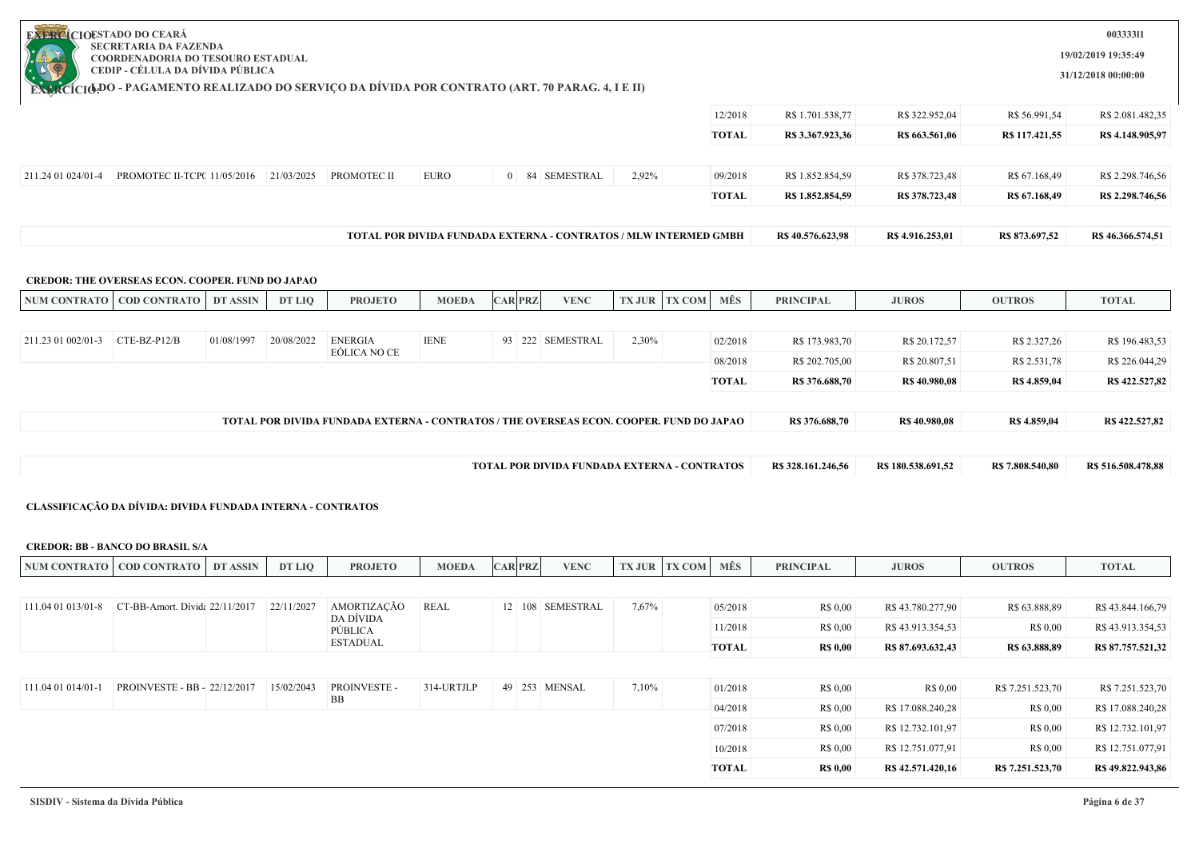| NUM CONTRATO | COD CONTRATO | DT ASSIN | DT LIQ | PROJETO | MOEDA | CAR | PRZ | VENC | TX JUR | TX COM | MÊS | PRINCIPAL | JUROS | OUTROS | TOTAL |
|---|---|---|---|---|---|---|---|---|---|---|---|---|---|---|---|
| | | | | | | | | | | | 12/2018 | R$ 1.701.538,77 | R$ 322.952,04 | R$ 56.991,54 | R$ 2.081.482,35 |
| | | | | | | | | | | | **TOTAL** | **R$ 3.367.923,36** | **R$ 663.561,06** | **R$ 117.421,55** | **R$ 4.148.905,97** |
| 211.24 01 024/01-4 | PROMOTEC II-TCP( | 11/05/2016 | 21/03/2025 | PROMOTEC II | EURO | 0 | 84 | SEMESTRAL | 2,92% | | 09/2018 | R$ 1.852.854,59 | R$ 378.723,48 | R$ 67.168,49 | R$ 2.298.746,56 |
| | | | | | | | | | | | **TOTAL** | **R$ 1.852.854,59** | **R$ 378.723,48** | **R$ 67.168,49** | **R$ 2.298.746,56** |

| TOTAL POR DIVIDA FUNDADA EXTERNA - CONTRATOS / MLW INTERMED GMBH | R$ 40.576.623,98 | R$ 4.916.253,01 | R$ 873.697,52 | R$ 46.366.574,51 |
|---|---|---|---|---|

**CREDOR: THE OVERSEAS ECON. COOPER. FUND DO JAPAO**

| NUM CONTRATO | COD CONTRATO | DT ASSIN | DT LIQ | PROJETO | MOEDA | CAR | PRZ | VENC | TX JUR | TX COM | MÊS | PRINCIPAL | JUROS | OUTROS | TOTAL |
|---|---|---|---|---|---|---|---|---|---|---|---|---|---|---|---|
| 211.23 01 002/01-3 | CTE-BZ-P12/B | 01/08/1997 | 20/08/2022 | ENERGIA EÓLICA NO CE | IENE | 93 | 222 | SEMESTRAL | 2,30% | | 02/2018 | R$ 173.983,70 | R$ 20.172,57 | R$ 2.327,26 | R$ 196.483,53 |
| | | | | | | | | | | | 08/2018 | R$ 202.705,00 | R$ 20.807,51 | R$ 2.531,78 | R$ 226.044,29 |
| | | | | | | | | | | | **TOTAL** | **R$ 376.688,70** | **R$ 40.980,08** | **R$ 4.859,04** | **R$ 422.527,82** |

| TOTAL POR DIVIDA FUNDADA EXTERNA - CONTRATOS / THE OVERSEAS ECON. COOPER. FUND DO JAPAO | R$ 376.688,70 | R$ 40.980,08 | R$ 4.859,04 | R$ 422.527,82 |
|---|---|---|---|---|

| TOTAL POR DIVIDA FUNDADA EXTERNA - CONTRATOS | R$ 328.161.246,56 | R$ 180.538.691,52 | R$ 7.808.540,80 | R$ 516.508.478,88 |
|---|---|---|---|---|

**CLASSIFICAÇÃO DA DÍVIDA: DIVIDA FUNDADA INTERNA - CONTRATOS**

**CREDOR: BB - BANCO DO BRASIL S/A**

| NUM CONTRATO | COD CONTRATO | DT ASSIN | DT LIQ | PROJETO | MOEDA | CAR | PRZ | VENC | TX JUR | TX COM | MÊS | PRINCIPAL | JUROS | OUTROS | TOTAL |
|---|---|---|---|---|---|---|---|---|---|---|---|---|---|---|---|
| 111.04 01 013/01-8 | CT-BB-Amort. Dívida | 22/11/2017 | 22/11/2027 | AMORTIZAÇÃO DA DÍVIDA PÚBLICA ESTADUAL | REAL | 12 | 108 | SEMESTRAL | 7,67% | | 05/2018 | R$ 0,00 | R$ 43.780.277,90 | R$ 63.888,89 | R$ 43.844.166,79 |
| | | | | | | | | | | | 11/2018 | R$ 0,00 | R$ 43.913.354,53 | R$ 0,00 | R$ 43.913.354,53 |
| | | | | | | | | | | | **TOTAL** | **R$ 0,00** | **R$ 87.693.632,43** | **R$ 63.888,89** | **R$ 87.757.521,32** |
| 111.04 01 014/01-1 | PROINVESTE - BB - | 22/12/2017 | 15/02/2043 | PROINVESTE - BB | 314-URTJLP | 49 | 253 | MENSAL | 7,10% | | 01/2018 | R$ 0,00 | R$ 0,00 | R$ 7.251.523,70 | R$ 7.251.523,70 |
| | | | | | | | | | | | 04/2018 | R$ 0,00 | R$ 17.088.240,28 | R$ 0,00 | R$ 17.088.240,28 |
| | | | | | | | | | | | 07/2018 | R$ 0,00 | R$ 12.732.101,97 | R$ 0,00 | R$ 12.732.101,97 |
| | | | | | | | | | | | 10/2018 | R$ 0,00 | R$ 12.751.077,91 | R$ 0,00 | R$ 12.751.077,91 |
| | | | | | | | | | | | **TOTAL** | **R$ 0,00** | **R$ 42.571.420,16** | **R$ 7.251.523,70** | **R$ 49.822.943,86** |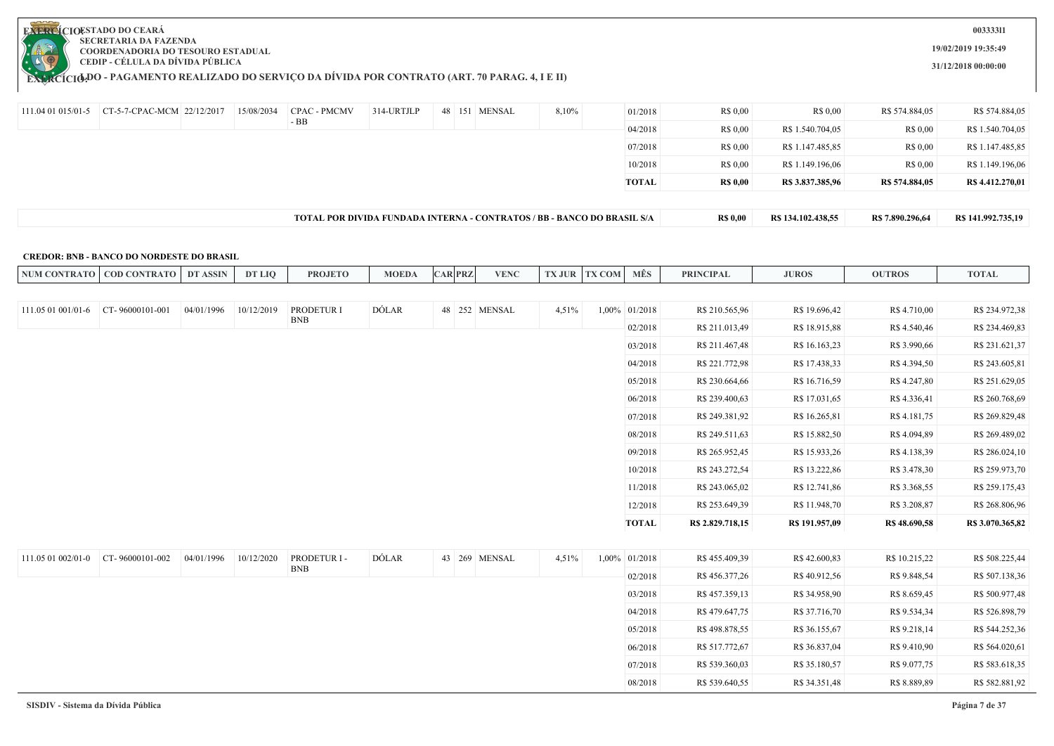| NUM CONTRATO | COD CONTRATO | DT ASSIN | DT LIQ | PROJETO | MOEDA | CAR | PRZ | VENC | TX JUR | TX COM | MÊS | PRINCIPAL | JUROS | OUTROS | TOTAL |
|---|---|---|---|---|---|---|---|---|---|---|---|---|---|---|---|
| 111.04 01 015/01-5 | CT-5-7-CPAC-MCM | 22/12/2017 | 15/08/2034 | CPAC - PMCMV - BB | 314-URTJLP | 48 | 151 | MENSAL | 8,10% | | 01/2018 | R$ 0,00 | R$ 0,00 | R$ 574.884,05 | R$ 574.884,05 |
| | | | | | | | | | | | 04/2018 | R$ 0,00 | R$ 1.540.704,05 | R$ 0,00 | R$ 1.540.704,05 |
| | | | | | | | | | | | 07/2018 | R$ 0,00 | R$ 1.147.485,85 | R$ 0,00 | R$ 1.147.485,85 |
| | | | | | | | | | | | 10/2018 | R$ 0,00 | R$ 1.149.196,06 | R$ 0,00 | R$ 1.149.196,06 |
| | | | | | | | | | | | **TOTAL** | **R$ 0,00** | **R$ 3.837.385,96** | **R$ 574.884,05** | **R$ 4.412.270,01** |

| TOTAL POR DIVIDA FUNDADA INTERNA - CONTRATOS / BB - BANCO DO BRASIL S/A | PRINCIPAL | JUROS | OUTROS | TOTAL |
|---|---|---|---|---|
| **TOTAL POR DIVIDA FUNDADA INTERNA - CONTRATOS / BB - BANCO DO BRASIL S/A** | **R$ 0,00** | **R$ 134.102.438,55** | **R$ 7.890.296,64** | **R$ 141.992.735,19** |

**CREDOR: BNB - BANCO DO NORDESTE DO BRASIL**

| NUM CONTRATO | COD CONTRATO | DT ASSIN | DT LIQ | PROJETO | MOEDA | CAR | PRZ | VENC | TX JUR | TX COM | MÊS | PRINCIPAL | JUROS | OUTROS | TOTAL |
|---|---|---|---|---|---|---|---|---|---|---|---|---|---|---|---|
| 111.05 01 001/01-6 | CT- 96000101-001 | 04/01/1996 | 10/12/2019 | PRODETUR I BNB | DÓLAR | 48 | 252 | MENSAL | 4,51% | 1,00% | 01/2018 | R$ 210.565,96 | R$ 19.696,42 | R$ 4.710,00 | R$ 234.972,38 |
| | | | | | | | | | | | 02/2018 | R$ 211.013,49 | R$ 18.915,88 | R$ 4.540,46 | R$ 234.469,83 |
| | | | | | | | | | | | 03/2018 | R$ 211.467,48 | R$ 16.163,23 | R$ 3.990,66 | R$ 231.621,37 |
| | | | | | | | | | | | 04/2018 | R$ 221.772,98 | R$ 17.438,33 | R$ 4.394,50 | R$ 243.605,81 |
| | | | | | | | | | | | 05/2018 | R$ 230.664,66 | R$ 16.716,59 | R$ 4.247,80 | R$ 251.629,05 |
| | | | | | | | | | | | 06/2018 | R$ 239.400,63 | R$ 17.031,65 | R$ 4.336,41 | R$ 260.768,69 |
| | | | | | | | | | | | 07/2018 | R$ 249.381,92 | R$ 16.265,81 | R$ 4.181,75 | R$ 269.829,48 |
| | | | | | | | | | | | 08/2018 | R$ 249.511,63 | R$ 15.882,50 | R$ 4.094,89 | R$ 269.489,02 |
| | | | | | | | | | | | 09/2018 | R$ 265.952,45 | R$ 15.933,26 | R$ 4.138,39 | R$ 286.024,10 |
| | | | | | | | | | | | 10/2018 | R$ 243.272,54 | R$ 13.222,86 | R$ 3.478,30 | R$ 259.973,70 |
| | | | | | | | | | | | 11/2018 | R$ 243.065,02 | R$ 12.741,86 | R$ 3.368,55 | R$ 259.175,43 |
| | | | | | | | | | | | 12/2018 | R$ 253.649,39 | R$ 11.948,70 | R$ 3.208,87 | R$ 268.806,96 |
| | | | | | | | | | | | **TOTAL** | **R$ 2.829.718,15** | **R$ 191.957,09** | **R$ 48.690,58** | **R$ 3.070.365,82** |
| 111.05 01 002/01-0 | CT- 96000101-002 | 04/01/1996 | 10/12/2020 | PRODETUR I - BNB | DÓLAR | 43 | 269 | MENSAL | 4,51% | 1,00% | 01/2018 | R$ 455.409,39 | R$ 42.600,83 | R$ 10.215,22 | R$ 508.225,44 |
| | | | | | | | | | | | 02/2018 | R$ 456.377,26 | R$ 40.912,56 | R$ 9.848,54 | R$ 507.138,36 |
| | | | | | | | | | | | 03/2018 | R$ 457.359,13 | R$ 34.958,90 | R$ 8.659,45 | R$ 500.977,48 |
| | | | | | | | | | | | 04/2018 | R$ 479.647,75 | R$ 37.716,70 | R$ 9.534,34 | R$ 526.898,79 |
| | | | | | | | | | | | 05/2018 | R$ 498.878,55 | R$ 36.155,67 | R$ 9.218,14 | R$ 544.252,36 |
| | | | | | | | | | | | 06/2018 | R$ 517.772,67 | R$ 36.837,04 | R$ 9.410,90 | R$ 564.020,61 |
| | | | | | | | | | | | 07/2018 | R$ 539.360,03 | R$ 35.180,57 | R$ 9.077,75 | R$ 583.618,35 |
| | | | | | | | | | | | 08/2018 | R$ 539.640,55 | R$ 34.351,48 | R$ 8.889,89 | R$ 582.881,92 |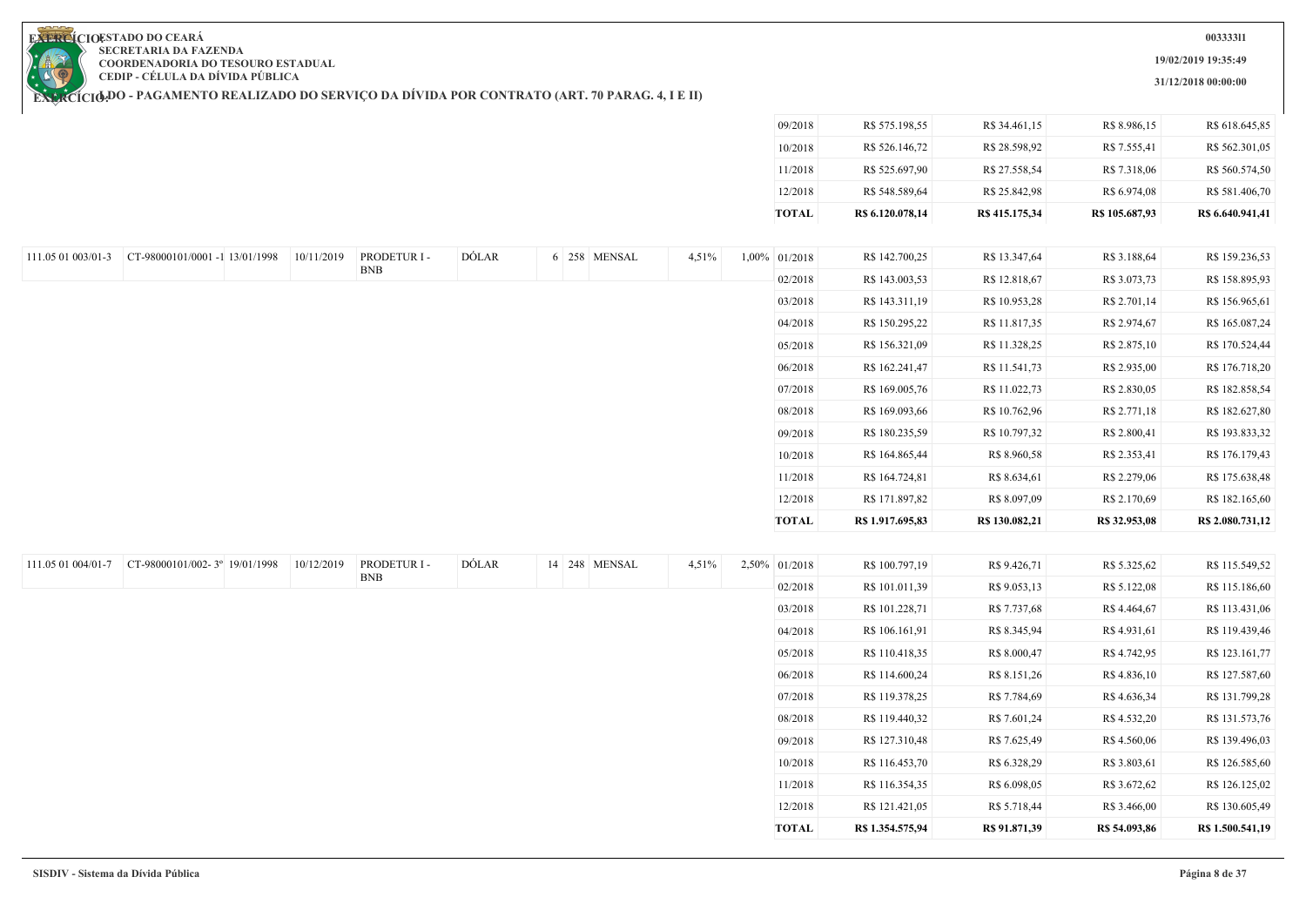ESTADO DO CEARÁ
SECRETARIA DA FAZENDA
COORDENADORIA DO TESOURO ESTADUAL
CEDIP - CÉLULA DA DÍVIDA PÚBLICA

EXERCÍCIO: LDO - PAGAMENTO REALIZADO DO SERVIÇO DA DÍVIDA POR CONTRATO (ART. 70 PARAG. 4, I E II)

00333311
19/02/2019 19:35:49
31/12/2018 00:00:00

| | | | | | | | | | | | | | | | |
|---|---|---|---|---|---|---|---|---|---|---|---|---|---|---|---|
| | | | | | | | | | | 09/2018 | R$ 575.198,55 | R$ 34.461,15 | R$ 8.986,15 | R$ 618.645,85 |
| | | | | | | | | | | 10/2018 | R$ 526.146,72 | R$ 28.598,92 | R$ 7.555,41 | R$ 562.301,05 |
| | | | | | | | | | | 11/2018 | R$ 525.697,90 | R$ 27.558,54 | R$ 7.318,06 | R$ 560.574,50 |
| | | | | | | | | | | 12/2018 | R$ 548.589,64 | R$ 25.842,98 | R$ 6.974,08 | R$ 581.406,70 |
| | | | | | | | | | | **TOTAL** | **R$ 6.120.078,14** | **R$ 415.175,34** | **R$ 105.687,93** | **R$ 6.640.941,41** |
| 111.05 01 003/01-3 | CT-98000101/0001 -1 | 13/01/1998 | 10/11/2019 | PRODETUR I - BNB | DÓLAR | 6 | 258 | MENSAL | 4,51% | 1,00% | 01/2018 | R$ 142.700,25 | R$ 13.347,64 | R$ 3.188,64 | R$ 159.236,53 |
| | | | | | | | | | | | 02/2018 | R$ 143.003,53 | R$ 12.818,67 | R$ 3.073,73 | R$ 158.895,93 |
| | | | | | | | | | | | 03/2018 | R$ 143.311,19 | R$ 10.953,28 | R$ 2.701,14 | R$ 156.965,61 |
| | | | | | | | | | | | 04/2018 | R$ 150.295,22 | R$ 11.817,35 | R$ 2.974,67 | R$ 165.087,24 |
| | | | | | | | | | | | 05/2018 | R$ 156.321,09 | R$ 11.328,25 | R$ 2.875,10 | R$ 170.524,44 |
| | | | | | | | | | | | 06/2018 | R$ 162.241,47 | R$ 11.541,73 | R$ 2.935,00 | R$ 176.718,20 |
| | | | | | | | | | | | 07/2018 | R$ 169.005,76 | R$ 11.022,73 | R$ 2.830,05 | R$ 182.858,54 |
| | | | | | | | | | | | 08/2018 | R$ 169.093,66 | R$ 10.762,96 | R$ 2.771,18 | R$ 182.627,80 |
| | | | | | | | | | | | 09/2018 | R$ 180.235,59 | R$ 10.797,32 | R$ 2.800,41 | R$ 193.833,32 |
| | | | | | | | | | | | 10/2018 | R$ 164.865,44 | R$ 8.960,58 | R$ 2.353,41 | R$ 176.179,43 |
| | | | | | | | | | | | 11/2018 | R$ 164.724,81 | R$ 8.634,61 | R$ 2.279,06 | R$ 175.638,48 |
| | | | | | | | | | | | 12/2018 | R$ 171.897,82 | R$ 8.097,09 | R$ 2.170,69 | R$ 182.165,60 |
| | | | | | | | | | | | **TOTAL** | **R$ 1.917.695,83** | **R$ 130.082,21** | **R$ 32.953,08** | **R$ 2.080.731,12** |
| 111.05 01 004/01-7 | CT-98000101/002- 3º | 19/01/1998 | 10/12/2019 | PRODETUR I - BNB | DÓLAR | 14 | 248 | MENSAL | 4,51% | 2,50% | 01/2018 | R$ 100.797,19 | R$ 9.426,71 | R$ 5.325,62 | R$ 115.549,52 |
| | | | | | | | | | | | 02/2018 | R$ 101.011,39 | R$ 9.053,13 | R$ 5.122,08 | R$ 115.186,60 |
| | | | | | | | | | | | 03/2018 | R$ 101.228,71 | R$ 7.737,68 | R$ 4.464,67 | R$ 113.431,06 |
| | | | | | | | | | | | 04/2018 | R$ 106.161,91 | R$ 8.345,94 | R$ 4.931,61 | R$ 119.439,46 |
| | | | | | | | | | | | 05/2018 | R$ 110.418,35 | R$ 8.000,47 | R$ 4.742,95 | R$ 123.161,77 |
| | | | | | | | | | | | 06/2018 | R$ 114.600,24 | R$ 8.151,26 | R$ 4.836,10 | R$ 127.587,60 |
| | | | | | | | | | | | 07/2018 | R$ 119.378,25 | R$ 7.784,69 | R$ 4.636,34 | R$ 131.799,28 |
| | | | | | | | | | | | 08/2018 | R$ 119.440,32 | R$ 7.601,24 | R$ 4.532,20 | R$ 131.573,76 |
| | | | | | | | | | | | 09/2018 | R$ 127.310,48 | R$ 7.625,49 | R$ 4.560,06 | R$ 139.496,03 |
| | | | | | | | | | | | 10/2018 | R$ 116.453,70 | R$ 6.328,29 | R$ 3.803,61 | R$ 126.585,60 |
| | | | | | | | | | | | 11/2018 | R$ 116.354,35 | R$ 6.098,05 | R$ 3.672,62 | R$ 126.125,02 |
| | | | | | | | | | | | 12/2018 | R$ 121.421,05 | R$ 5.718,44 | R$ 3.466,00 | R$ 130.605,49 |
| | | | | | | | | | | | **TOTAL** | **R$ 1.354.575,94** | **R$ 91.871,39** | **R$ 54.093,86** | **R$ 1.500.541,19** |

SISDIV - Sistema da Dívida Pública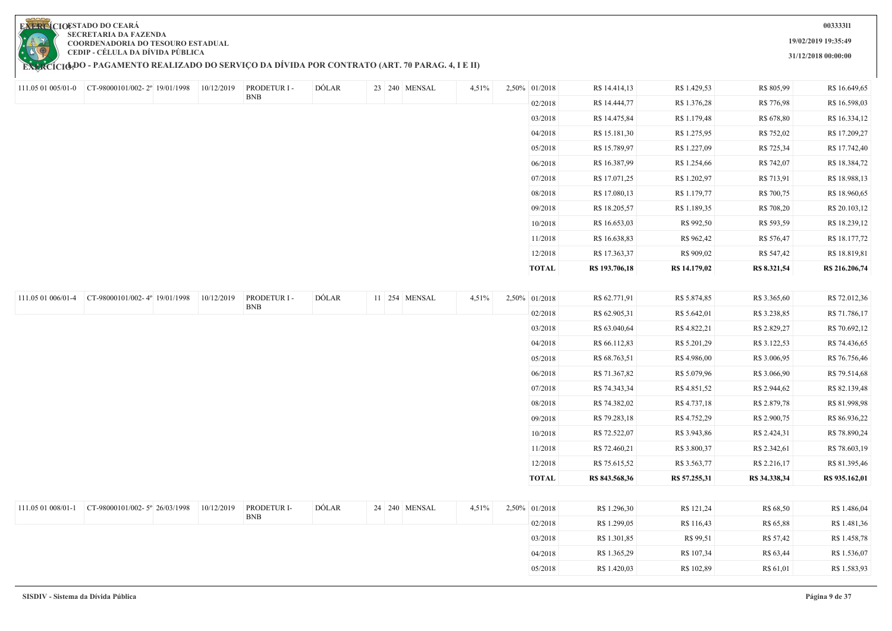**ESTADO DO CEARÁ**
**SECRETARIA DA FAZENDA**
**COORDENADORIA DO TESOURO ESTADUAL**
**CEDIP - CÉLULA DA DÍVIDA PÚBLICA**

**EXERCÍCIO:** 

**EXERCÍCIO: LDO - PAGAMENTO REALIZADO DO SERVIÇO DA DÍVIDA POR CONTRATO (ART. 70 PARAG. 4, I E II)**

00333311
19/02/2019 19:35:49
31/12/2018 00:00:00

| | | | | | | | | | | | | | | |
|---|---|---|---|---|---|---|---|---|---|---|---|---|---|---|
| 111.05 01 005/01-0 | CT-98000101/002- 2º | 19/01/1998 | 10/12/2019 | PRODETUR I - BNB | DÓLAR | 23 | 240 | MENSAL | 4,51% | 2,50% | 01/2018 | R$ 14.414,13 | R$ 1.429,53 | R$ 805,99 | R$ 16.649,65 |
| | | | | | | | | | | | 02/2018 | R$ 14.444,77 | R$ 1.376,28 | R$ 776,98 | R$ 16.598,03 |
| | | | | | | | | | | | 03/2018 | R$ 14.475,84 | R$ 1.179,48 | R$ 678,80 | R$ 16.334,12 |
| | | | | | | | | | | | 04/2018 | R$ 15.181,30 | R$ 1.275,95 | R$ 752,02 | R$ 17.209,27 |
| | | | | | | | | | | | 05/2018 | R$ 15.789,97 | R$ 1.227,09 | R$ 725,34 | R$ 17.742,40 |
| | | | | | | | | | | | 06/2018 | R$ 16.387,99 | R$ 1.254,66 | R$ 742,07 | R$ 18.384,72 |
| | | | | | | | | | | | 07/2018 | R$ 17.071,25 | R$ 1.202,97 | R$ 713,91 | R$ 18.988,13 |
| | | | | | | | | | | | 08/2018 | R$ 17.080,13 | R$ 1.179,77 | R$ 700,75 | R$ 18.960,65 |
| | | | | | | | | | | | 09/2018 | R$ 18.205,57 | R$ 1.189,35 | R$ 708,20 | R$ 20.103,12 |
| | | | | | | | | | | | 10/2018 | R$ 16.653,03 | R$ 992,50 | R$ 593,59 | R$ 18.239,12 |
| | | | | | | | | | | | 11/2018 | R$ 16.638,83 | R$ 962,42 | R$ 576,47 | R$ 18.177,72 |
| | | | | | | | | | | | 12/2018 | R$ 17.363,37 | R$ 909,02 | R$ 547,42 | R$ 18.819,81 |
| | | | | | | | | | | | **TOTAL** | **R$ 193.706,18** | **R$ 14.179,02** | **R$ 8.321,54** | **R$ 216.206,74** |

| | | | | | | | | | | | | | | | |
|---|---|---|---|---|---|---|---|---|---|---|---|---|---|---|---|
| 111.05 01 006/01-4 | CT-98000101/002- 4º | 19/01/1998 | 10/12/2019 | PRODETUR I - BNB | DÓLAR | 11 | 254 | MENSAL | 4,51% | 2,50% | 01/2018 | R$ 62.771,91 | R$ 5.874,85 | R$ 3.365,60 | R$ 72.012,36 |
| | | | | | | | | | | | 02/2018 | R$ 62.905,31 | R$ 5.642,01 | R$ 3.238,85 | R$ 71.786,17 |
| | | | | | | | | | | | 03/2018 | R$ 63.040,64 | R$ 4.822,21 | R$ 2.829,27 | R$ 70.692,12 |
| | | | | | | | | | | | 04/2018 | R$ 66.112,83 | R$ 5.201,29 | R$ 3.122,53 | R$ 74.436,65 |
| | | | | | | | | | | | 05/2018 | R$ 68.763,51 | R$ 4.986,00 | R$ 3.006,95 | R$ 76.756,46 |
| | | | | | | | | | | | 06/2018 | R$ 71.367,82 | R$ 5.079,96 | R$ 3.066,90 | R$ 79.514,68 |
| | | | | | | | | | | | 07/2018 | R$ 74.343,34 | R$ 4.851,52 | R$ 2.944,62 | R$ 82.139,48 |
| | | | | | | | | | | | 08/2018 | R$ 74.382,02 | R$ 4.737,18 | R$ 2.879,78 | R$ 81.998,98 |
| | | | | | | | | | | | 09/2018 | R$ 79.283,18 | R$ 4.752,29 | R$ 2.900,75 | R$ 86.936,22 |
| | | | | | | | | | | | 10/2018 | R$ 72.522,07 | R$ 3.943,86 | R$ 2.424,31 | R$ 78.890,24 |
| | | | | | | | | | | | 11/2018 | R$ 72.460,21 | R$ 3.800,37 | R$ 2.342,61 | R$ 78.603,19 |
| | | | | | | | | | | | 12/2018 | R$ 75.615,52 | R$ 3.563,77 | R$ 2.216,17 | R$ 81.395,46 |
| | | | | | | | | | | | **TOTAL** | **R$ 843.568,36** | **R$ 57.255,31** | **R$ 34.338,34** | **R$ 935.162,01** |

| | | | | | | | | | | | | | | | |
|---|---|---|---|---|---|---|---|---|---|---|---|---|---|---|---|
| 111.05 01 008/01-1 | CT-98000101/002- 5º | 26/03/1998 | 10/12/2019 | PRODETUR I- BNB | DÓLAR | 24 | 240 | MENSAL | 4,51% | 2,50% | 01/2018 | R$ 1.296,30 | R$ 121,24 | R$ 68,50 | R$ 1.486,04 |
| | | | | | | | | | | | 02/2018 | R$ 1.299,05 | R$ 116,43 | R$ 65,88 | R$ 1.481,36 |
| | | | | | | | | | | | 03/2018 | R$ 1.301,85 | R$ 99,51 | R$ 57,42 | R$ 1.458,78 |
| | | | | | | | | | | | 04/2018 | R$ 1.365,29 | R$ 107,34 | R$ 63,44 | R$ 1.536,07 |
| | | | | | | | | | | | 05/2018 | R$ 1.420,03 | R$ 102,89 | R$ 61,01 | R$ 1.583,93 |

SISDIV - Sistema da Dívida Pública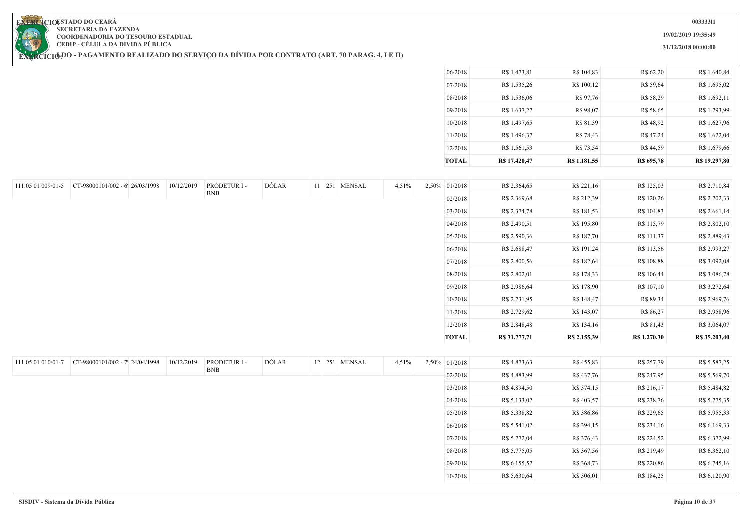| | | | | | | | | | | | | | | | |
|---|---|---|---|---|---|---|---|---|---|---|---|---|---|---|---|
| | | | | | | | | | | | 06/2018 | R$ 1.473,81 | R$ 104,83 | R$ 62,20 | R$ 1.640,84 |
| | | | | | | | | | | | 07/2018 | R$ 1.535,26 | R$ 100,12 | R$ 59,64 | R$ 1.695,02 |
| | | | | | | | | | | | 08/2018 | R$ 1.536,06 | R$ 97,76 | R$ 58,29 | R$ 1.692,11 |
| | | | | | | | | | | | 09/2018 | R$ 1.637,27 | R$ 98,07 | R$ 58,65 | R$ 1.793,99 |
| | | | | | | | | | | | 10/2018 | R$ 1.497,65 | R$ 81,39 | R$ 48,92 | R$ 1.627,96 |
| | | | | | | | | | | | 11/2018 | R$ 1.496,37 | R$ 78,43 | R$ 47,24 | R$ 1.622,04 |
| | | | | | | | | | | | 12/2018 | R$ 1.561,53 | R$ 73,54 | R$ 44,59 | R$ 1.679,66 |
| | | | | | | | | | | | **TOTAL** | **R$ 17.420,47** | **R$ 1.181,55** | **R$ 695,78** | **R$ 19.297,80** |
| 111.05 01 009/01-5 | CT-98000101/002 - 6 | 26/03/1998 | 10/12/2019 | PRODETUR I - BNB | DÓLAR | 11 | 251 | MENSAL | 4,51% | 2,50% | 01/2018 | R$ 2.364,65 | R$ 221,16 | R$ 125,03 | R$ 2.710,84 |
| | | | | | | | | | | | 02/2018 | R$ 2.369,68 | R$ 212,39 | R$ 120,26 | R$ 2.702,33 |
| | | | | | | | | | | | 03/2018 | R$ 2.374,78 | R$ 181,53 | R$ 104,83 | R$ 2.661,14 |
| | | | | | | | | | | | 04/2018 | R$ 2.490,51 | R$ 195,80 | R$ 115,79 | R$ 2.802,10 |
| | | | | | | | | | | | 05/2018 | R$ 2.590,36 | R$ 187,70 | R$ 111,37 | R$ 2.889,43 |
| | | | | | | | | | | | 06/2018 | R$ 2.688,47 | R$ 191,24 | R$ 113,56 | R$ 2.993,27 |
| | | | | | | | | | | | 07/2018 | R$ 2.800,56 | R$ 182,64 | R$ 108,88 | R$ 3.092,08 |
| | | | | | | | | | | | 08/2018 | R$ 2.802,01 | R$ 178,33 | R$ 106,44 | R$ 3.086,78 |
| | | | | | | | | | | | 09/2018 | R$ 2.986,64 | R$ 178,90 | R$ 107,10 | R$ 3.272,64 |
| | | | | | | | | | | | 10/2018 | R$ 2.731,95 | R$ 148,47 | R$ 89,34 | R$ 2.969,76 |
| | | | | | | | | | | | 11/2018 | R$ 2.729,62 | R$ 143,07 | R$ 86,27 | R$ 2.958,96 |
| | | | | | | | | | | | 12/2018 | R$ 2.848,48 | R$ 134,16 | R$ 81,43 | R$ 3.064,07 |
| | | | | | | | | | | | **TOTAL** | **R$ 31.777,71** | **R$ 2.155,39** | **R$ 1.270,30** | **R$ 35.203,40** |
| 111.05 01 010/01-7 | CT-98000101/002 - 7 | 24/04/1998 | 10/12/2019 | PRODETUR I - BNB | DÓLAR | 12 | 251 | MENSAL | 4,51% | 2,50% | 01/2018 | R$ 4.873,63 | R$ 455,83 | R$ 257,79 | R$ 5.587,25 |
| | | | | | | | | | | | 02/2018 | R$ 4.883,99 | R$ 437,76 | R$ 247,95 | R$ 5.569,70 |
| | | | | | | | | | | | 03/2018 | R$ 4.894,50 | R$ 374,15 | R$ 216,17 | R$ 5.484,82 |
| | | | | | | | | | | | 04/2018 | R$ 5.133,02 | R$ 403,57 | R$ 238,76 | R$ 5.775,35 |
| | | | | | | | | | | | 05/2018 | R$ 5.338,82 | R$ 386,86 | R$ 229,65 | R$ 5.955,33 |
| | | | | | | | | | | | 06/2018 | R$ 5.541,02 | R$ 394,15 | R$ 234,16 | R$ 6.169,33 |
| | | | | | | | | | | | 07/2018 | R$ 5.772,04 | R$ 376,43 | R$ 224,52 | R$ 6.372,99 |
| | | | | | | | | | | | 08/2018 | R$ 5.775,05 | R$ 367,56 | R$ 219,49 | R$ 6.362,10 |
| | | | | | | | | | | | 09/2018 | R$ 6.155,57 | R$ 368,73 | R$ 220,86 | R$ 6.745,16 |
| | | | | | | | | | | | 10/2018 | R$ 5.630,64 | R$ 306,01 | R$ 184,25 | R$ 6.120,90 |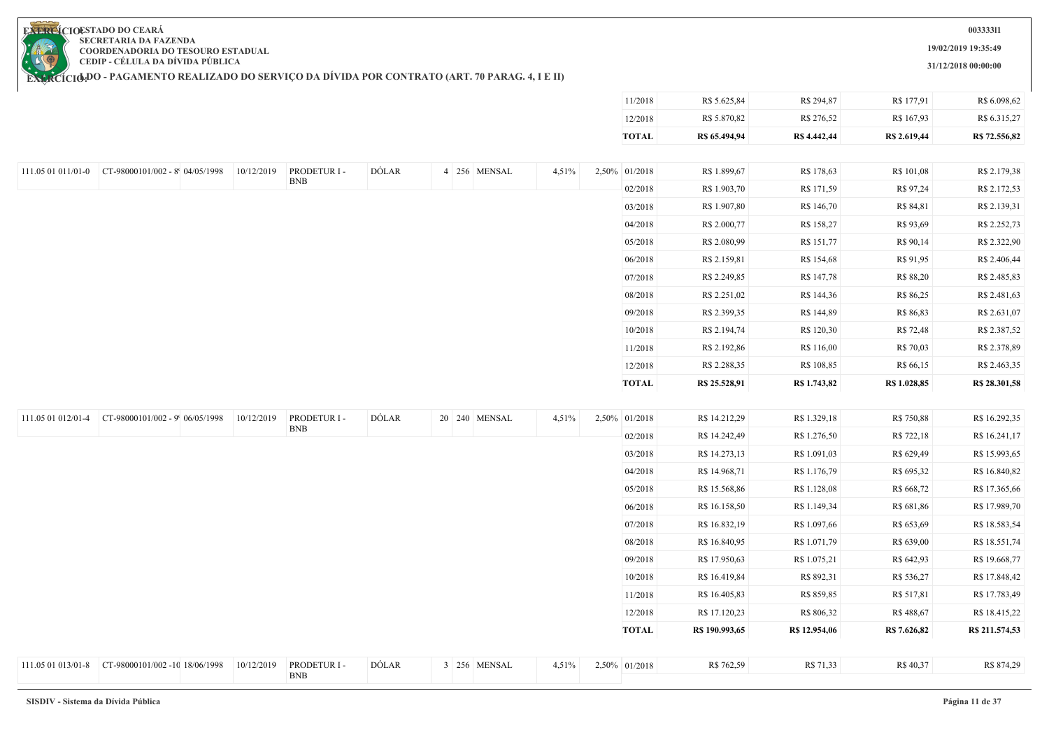**ESTADO DO CEARÁ**
**SECRETARIA DA FAZENDA**
**COORDENADORIA DO TESOURO ESTADUAL**
**CEDIP - CÉLULA DA DÍVIDA PÚBLICA**

**LDO - PAGAMENTO REALIZADO DO SERVIÇO DA DÍVIDA POR CONTRATO (ART. 70 PARAG. 4, I E II)**

00333311
19/02/2019 19:35:49
31/12/2018 00:00:00

| | | | | | | | | | | | | | | | |
|---|---|---|---|---|---|---|---|---|---|---|---|---|---|---|---|
| | | | | | | | | | | | 11/2018 | R$ 5.625,84 | R$ 294,87 | R$ 177,91 | R$ 6.098,62 |
| | | | | | | | | | | | 12/2018 | R$ 5.870,82 | R$ 276,52 | R$ 167,93 | R$ 6.315,27 |
| | | | | | | | | | | | **TOTAL** | **R$ 65.494,94** | **R$ 4.442,44** | **R$ 2.619,44** | **R$ 72.556,82** |
| 111.05 01 011/01-0 | CT-98000101/002 - 8 | 04/05/1998 | 10/12/2019 | PRODETUR I - BNB | DÓLAR | 4 | 256 | MENSAL | 4,51% | 2,50% | 01/2018 | R$ 1.899,67 | R$ 178,63 | R$ 101,08 | R$ 2.179,38 |
| | | | | | | | | | | | 02/2018 | R$ 1.903,70 | R$ 171,59 | R$ 97,24 | R$ 2.172,53 |
| | | | | | | | | | | | 03/2018 | R$ 1.907,80 | R$ 146,70 | R$ 84,81 | R$ 2.139,31 |
| | | | | | | | | | | | 04/2018 | R$ 2.000,77 | R$ 158,27 | R$ 93,69 | R$ 2.252,73 |
| | | | | | | | | | | | 05/2018 | R$ 2.080,99 | R$ 151,77 | R$ 90,14 | R$ 2.322,90 |
| | | | | | | | | | | | 06/2018 | R$ 2.159,81 | R$ 154,68 | R$ 91,95 | R$ 2.406,44 |
| | | | | | | | | | | | 07/2018 | R$ 2.249,85 | R$ 147,78 | R$ 88,20 | R$ 2.485,83 |
| | | | | | | | | | | | 08/2018 | R$ 2.251,02 | R$ 144,36 | R$ 86,25 | R$ 2.481,63 |
| | | | | | | | | | | | 09/2018 | R$ 2.399,35 | R$ 144,89 | R$ 86,83 | R$ 2.631,07 |
| | | | | | | | | | | | 10/2018 | R$ 2.194,74 | R$ 120,30 | R$ 72,48 | R$ 2.387,52 |
| | | | | | | | | | | | 11/2018 | R$ 2.192,86 | R$ 116,00 | R$ 70,03 | R$ 2.378,89 |
| | | | | | | | | | | | 12/2018 | R$ 2.288,35 | R$ 108,85 | R$ 66,15 | R$ 2.463,35 |
| | | | | | | | | | | | **TOTAL** | **R$ 25.528,91** | **R$ 1.743,82** | **R$ 1.028,85** | **R$ 28.301,58** |
| 111.05 01 012/01-4 | CT-98000101/002 - 9 | 06/05/1998 | 10/12/2019 | PRODETUR I - BNB | DÓLAR | 20 | 240 | MENSAL | 4,51% | 2,50% | 01/2018 | R$ 14.212,29 | R$ 1.329,18 | R$ 750,88 | R$ 16.292,35 |
| | | | | | | | | | | | 02/2018 | R$ 14.242,49 | R$ 1.276,50 | R$ 722,18 | R$ 16.241,17 |
| | | | | | | | | | | | 03/2018 | R$ 14.273,13 | R$ 1.091,03 | R$ 629,49 | R$ 15.993,65 |
| | | | | | | | | | | | 04/2018 | R$ 14.968,71 | R$ 1.176,79 | R$ 695,32 | R$ 16.840,82 |
| | | | | | | | | | | | 05/2018 | R$ 15.568,86 | R$ 1.128,08 | R$ 668,72 | R$ 17.365,66 |
| | | | | | | | | | | | 06/2018 | R$ 16.158,50 | R$ 1.149,34 | R$ 681,86 | R$ 17.989,70 |
| | | | | | | | | | | | 07/2018 | R$ 16.832,19 | R$ 1.097,66 | R$ 653,69 | R$ 18.583,54 |
| | | | | | | | | | | | 08/2018 | R$ 16.840,95 | R$ 1.071,79 | R$ 639,00 | R$ 18.551,74 |
| | | | | | | | | | | | 09/2018 | R$ 17.950,63 | R$ 1.075,21 | R$ 642,93 | R$ 19.668,77 |
| | | | | | | | | | | | 10/2018 | R$ 16.419,84 | R$ 892,31 | R$ 536,27 | R$ 17.848,42 |
| | | | | | | | | | | | 11/2018 | R$ 16.405,83 | R$ 859,85 | R$ 517,81 | R$ 17.783,49 |
| | | | | | | | | | | | 12/2018 | R$ 17.120,23 | R$ 806,32 | R$ 488,67 | R$ 18.415,22 |
| | | | | | | | | | | | **TOTAL** | **R$ 190.993,65** | **R$ 12.954,06** | **R$ 7.626,82** | **R$ 211.574,53** |
| 111.05 01 013/01-8 | CT-98000101/002 -10 | 18/06/1998 | 10/12/2019 | PRODETUR I - BNB | DÓLAR | 3 | 256 | MENSAL | 4,51% | 2,50% | 01/2018 | R$ 762,59 | R$ 71,33 | R$ 40,37 | R$ 874,29 |

SISDIV - Sistema da Dívida Pública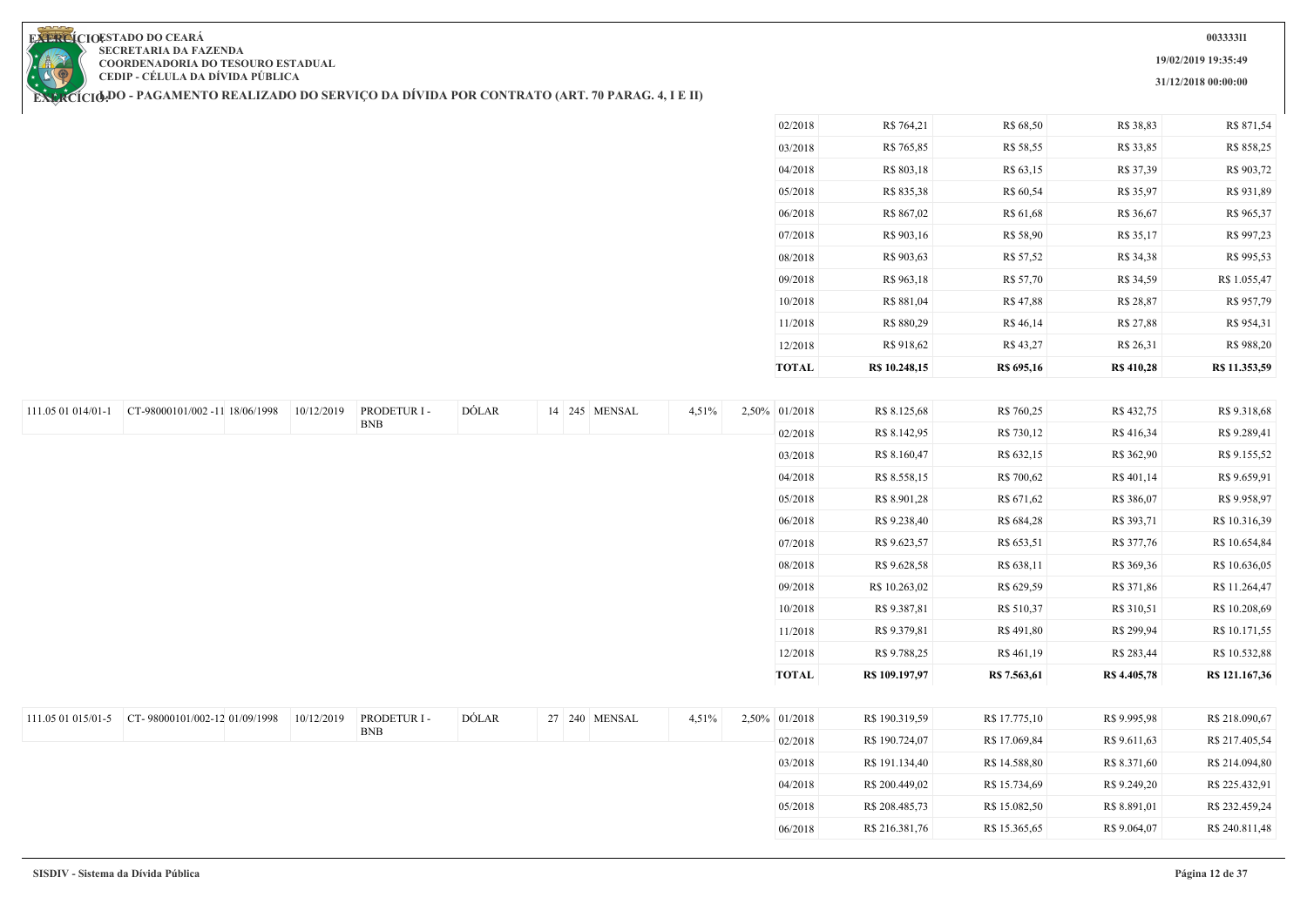| | | | | | | | | | | | | | | |
|---|---|---|---|---|---|---|---|---|---|---|---|---|---|---|
| | | | | | | | | | | 02/2018 | R$ 764,21 | R$ 68,50 | R$ 38,83 | R$ 871,54 |
| | | | | | | | | | | 03/2018 | R$ 765,85 | R$ 58,55 | R$ 33,85 | R$ 858,25 |
| | | | | | | | | | | 04/2018 | R$ 803,18 | R$ 63,15 | R$ 37,39 | R$ 903,72 |
| | | | | | | | | | | 05/2018 | R$ 835,38 | R$ 60,54 | R$ 35,97 | R$ 931,89 |
| | | | | | | | | | | 06/2018 | R$ 867,02 | R$ 61,68 | R$ 36,67 | R$ 965,37 |
| | | | | | | | | | | 07/2018 | R$ 903,16 | R$ 58,90 | R$ 35,17 | R$ 997,23 |
| | | | | | | | | | | 08/2018 | R$ 903,63 | R$ 57,52 | R$ 34,38 | R$ 995,53 |
| | | | | | | | | | | 09/2018 | R$ 963,18 | R$ 57,70 | R$ 34,59 | R$ 1.055,47 |
| | | | | | | | | | | 10/2018 | R$ 881,04 | R$ 47,88 | R$ 28,87 | R$ 957,79 |
| | | | | | | | | | | 11/2018 | R$ 880,29 | R$ 46,14 | R$ 27,88 | R$ 954,31 |
| | | | | | | | | | | 12/2018 | R$ 918,62 | R$ 43,27 | R$ 26,31 | R$ 988,20 |
| | | | | | | | | | | **TOTAL** | **R$ 10.248,15** | **R$ 695,16** | **R$ 410,28** | **R$ 11.353,59** |
| 111.05 01 014/01-1 | CT-98000101/002 -11 | 18/06/1998 | 10/12/2019 | PRODETUR I - BNB | DÓLAR | 14 | 245 | MENSAL | 4,51% | 2,50% 01/2018 | R$ 8.125,68 | R$ 760,25 | R$ 432,75 | R$ 9.318,68 |
| | | | | | | | | | | 02/2018 | R$ 8.142,95 | R$ 730,12 | R$ 416,34 | R$ 9.289,41 |
| | | | | | | | | | | 03/2018 | R$ 8.160,47 | R$ 632,15 | R$ 362,90 | R$ 9.155,52 |
| | | | | | | | | | | 04/2018 | R$ 8.558,15 | R$ 700,62 | R$ 401,14 | R$ 9.659,91 |
| | | | | | | | | | | 05/2018 | R$ 8.901,28 | R$ 671,62 | R$ 386,07 | R$ 9.958,97 |
| | | | | | | | | | | 06/2018 | R$ 9.238,40 | R$ 684,28 | R$ 393,71 | R$ 10.316,39 |
| | | | | | | | | | | 07/2018 | R$ 9.623,57 | R$ 653,51 | R$ 377,76 | R$ 10.654,84 |
| | | | | | | | | | | 08/2018 | R$ 9.628,58 | R$ 638,11 | R$ 369,36 | R$ 10.636,05 |
| | | | | | | | | | | 09/2018 | R$ 10.263,02 | R$ 629,59 | R$ 371,86 | R$ 11.264,47 |
| | | | | | | | | | | 10/2018 | R$ 9.387,81 | R$ 510,37 | R$ 310,51 | R$ 10.208,69 |
| | | | | | | | | | | 11/2018 | R$ 9.379,81 | R$ 491,80 | R$ 299,94 | R$ 10.171,55 |
| | | | | | | | | | | 12/2018 | R$ 9.788,25 | R$ 461,19 | R$ 283,44 | R$ 10.532,88 |
| | | | | | | | | | | **TOTAL** | **R$ 109.197,97** | **R$ 7.563,61** | **R$ 4.405,78** | **R$ 121.167,36** |
| 111.05 01 015/01-5 | CT- 98000101/002-12 | 01/09/1998 | 10/12/2019 | PRODETUR I - BNB | DÓLAR | 27 | 240 | MENSAL | 4,51% | 2,50% 01/2018 | R$ 190.319,59 | R$ 17.775,10 | R$ 9.995,98 | R$ 218.090,67 |
| | | | | | | | | | | 02/2018 | R$ 190.724,07 | R$ 17.069,84 | R$ 9.611,63 | R$ 217.405,54 |
| | | | | | | | | | | 03/2018 | R$ 191.134,40 | R$ 14.588,80 | R$ 8.371,60 | R$ 214.094,80 |
| | | | | | | | | | | 04/2018 | R$ 200.449,02 | R$ 15.734,69 | R$ 9.249,20 | R$ 225.432,91 |
| | | | | | | | | | | 05/2018 | R$ 208.485,73 | R$ 15.082,50 | R$ 8.891,01 | R$ 232.459,24 |
| | | | | | | | | | | 06/2018 | R$ 216.381,76 | R$ 15.365,65 | R$ 9.064,07 | R$ 240.811,48 |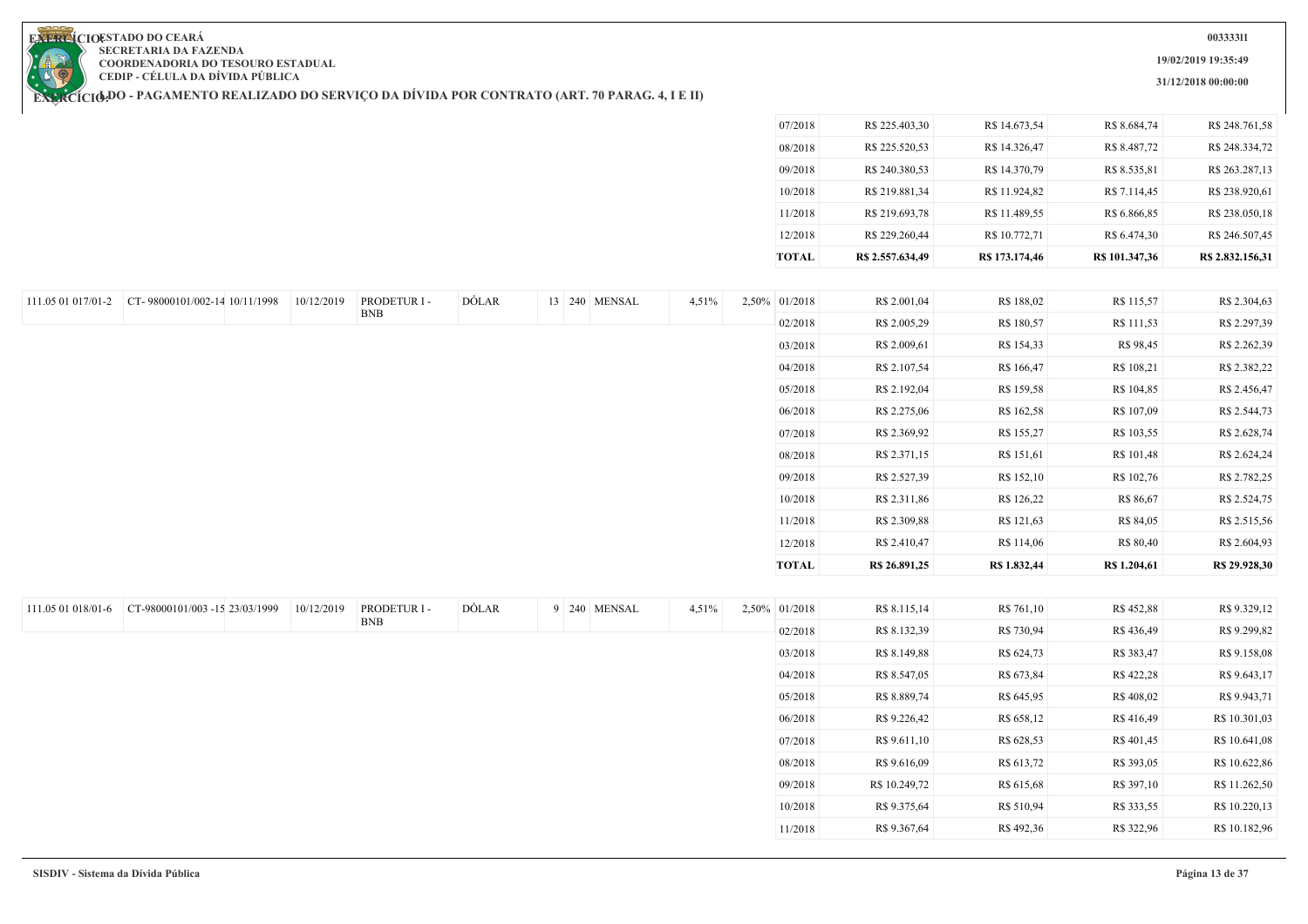ESTADO DO CEARÁ
SECRETARIA DA FAZENDA
COORDENADORIA DO TESOURO ESTADUAL
CEDIP - CÉLULA DA DÍVIDA PÚBLICA

00333311
19/02/2019 19:35:49
31/12/2018 00:00:00

## LDO - PAGAMENTO REALIZADO DO SERVIÇO DA DÍVIDA POR CONTRATO (ART. 70 PARAG. 4, I E II)

| | | | | | | | | | | | | | | | |
|---|---|---|---|---|---|---|---|---|---|---|---|---|---|---|---|
| | | | | | | | | | | | 07/2018 | R$ 225.403,30 | R$ 14.673,54 | R$ 8.684,74 | R$ 248.761,58 |
| | | | | | | | | | | | 08/2018 | R$ 225.520,53 | R$ 14.326,47 | R$ 8.487,72 | R$ 248.334,72 |
| | | | | | | | | | | | 09/2018 | R$ 240.380,53 | R$ 14.370,79 | R$ 8.535,81 | R$ 263.287,13 |
| | | | | | | | | | | | 10/2018 | R$ 219.881,34 | R$ 11.924,82 | R$ 7.114,45 | R$ 238.920,61 |
| | | | | | | | | | | | 11/2018 | R$ 219.693,78 | R$ 11.489,55 | R$ 6.866,85 | R$ 238.050,18 |
| | | | | | | | | | | | 12/2018 | R$ 229.260,44 | R$ 10.772,71 | R$ 6.474,30 | R$ 246.507,45 |
| | | | | | | | | | | | **TOTAL** | **R$ 2.557.634,49** | **R$ 173.174,46** | **R$ 101.347,36** | **R$ 2.832.156,31** |
| 111.05 01 017/01-2 | CT- 98000101/002-14 | 10/11/1998 | 10/12/2019 | PRODETUR I - BNB | DÓLAR | 13 | 240 | MENSAL | 4,51% | 2,50% | 01/2018 | R$ 2.001,04 | R$ 188,02 | R$ 115,57 | R$ 2.304,63 |
| | | | | | | | | | | | 02/2018 | R$ 2.005,29 | R$ 180,57 | R$ 111,53 | R$ 2.297,39 |
| | | | | | | | | | | | 03/2018 | R$ 2.009,61 | R$ 154,33 | R$ 98,45 | R$ 2.262,39 |
| | | | | | | | | | | | 04/2018 | R$ 2.107,54 | R$ 166,47 | R$ 108,21 | R$ 2.382,22 |
| | | | | | | | | | | | 05/2018 | R$ 2.192,04 | R$ 159,58 | R$ 104,85 | R$ 2.456,47 |
| | | | | | | | | | | | 06/2018 | R$ 2.275,06 | R$ 162,58 | R$ 107,09 | R$ 2.544,73 |
| | | | | | | | | | | | 07/2018 | R$ 2.369,92 | R$ 155,27 | R$ 103,55 | R$ 2.628,74 |
| | | | | | | | | | | | 08/2018 | R$ 2.371,15 | R$ 151,61 | R$ 101,48 | R$ 2.624,24 |
| | | | | | | | | | | | 09/2018 | R$ 2.527,39 | R$ 152,10 | R$ 102,76 | R$ 2.782,25 |
| | | | | | | | | | | | 10/2018 | R$ 2.311,86 | R$ 126,22 | R$ 86,67 | R$ 2.524,75 |
| | | | | | | | | | | | 11/2018 | R$ 2.309,88 | R$ 121,63 | R$ 84,05 | R$ 2.515,56 |
| | | | | | | | | | | | 12/2018 | R$ 2.410,47 | R$ 114,06 | R$ 80,40 | R$ 2.604,93 |
| | | | | | | | | | | | **TOTAL** | **R$ 26.891,25** | **R$ 1.832,44** | **R$ 1.204,61** | **R$ 29.928,30** |
| 111.05 01 018/01-6 | CT-98000101/003 -15 | 23/03/1999 | 10/12/2019 | PRODETUR I - BNB | DÓLAR | 9 | 240 | MENSAL | 4,51% | 2,50% | 01/2018 | R$ 8.115,14 | R$ 761,10 | R$ 452,88 | R$ 9.329,12 |
| | | | | | | | | | | | 02/2018 | R$ 8.132,39 | R$ 730,94 | R$ 436,49 | R$ 9.299,82 |
| | | | | | | | | | | | 03/2018 | R$ 8.149,88 | R$ 624,73 | R$ 383,47 | R$ 9.158,08 |
| | | | | | | | | | | | 04/2018 | R$ 8.547,05 | R$ 673,84 | R$ 422,28 | R$ 9.643,17 |
| | | | | | | | | | | | 05/2018 | R$ 8.889,74 | R$ 645,95 | R$ 408,02 | R$ 9.943,71 |
| | | | | | | | | | | | 06/2018 | R$ 9.226,42 | R$ 658,12 | R$ 416,49 | R$ 10.301,03 |
| | | | | | | | | | | | 07/2018 | R$ 9.611,10 | R$ 628,53 | R$ 401,45 | R$ 10.641,08 |
| | | | | | | | | | | | 08/2018 | R$ 9.616,09 | R$ 613,72 | R$ 393,05 | R$ 10.622,86 |
| | | | | | | | | | | | 09/2018 | R$ 10.249,72 | R$ 615,68 | R$ 397,10 | R$ 11.262,50 |
| | | | | | | | | | | | 10/2018 | R$ 9.375,64 | R$ 510,94 | R$ 333,55 | R$ 10.220,13 |
| | | | | | | | | | | | 11/2018 | R$ 9.367,64 | R$ 492,36 | R$ 322,96 | R$ 10.182,96 |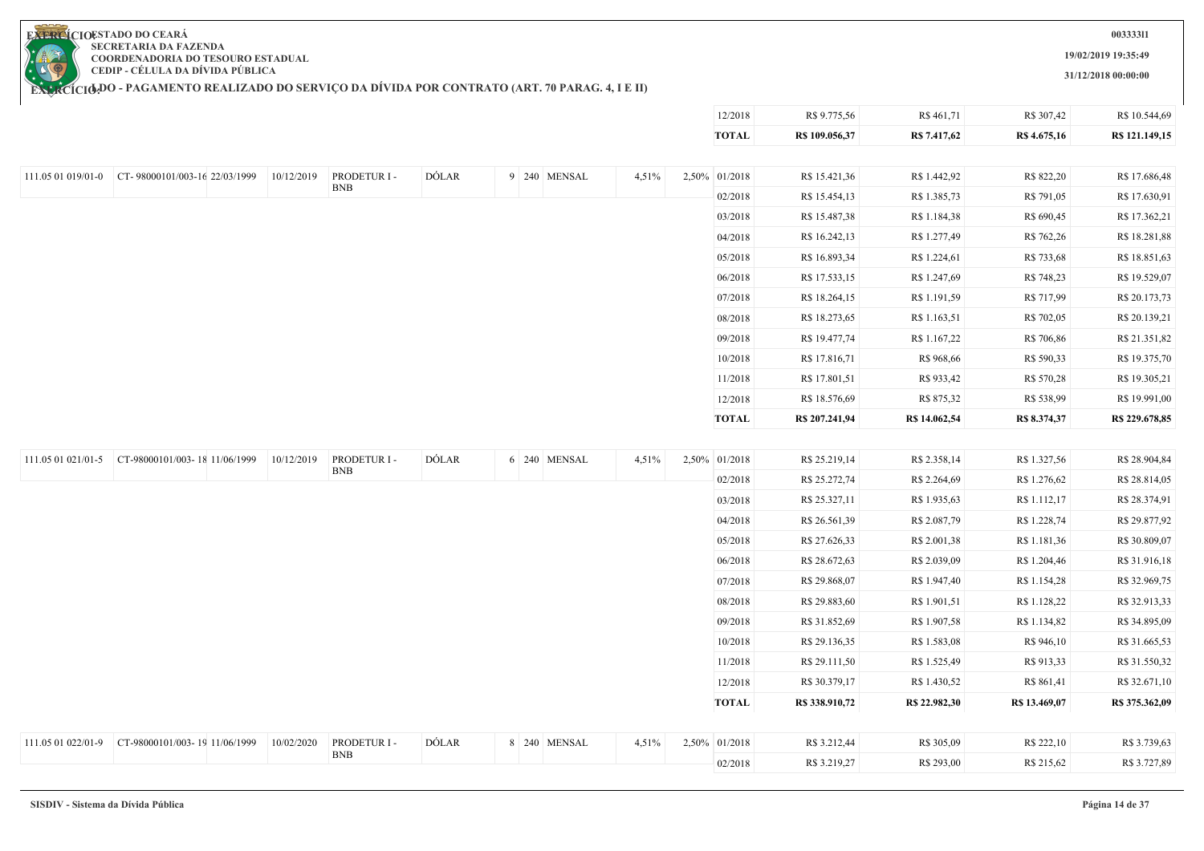ESTADO DO CEARÁ
SECRETARIA DA FAZENDA
COORDENADORIA DO TESOURO ESTADUAL
CEDIP - CÉLULA DA DÍVIDA PÚBLICA

EXERCÍCIO: LDO - PAGAMENTO REALIZADO DO SERVIÇO DA DÍVIDA POR CONTRATO (ART. 70 PARAG. 4, I E II)

00333311
19/02/2019 19:35:49
31/12/2018 00:00:00

| | | | | | | | | | | | | | | | |
|---|---|---|---|---|---|---|---|---|---|---|---|---|---|---|---|
| | | | | | | | | | | | 12/2018 | R$ 9.775,56 | R$ 461,71 | R$ 307,42 | R$ 10.544,69 |
| | | | | | | | | | | | **TOTAL** | **R$ 109.056,37** | **R$ 7.417,62** | **R$ 4.675,16** | **R$ 121.149,15** |
| 111.05 01 019/01-0 | CT- 98000101/003-16 | 22/03/1999 | 10/12/2019 | PRODETUR I - BNB | DÓLAR | 9 | 240 | MENSAL | 4,51% | 2,50% | 01/2018 | R$ 15.421,36 | R$ 1.442,92 | R$ 822,20 | R$ 17.686,48 |
| | | | | | | | | | | | 02/2018 | R$ 15.454,13 | R$ 1.385,73 | R$ 791,05 | R$ 17.630,91 |
| | | | | | | | | | | | 03/2018 | R$ 15.487,38 | R$ 1.184,38 | R$ 690,45 | R$ 17.362,21 |
| | | | | | | | | | | | 04/2018 | R$ 16.242,13 | R$ 1.277,49 | R$ 762,26 | R$ 18.281,88 |
| | | | | | | | | | | | 05/2018 | R$ 16.893,34 | R$ 1.224,61 | R$ 733,68 | R$ 18.851,63 |
| | | | | | | | | | | | 06/2018 | R$ 17.533,15 | R$ 1.247,69 | R$ 748,23 | R$ 19.529,07 |
| | | | | | | | | | | | 07/2018 | R$ 18.264,15 | R$ 1.191,59 | R$ 717,99 | R$ 20.173,73 |
| | | | | | | | | | | | 08/2018 | R$ 18.273,65 | R$ 1.163,51 | R$ 702,05 | R$ 20.139,21 |
| | | | | | | | | | | | 09/2018 | R$ 19.477,74 | R$ 1.167,22 | R$ 706,86 | R$ 21.351,82 |
| | | | | | | | | | | | 10/2018 | R$ 17.816,71 | R$ 968,66 | R$ 590,33 | R$ 19.375,70 |
| | | | | | | | | | | | 11/2018 | R$ 17.801,51 | R$ 933,42 | R$ 570,28 | R$ 19.305,21 |
| | | | | | | | | | | | 12/2018 | R$ 18.576,69 | R$ 875,32 | R$ 538,99 | R$ 19.991,00 |
| | | | | | | | | | | | **TOTAL** | **R$ 207.241,94** | **R$ 14.062,54** | **R$ 8.374,37** | **R$ 229.678,85** |
| 111.05 01 021/01-5 | CT-98000101/003- 18 | 11/06/1999 | 10/12/2019 | PRODETUR I - BNB | DÓLAR | 6 | 240 | MENSAL | 4,51% | 2,50% | 01/2018 | R$ 25.219,14 | R$ 2.358,14 | R$ 1.327,56 | R$ 28.904,84 |
| | | | | | | | | | | | 02/2018 | R$ 25.272,74 | R$ 2.264,69 | R$ 1.276,62 | R$ 28.814,05 |
| | | | | | | | | | | | 03/2018 | R$ 25.327,11 | R$ 1.935,63 | R$ 1.112,17 | R$ 28.374,91 |
| | | | | | | | | | | | 04/2018 | R$ 26.561,39 | R$ 2.087,79 | R$ 1.228,74 | R$ 29.877,92 |
| | | | | | | | | | | | 05/2018 | R$ 27.626,33 | R$ 2.001,38 | R$ 1.181,36 | R$ 30.809,07 |
| | | | | | | | | | | | 06/2018 | R$ 28.672,63 | R$ 2.039,09 | R$ 1.204,46 | R$ 31.916,18 |
| | | | | | | | | | | | 07/2018 | R$ 29.868,07 | R$ 1.947,40 | R$ 1.154,28 | R$ 32.969,75 |
| | | | | | | | | | | | 08/2018 | R$ 29.883,60 | R$ 1.901,51 | R$ 1.128,22 | R$ 32.913,33 |
| | | | | | | | | | | | 09/2018 | R$ 31.852,69 | R$ 1.907,58 | R$ 1.134,82 | R$ 34.895,09 |
| | | | | | | | | | | | 10/2018 | R$ 29.136,35 | R$ 1.583,08 | R$ 946,10 | R$ 31.665,53 |
| | | | | | | | | | | | 11/2018 | R$ 29.111,50 | R$ 1.525,49 | R$ 913,33 | R$ 31.550,32 |
| | | | | | | | | | | | 12/2018 | R$ 30.379,17 | R$ 1.430,52 | R$ 861,41 | R$ 32.671,10 |
| | | | | | | | | | | | **TOTAL** | **R$ 338.910,72** | **R$ 22.982,30** | **R$ 13.469,07** | **R$ 375.362,09** |
| 111.05 01 022/01-9 | CT-98000101/003- 19 | 11/06/1999 | 10/02/2020 | PRODETUR I - BNB | DÓLAR | 8 | 240 | MENSAL | 4,51% | 2,50% | 01/2018 | R$ 3.212,44 | R$ 305,09 | R$ 222,10 | R$ 3.739,63 |
| | | | | | | | | | | | 02/2018 | R$ 3.219,27 | R$ 293,00 | R$ 215,62 | R$ 3.727,89 |

SISDIV - Sistema da Dívida Pública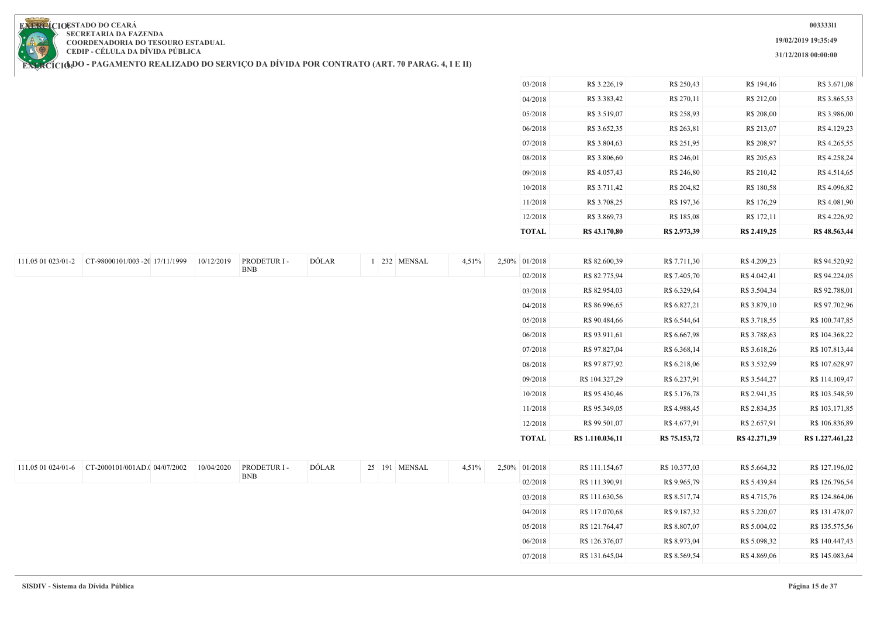# ESTADO DO CEARÁ
SECRETARIA DA FAZENDA
COORDENADORIA DO TESOURO ESTADUAL
CEDIP - CÉLULA DA DÍVIDA PÚBLICA

EXERCÍCIO:

## LDO - PAGAMENTO REALIZADO DO SERVIÇO DA DÍVIDA POR CONTRATO (ART. 70 PARAG. 4, I E II)

003333l1
19/02/2019 19:35:49
31/12/2018 00:00:00

| | | | | | | | | | | | | | | | |
|---|---|---|---|---|---|---|---|---|---|---|---|---|---|---|---|
| | | | | | | | | | | | 03/2018 | R$ 3.226,19 | R$ 250,43 | R$ 194,46 | R$ 3.671,08 |
| | | | | | | | | | | | 04/2018 | R$ 3.383,42 | R$ 270,11 | R$ 212,00 | R$ 3.865,53 |
| | | | | | | | | | | | 05/2018 | R$ 3.519,07 | R$ 258,93 | R$ 208,00 | R$ 3.986,00 |
| | | | | | | | | | | | 06/2018 | R$ 3.652,35 | R$ 263,81 | R$ 213,07 | R$ 4.129,23 |
| | | | | | | | | | | | 07/2018 | R$ 3.804,63 | R$ 251,95 | R$ 208,97 | R$ 4.265,55 |
| | | | | | | | | | | | 08/2018 | R$ 3.806,60 | R$ 246,01 | R$ 205,63 | R$ 4.258,24 |
| | | | | | | | | | | | 09/2018 | R$ 4.057,43 | R$ 246,80 | R$ 210,42 | R$ 4.514,65 |
| | | | | | | | | | | | 10/2018 | R$ 3.711,42 | R$ 204,82 | R$ 180,58 | R$ 4.096,82 |
| | | | | | | | | | | | 11/2018 | R$ 3.708,25 | R$ 197,36 | R$ 176,29 | R$ 4.081,90 |
| | | | | | | | | | | | 12/2018 | R$ 3.869,73 | R$ 185,08 | R$ 172,11 | R$ 4.226,92 |
| | | | | | | | | | | | **TOTAL** | **R$ 43.170,80** | **R$ 2.973,39** | **R$ 2.419,25** | **R$ 48.563,44** |
| 111.05 01 023/01-2 | CT-98000101/003 -20 | 17/11/1999 | 10/12/2019 | PRODETUR I - BNB | DÓLAR | 1 | 232 | MENSAL | 4,51% | 2,50% | 01/2018 | R$ 82.600,39 | R$ 7.711,30 | R$ 4.209,23 | R$ 94.520,92 |
| | | | | | | | | | | | 02/2018 | R$ 82.775,94 | R$ 7.405,70 | R$ 4.042,41 | R$ 94.224,05 |
| | | | | | | | | | | | 03/2018 | R$ 82.954,03 | R$ 6.329,64 | R$ 3.504,34 | R$ 92.788,01 |
| | | | | | | | | | | | 04/2018 | R$ 86.996,65 | R$ 6.827,21 | R$ 3.879,10 | R$ 97.702,96 |
| | | | | | | | | | | | 05/2018 | R$ 90.484,66 | R$ 6.544,64 | R$ 3.718,55 | R$ 100.747,85 |
| | | | | | | | | | | | 06/2018 | R$ 93.911,61 | R$ 6.667,98 | R$ 3.788,63 | R$ 104.368,22 |
| | | | | | | | | | | | 07/2018 | R$ 97.827,04 | R$ 6.368,14 | R$ 3.618,26 | R$ 107.813,44 |
| | | | | | | | | | | | 08/2018 | R$ 97.877,92 | R$ 6.218,06 | R$ 3.532,99 | R$ 107.628,97 |
| | | | | | | | | | | | 09/2018 | R$ 104.327,29 | R$ 6.237,91 | R$ 3.544,27 | R$ 114.109,47 |
| | | | | | | | | | | | 10/2018 | R$ 95.430,46 | R$ 5.176,78 | R$ 2.941,35 | R$ 103.548,59 |
| | | | | | | | | | | | 11/2018 | R$ 95.349,05 | R$ 4.988,45 | R$ 2.834,35 | R$ 103.171,85 |
| | | | | | | | | | | | 12/2018 | R$ 99.501,07 | R$ 4.677,91 | R$ 2.657,91 | R$ 106.836,89 |
| | | | | | | | | | | | **TOTAL** | **R$ 1.110.036,11** | **R$ 75.153,72** | **R$ 42.271,39** | **R$ 1.227.461,22** |
| 111.05 01 024/01-6 | CT-2000101/001AD.( | 04/07/2002 | 10/04/2020 | PRODETUR I - BNB | DÓLAR | 25 | 191 | MENSAL | 4,51% | 2,50% | 01/2018 | R$ 111.154,67 | R$ 10.377,03 | R$ 5.664,32 | R$ 127.196,02 |
| | | | | | | | | | | | 02/2018 | R$ 111.390,91 | R$ 9.965,79 | R$ 5.439,84 | R$ 126.796,54 |
| | | | | | | | | | | | 03/2018 | R$ 111.630,56 | R$ 8.517,74 | R$ 4.715,76 | R$ 124.864,06 |
| | | | | | | | | | | | 04/2018 | R$ 117.070,68 | R$ 9.187,32 | R$ 5.220,07 | R$ 131.478,07 |
| | | | | | | | | | | | 05/2018 | R$ 121.764,47 | R$ 8.807,07 | R$ 5.004,02 | R$ 135.575,56 |
| | | | | | | | | | | | 06/2018 | R$ 126.376,07 | R$ 8.973,04 | R$ 5.098,32 | R$ 140.447,43 |
| | | | | | | | | | | | 07/2018 | R$ 131.645,04 | R$ 8.569,54 | R$ 4.869,06 | R$ 145.083,64 |

SISDIV - Sistema da Dívida Pública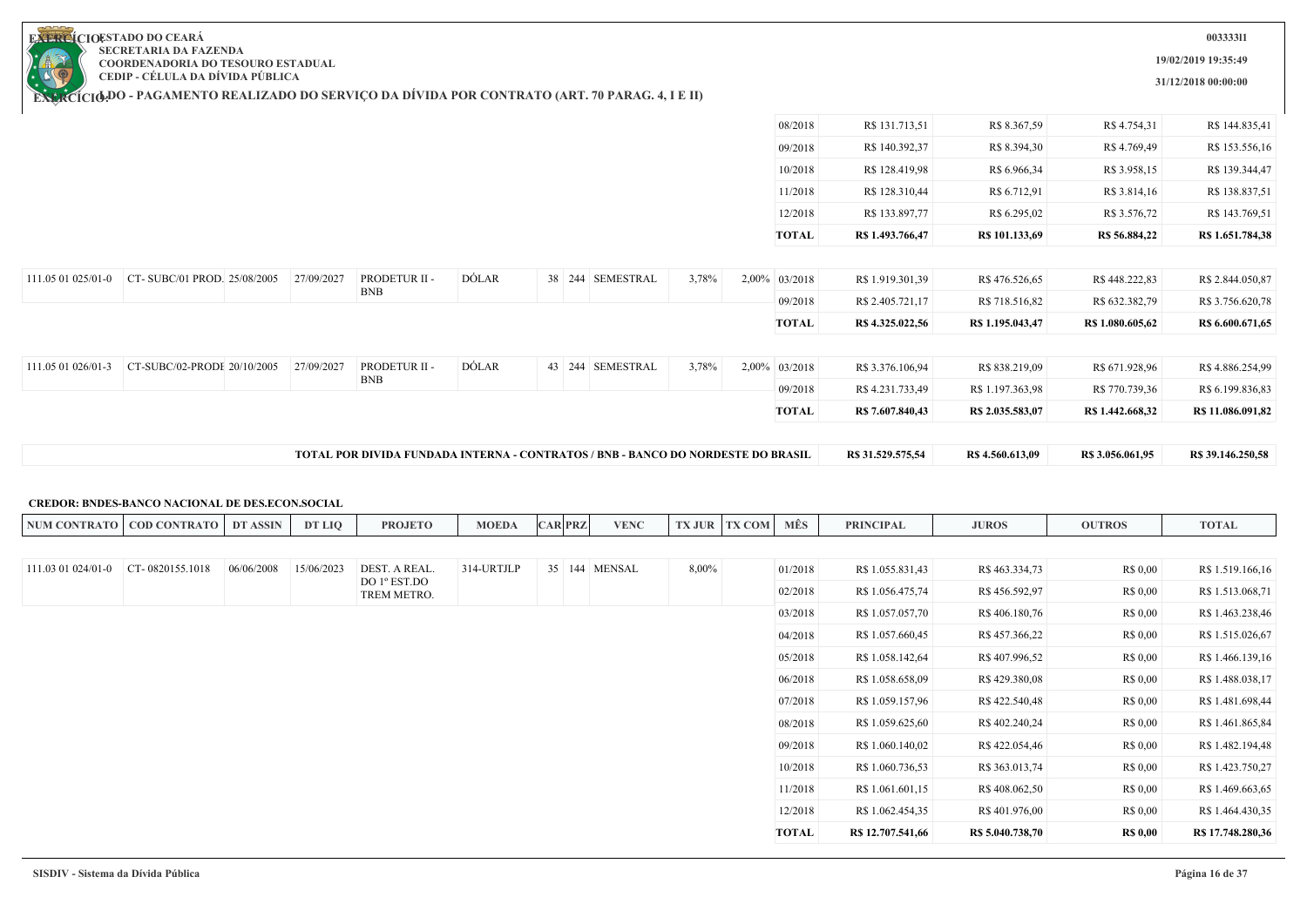| NUM CONTRATO | COD CONTRATO | DT ASSIN | DT LIQ | PROJETO | MOEDA | CAR | PRZ | VENC | TX JUR | TX COM | MÊS | PRINCIPAL | JUROS | OUTROS | TOTAL |
|---|---|---|---|---|---|---|---|---|---|---|---|---|---|---|---|
| | | | | | | | | | | | 08/2018 | R$ 131.713,51 | R$ 8.367,59 | R$ 4.754,31 | R$ 144.835,41 |
| | | | | | | | | | | | 09/2018 | R$ 140.392,37 | R$ 8.394,30 | R$ 4.769,49 | R$ 153.556,16 |
| | | | | | | | | | | | 10/2018 | R$ 128.419,98 | R$ 6.966,34 | R$ 3.958,15 | R$ 139.344,47 |
| | | | | | | | | | | | 11/2018 | R$ 128.310,44 | R$ 6.712,91 | R$ 3.814,16 | R$ 138.837,51 |
| | | | | | | | | | | | 12/2018 | R$ 133.897,77 | R$ 6.295,02 | R$ 3.576,72 | R$ 143.769,51 |
| | | | | | | | | | | | **TOTAL** | **R$ 1.493.766,47** | **R$ 101.133,69** | **R$ 56.884,22** | **R$ 1.651.784,38** |
| 111.05 01 025/01-0 | CT- SUBC/01 PROD. | 25/08/2005 | 27/09/2027 | PRODETUR II - BNB | DÓLAR | 38 | 244 | SEMESTRAL | 3,78% | 2,00% | 03/2018 | R$ 1.919.301,39 | R$ 476.526,65 | R$ 448.222,83 | R$ 2.844.050,87 |
| | | | | | | | | | | | 09/2018 | R$ 2.405.721,17 | R$ 718.516,82 | R$ 632.382,79 | R$ 3.756.620,78 |
| | | | | | | | | | | | **TOTAL** | **R$ 4.325.022,56** | **R$ 1.195.043,47** | **R$ 1.080.605,62** | **R$ 6.600.671,65** |
| 111.05 01 026/01-3 | CT-SUBC/02-PRODE | 20/10/2005 | 27/09/2027 | PRODETUR II - BNB | DÓLAR | 43 | 244 | SEMESTRAL | 3,78% | 2,00% | 03/2018 | R$ 3.376.106,94 | R$ 838.219,09 | R$ 671.928,96 | R$ 4.886.254,99 |
| | | | | | | | | | | | 09/2018 | R$ 4.231.733,49 | R$ 1.197.363,98 | R$ 770.739,36 | R$ 6.199.836,83 |
| | | | | | | | | | | | **TOTAL** | **R$ 7.607.840,43** | **R$ 2.035.583,07** | **R$ 1.442.668,32** | **R$ 11.086.091,82** |

| TOTAL POR DIVIDA FUNDADA INTERNA - CONTRATOS / BNB - BANCO DO NORDESTE DO BRASIL | PRINCIPAL | JUROS | OUTROS | TOTAL |
|---|---|---|---|---|
| **TOTAL POR DIVIDA FUNDADA INTERNA - CONTRATOS / BNB - BANCO DO NORDESTE DO BRASIL** | **R$ 31.529.575,54** | **R$ 4.560.613,09** | **R$ 3.056.061,95** | **R$ 39.146.250,58** |

**CREDOR: BNDES-BANCO NACIONAL DE DES.ECON.SOCIAL**

| NUM CONTRATO | COD CONTRATO | DT ASSIN | DT LIQ | PROJETO | MOEDA | CAR | PRZ | VENC | TX JUR | TX COM | MÊS | PRINCIPAL | JUROS | OUTROS | TOTAL |
|---|---|---|---|---|---|---|---|---|---|---|---|---|---|---|---|
| 111.03 01 024/01-0 | CT- 0820155.1018 | 06/06/2008 | 15/06/2023 | DEST. A REAL. DO 1º EST.DO TREM METRO. | 314-URTJLP | 35 | 144 | MENSAL | 8,00% | | 01/2018 | R$ 1.055.831,43 | R$ 463.334,73 | R$ 0,00 | R$ 1.519.166,16 |
| | | | | | | | | | | | 02/2018 | R$ 1.056.475,74 | R$ 456.592,97 | R$ 0,00 | R$ 1.513.068,71 |
| | | | | | | | | | | | 03/2018 | R$ 1.057.057,70 | R$ 406.180,76 | R$ 0,00 | R$ 1.463.238,46 |
| | | | | | | | | | | | 04/2018 | R$ 1.057.660,45 | R$ 457.366,22 | R$ 0,00 | R$ 1.515.026,67 |
| | | | | | | | | | | | 05/2018 | R$ 1.058.142,64 | R$ 407.996,52 | R$ 0,00 | R$ 1.466.139,16 |
| | | | | | | | | | | | 06/2018 | R$ 1.058.658,09 | R$ 429.380,08 | R$ 0,00 | R$ 1.488.038,17 |
| | | | | | | | | | | | 07/2018 | R$ 1.059.157,96 | R$ 422.540,48 | R$ 0,00 | R$ 1.481.698,44 |
| | | | | | | | | | | | 08/2018 | R$ 1.059.625,60 | R$ 402.240,24 | R$ 0,00 | R$ 1.461.865,84 |
| | | | | | | | | | | | 09/2018 | R$ 1.060.140,02 | R$ 422.054,46 | R$ 0,00 | R$ 1.482.194,48 |
| | | | | | | | | | | | 10/2018 | R$ 1.060.736,53 | R$ 363.013,74 | R$ 0,00 | R$ 1.423.750,27 |
| | | | | | | | | | | | 11/2018 | R$ 1.061.601,15 | R$ 408.062,50 | R$ 0,00 | R$ 1.469.663,65 |
| | | | | | | | | | | | 12/2018 | R$ 1.062.454,35 | R$ 401.976,00 | R$ 0,00 | R$ 1.464.430,35 |
| | | | | | | | | | | | **TOTAL** | **R$ 12.707.541,66** | **R$ 5.040.738,70** | **R$ 0,00** | **R$ 17.748.280,36** |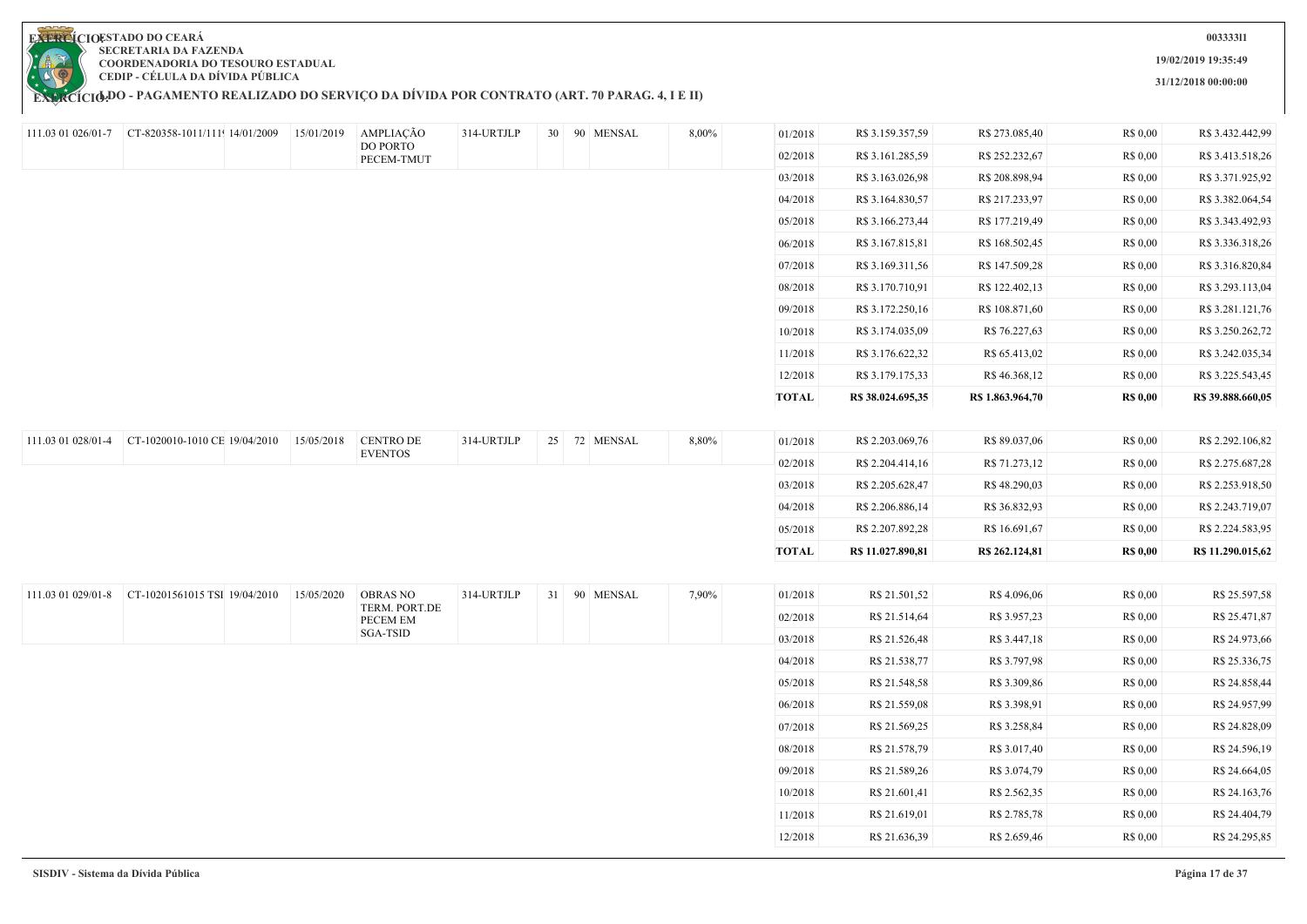**ESTADO DO CEARÁ**
**SECRETARIA DA FAZENDA**
**COORDENADORIA DO TESOURO ESTADUAL**
**CEDIP - CÉLULA DA DÍVIDA PÚBLICA**

**EXERCÍCIO:**

**LDO - PAGAMENTO REALIZADO DO SERVIÇO DA DÍVIDA POR CONTRATO (ART. 70 PARAG. 4, I E II)**

**00333311**
**19/02/2019 19:35:49**
**31/12/2018 00:00:00**

| | | | | | | | | | | | | | | |
|---|---|---|---|---|---|---|---|---|---|---|---|---|---|---|
| 111.03 01 026/01-7 | CT-820358-1011/111( | 14/01/2009 | 15/01/2019 | AMPLIAÇÃO DO PORTO PECEM-TMUT | 314-URTJLP | 30 | 90 | MENSAL | 8,00% | 01/2018 | R$ 3.159.357,59 | R$ 273.085,40 | R$ 0,00 | R$ 3.432.442,99 |
| | | | | | | | | | | 02/2018 | R$ 3.161.285,59 | R$ 252.232,67 | R$ 0,00 | R$ 3.413.518,26 |
| | | | | | | | | | | 03/2018 | R$ 3.163.026,98 | R$ 208.898,94 | R$ 0,00 | R$ 3.371.925,92 |
| | | | | | | | | | | 04/2018 | R$ 3.164.830,57 | R$ 217.233,97 | R$ 0,00 | R$ 3.382.064,54 |
| | | | | | | | | | | 05/2018 | R$ 3.166.273,44 | R$ 177.219,49 | R$ 0,00 | R$ 3.343.492,93 |
| | | | | | | | | | | 06/2018 | R$ 3.167.815,81 | R$ 168.502,45 | R$ 0,00 | R$ 3.336.318,26 |
| | | | | | | | | | | 07/2018 | R$ 3.169.311,56 | R$ 147.509,28 | R$ 0,00 | R$ 3.316.820,84 |
| | | | | | | | | | | 08/2018 | R$ 3.170.710,91 | R$ 122.402,13 | R$ 0,00 | R$ 3.293.113,04 |
| | | | | | | | | | | 09/2018 | R$ 3.172.250,16 | R$ 108.871,60 | R$ 0,00 | R$ 3.281.121,76 |
| | | | | | | | | | | 10/2018 | R$ 3.174.035,09 | R$ 76.227,63 | R$ 0,00 | R$ 3.250.262,72 |
| | | | | | | | | | | 11/2018 | R$ 3.176.622,32 | R$ 65.413,02 | R$ 0,00 | R$ 3.242.035,34 |
| | | | | | | | | | | 12/2018 | R$ 3.179.175,33 | R$ 46.368,12 | R$ 0,00 | R$ 3.225.543,45 |
| | | | | | | | | | | **TOTAL** | **R$ 38.024.695,35** | **R$ 1.863.964,70** | **R$ 0,00** | **R$ 39.888.660,05** |
| 111.03 01 028/01-4 | CT-1020010-1010 CE | 19/04/2010 | 15/05/2018 | CENTRO DE EVENTOS | 314-URTJLP | 25 | 72 | MENSAL | 8,80% | 01/2018 | R$ 2.203.069,76 | R$ 89.037,06 | R$ 0,00 | R$ 2.292.106,82 |
| | | | | | | | | | | 02/2018 | R$ 2.204.414,16 | R$ 71.273,12 | R$ 0,00 | R$ 2.275.687,28 |
| | | | | | | | | | | 03/2018 | R$ 2.205.628,47 | R$ 48.290,03 | R$ 0,00 | R$ 2.253.918,50 |
| | | | | | | | | | | 04/2018 | R$ 2.206.886,14 | R$ 36.832,93 | R$ 0,00 | R$ 2.243.719,07 |
| | | | | | | | | | | 05/2018 | R$ 2.207.892,28 | R$ 16.691,67 | R$ 0,00 | R$ 2.224.583,95 |
| | | | | | | | | | | **TOTAL** | **R$ 11.027.890,81** | **R$ 262.124,81** | **R$ 0,00** | **R$ 11.290.015,62** |
| 111.03 01 029/01-8 | CT-10201561015 TSI | 19/04/2010 | 15/05/2020 | OBRAS NO TERM. PORT.DE PECEM EM SGA-TSID | 314-URTJLP | 31 | 90 | MENSAL | 7,90% | 01/2018 | R$ 21.501,52 | R$ 4.096,06 | R$ 0,00 | R$ 25.597,58 |
| | | | | | | | | | | 02/2018 | R$ 21.514,64 | R$ 3.957,23 | R$ 0,00 | R$ 25.471,87 |
| | | | | | | | | | | 03/2018 | R$ 21.526,48 | R$ 3.447,18 | R$ 0,00 | R$ 24.973,66 |
| | | | | | | | | | | 04/2018 | R$ 21.538,77 | R$ 3.797,98 | R$ 0,00 | R$ 25.336,75 |
| | | | | | | | | | | 05/2018 | R$ 21.548,58 | R$ 3.309,86 | R$ 0,00 | R$ 24.858,44 |
| | | | | | | | | | | 06/2018 | R$ 21.559,08 | R$ 3.398,91 | R$ 0,00 | R$ 24.957,99 |
| | | | | | | | | | | 07/2018 | R$ 21.569,25 | R$ 3.258,84 | R$ 0,00 | R$ 24.828,09 |
| | | | | | | | | | | 08/2018 | R$ 21.578,79 | R$ 3.017,40 | R$ 0,00 | R$ 24.596,19 |
| | | | | | | | | | | 09/2018 | R$ 21.589,26 | R$ 3.074,79 | R$ 0,00 | R$ 24.664,05 |
| | | | | | | | | | | 10/2018 | R$ 21.601,41 | R$ 2.562,35 | R$ 0,00 | R$ 24.163,76 |
| | | | | | | | | | | 11/2018 | R$ 21.619,01 | R$ 2.785,78 | R$ 0,00 | R$ 24.404,79 |
| | | | | | | | | | | 12/2018 | R$ 21.636,39 | R$ 2.659,46 | R$ 0,00 | R$ 24.295,85 |

SISDIV - Sistema da Dívida Pública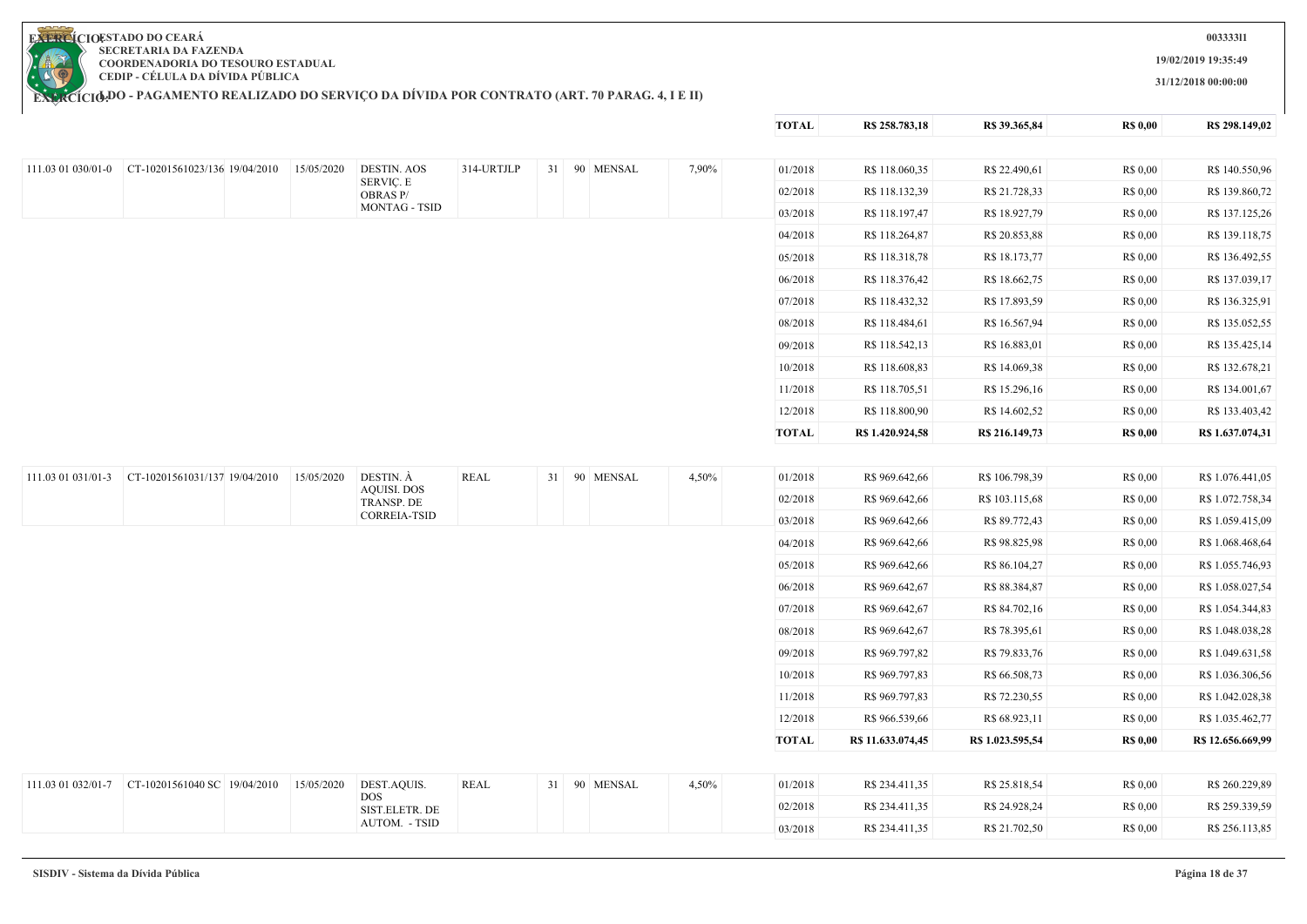ESTADO DO CEARÁ
SECRETARIA DA FAZENDA
COORDENADORIA DO TESOURO ESTADUAL
CEDIP - CÉLULA DA DÍVIDA PÚBLICA

EXERCÍCIO:

LDO - PAGAMENTO REALIZADO DO SERVIÇO DA DÍVIDA POR CONTRATO (ART. 70 PARAG. 4, I E II)

00333311
19/02/2019 19:35:49
31/12/2018 00:00:00

| | | | | | | | | | | | | | | |
|---|---|---|---|---|---|---|---|---|---|---|---|---|---|---|
| | | | | | | | | | TOTAL | R$ 258.783,18 | R$ 39.365,84 | R$ 0,00 | R$ 298.149,02 |
| 111.03 01 030/01-0 | CT-10201561023/136 | 19/04/2010 | 15/05/2020 | DESTIN. AOS SERVIÇ. E OBRAS P/ MONTAG - TSID | 314-URTJLP | 31 | 90 | MENSAL | 7,90% | 01/2018 | R$ 118.060,35 | R$ 22.490,61 | R$ 0,00 | R$ 140.550,96 |
| | | | | | | | | | | 02/2018 | R$ 118.132,39 | R$ 21.728,33 | R$ 0,00 | R$ 139.860,72 |
| | | | | | | | | | | 03/2018 | R$ 118.197,47 | R$ 18.927,79 | R$ 0,00 | R$ 137.125,26 |
| | | | | | | | | | | 04/2018 | R$ 118.264,87 | R$ 20.853,88 | R$ 0,00 | R$ 139.118,75 |
| | | | | | | | | | | 05/2018 | R$ 118.318,78 | R$ 18.173,77 | R$ 0,00 | R$ 136.492,55 |
| | | | | | | | | | | 06/2018 | R$ 118.376,42 | R$ 18.662,75 | R$ 0,00 | R$ 137.039,17 |
| | | | | | | | | | | 07/2018 | R$ 118.432,32 | R$ 17.893,59 | R$ 0,00 | R$ 136.325,91 |
| | | | | | | | | | | 08/2018 | R$ 118.484,61 | R$ 16.567,94 | R$ 0,00 | R$ 135.052,55 |
| | | | | | | | | | | 09/2018 | R$ 118.542,13 | R$ 16.883,01 | R$ 0,00 | R$ 135.425,14 |
| | | | | | | | | | | 10/2018 | R$ 118.608,83 | R$ 14.069,38 | R$ 0,00 | R$ 132.678,21 |
| | | | | | | | | | | 11/2018 | R$ 118.705,51 | R$ 15.296,16 | R$ 0,00 | R$ 134.001,67 |
| | | | | | | | | | | 12/2018 | R$ 118.800,90 | R$ 14.602,52 | R$ 0,00 | R$ 133.403,42 |
| | | | | | | | | | | TOTAL | R$ 1.420.924,58 | R$ 216.149,73 | R$ 0,00 | R$ 1.637.074,31 |
| 111.03 01 031/01-3 | CT-10201561031/137 | 19/04/2010 | 15/05/2020 | DESTIN. À AQUISI. DOS TRANSP. DE CORREIA-TSID | REAL | 31 | 90 | MENSAL | 4,50% | 01/2018 | R$ 969.642,66 | R$ 106.798,39 | R$ 0,00 | R$ 1.076.441,05 |
| | | | | | | | | | | 02/2018 | R$ 969.642,66 | R$ 103.115,68 | R$ 0,00 | R$ 1.072.758,34 |
| | | | | | | | | | | 03/2018 | R$ 969.642,66 | R$ 89.772,43 | R$ 0,00 | R$ 1.059.415,09 |
| | | | | | | | | | | 04/2018 | R$ 969.642,66 | R$ 98.825,98 | R$ 0,00 | R$ 1.068.468,64 |
| | | | | | | | | | | 05/2018 | R$ 969.642,66 | R$ 86.104,27 | R$ 0,00 | R$ 1.055.746,93 |
| | | | | | | | | | | 06/2018 | R$ 969.642,67 | R$ 88.384,87 | R$ 0,00 | R$ 1.058.027,54 |
| | | | | | | | | | | 07/2018 | R$ 969.642,67 | R$ 84.702,16 | R$ 0,00 | R$ 1.054.344,83 |
| | | | | | | | | | | 08/2018 | R$ 969.642,67 | R$ 78.395,61 | R$ 0,00 | R$ 1.048.038,28 |
| | | | | | | | | | | 09/2018 | R$ 969.797,82 | R$ 79.833,76 | R$ 0,00 | R$ 1.049.631,58 |
| | | | | | | | | | | 10/2018 | R$ 969.797,83 | R$ 66.508,73 | R$ 0,00 | R$ 1.036.306,56 |
| | | | | | | | | | | 11/2018 | R$ 969.797,83 | R$ 72.230,55 | R$ 0,00 | R$ 1.042.028,38 |
| | | | | | | | | | | 12/2018 | R$ 966.539,66 | R$ 68.923,11 | R$ 0,00 | R$ 1.035.462,77 |
| | | | | | | | | | | TOTAL | R$ 11.633.074,45 | R$ 1.023.595,54 | R$ 0,00 | R$ 12.656.669,99 |
| 111.03 01 032/01-7 | CT-10201561040 SC | 19/04/2010 | 15/05/2020 | DEST.AQUIS. DOS SIST.ELETR. DE AUTOM. - TSID | REAL | 31 | 90 | MENSAL | 4,50% | 01/2018 | R$ 234.411,35 | R$ 25.818,54 | R$ 0,00 | R$ 260.229,89 |
| | | | | | | | | | | 02/2018 | R$ 234.411,35 | R$ 24.928,24 | R$ 0,00 | R$ 259.339,59 |
| | | | | | | | | | | 03/2018 | R$ 234.411,35 | R$ 21.702,50 | R$ 0,00 | R$ 256.113,85 |

SISDIV - Sistema da Dívida Pública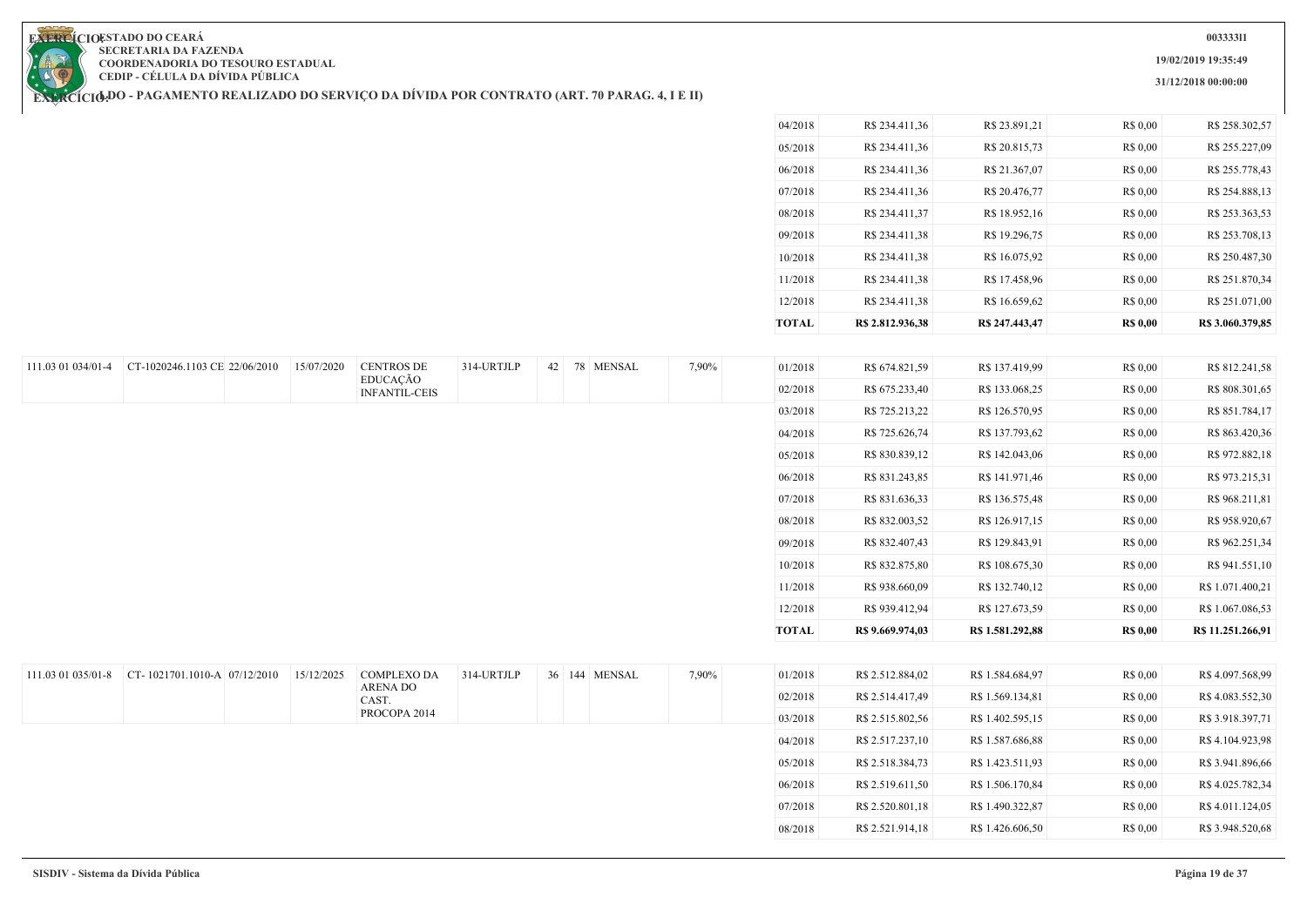ESTADO DO CEARÁ
SECRETARIA DA FAZENDA
COORDENADORIA DO TESOURO ESTADUAL
CEDIP - CÉLULA DA DÍVIDA PÚBLICA

003333l1
19/02/2019 19:35:49
31/12/2018 00:00:00

EXERCÍCIO: LDO - PAGAMENTO REALIZADO DO SERVIÇO DA DÍVIDA POR CONTRATO (ART. 70 PARAG. 4, I E II)

| | | | | | | | | | | | | | | |
|---|---|---|---|---|---|---|---|---|---|---|---|---|---|---|
| | | | | | | | | | | 04/2018 | R$ 234.411,36 | R$ 23.891,21 | R$ 0,00 | R$ 258.302,57 |
| | | | | | | | | | | 05/2018 | R$ 234.411,36 | R$ 20.815,73 | R$ 0,00 | R$ 255.227,09 |
| | | | | | | | | | | 06/2018 | R$ 234.411,36 | R$ 21.367,07 | R$ 0,00 | R$ 255.778,43 |
| | | | | | | | | | | 07/2018 | R$ 234.411,36 | R$ 20.476,77 | R$ 0,00 | R$ 254.888,13 |
| | | | | | | | | | | 08/2018 | R$ 234.411,37 | R$ 18.952,16 | R$ 0,00 | R$ 253.363,53 |
| | | | | | | | | | | 09/2018 | R$ 234.411,38 | R$ 19.296,75 | R$ 0,00 | R$ 253.708,13 |
| | | | | | | | | | | 10/2018 | R$ 234.411,38 | R$ 16.075,92 | R$ 0,00 | R$ 250.487,30 |
| | | | | | | | | | | 11/2018 | R$ 234.411,38 | R$ 17.458,96 | R$ 0,00 | R$ 251.870,34 |
| | | | | | | | | | | 12/2018 | R$ 234.411,38 | R$ 16.659,62 | R$ 0,00 | R$ 251.071,00 |
| | | | | | | | | | | **TOTAL** | **R$ 2.812.936,38** | **R$ 247.443,47** | **R$ 0,00** | **R$ 3.060.379,85** |
| 111.03 01 034/01-4 | CT-1020246.1103 CE | 22/06/2010 | 15/07/2020 | CENTROS DE EDUCAÇÃO INFANTIL-CEIS | 314-URTJLP | 42 | 78 | MENSAL | 7,90% | 01/2018 | R$ 674.821,59 | R$ 137.419,99 | R$ 0,00 | R$ 812.241,58 |
| | | | | | | | | | | 02/2018 | R$ 675.233,40 | R$ 133.068,25 | R$ 0,00 | R$ 808.301,65 |
| | | | | | | | | | | 03/2018 | R$ 725.213,22 | R$ 126.570,95 | R$ 0,00 | R$ 851.784,17 |
| | | | | | | | | | | 04/2018 | R$ 725.626,74 | R$ 137.793,62 | R$ 0,00 | R$ 863.420,36 |
| | | | | | | | | | | 05/2018 | R$ 830.839,12 | R$ 142.043,06 | R$ 0,00 | R$ 972.882,18 |
| | | | | | | | | | | 06/2018 | R$ 831.243,85 | R$ 141.971,46 | R$ 0,00 | R$ 973.215,31 |
| | | | | | | | | | | 07/2018 | R$ 831.636,33 | R$ 136.575,48 | R$ 0,00 | R$ 968.211,81 |
| | | | | | | | | | | 08/2018 | R$ 832.003,52 | R$ 126.917,15 | R$ 0,00 | R$ 958.920,67 |
| | | | | | | | | | | 09/2018 | R$ 832.407,43 | R$ 129.843,91 | R$ 0,00 | R$ 962.251,34 |
| | | | | | | | | | | 10/2018 | R$ 832.875,80 | R$ 108.675,30 | R$ 0,00 | R$ 941.551,10 |
| | | | | | | | | | | 11/2018 | R$ 938.660,09 | R$ 132.740,12 | R$ 0,00 | R$ 1.071.400,21 |
| | | | | | | | | | | 12/2018 | R$ 939.412,94 | R$ 127.673,59 | R$ 0,00 | R$ 1.067.086,53 |
| | | | | | | | | | | **TOTAL** | **R$ 9.669.974,03** | **R$ 1.581.292,88** | **R$ 0,00** | **R$ 11.251.266,91** |
| 111.03 01 035/01-8 | CT- 1021701.1010-A | 07/12/2010 | 15/12/2025 | COMPLEXO DA ARENA DO CAST. PROCOPA 2014 | 314-URTJLP | 36 | 144 | MENSAL | 7,90% | 01/2018 | R$ 2.512.884,02 | R$ 1.584.684,97 | R$ 0,00 | R$ 4.097.568,99 |
| | | | | | | | | | | 02/2018 | R$ 2.514.417,49 | R$ 1.569.134,81 | R$ 0,00 | R$ 4.083.552,30 |
| | | | | | | | | | | 03/2018 | R$ 2.515.802,56 | R$ 1.402.595,15 | R$ 0,00 | R$ 3.918.397,71 |
| | | | | | | | | | | 04/2018 | R$ 2.517.237,10 | R$ 1.587.686,88 | R$ 0,00 | R$ 4.104.923,98 |
| | | | | | | | | | | 05/2018 | R$ 2.518.384,73 | R$ 1.423.511,93 | R$ 0,00 | R$ 3.941.896,66 |
| | | | | | | | | | | 06/2018 | R$ 2.519.611,50 | R$ 1.506.170,84 | R$ 0,00 | R$ 4.025.782,34 |
| | | | | | | | | | | 07/2018 | R$ 2.520.801,18 | R$ 1.490.322,87 | R$ 0,00 | R$ 4.011.124,05 |
| | | | | | | | | | | 08/2018 | R$ 2.521.914,18 | R$ 1.426.606,50 | R$ 0,00 | R$ 3.948.520,68 |

SISDIV - Sistema da Dívida Pública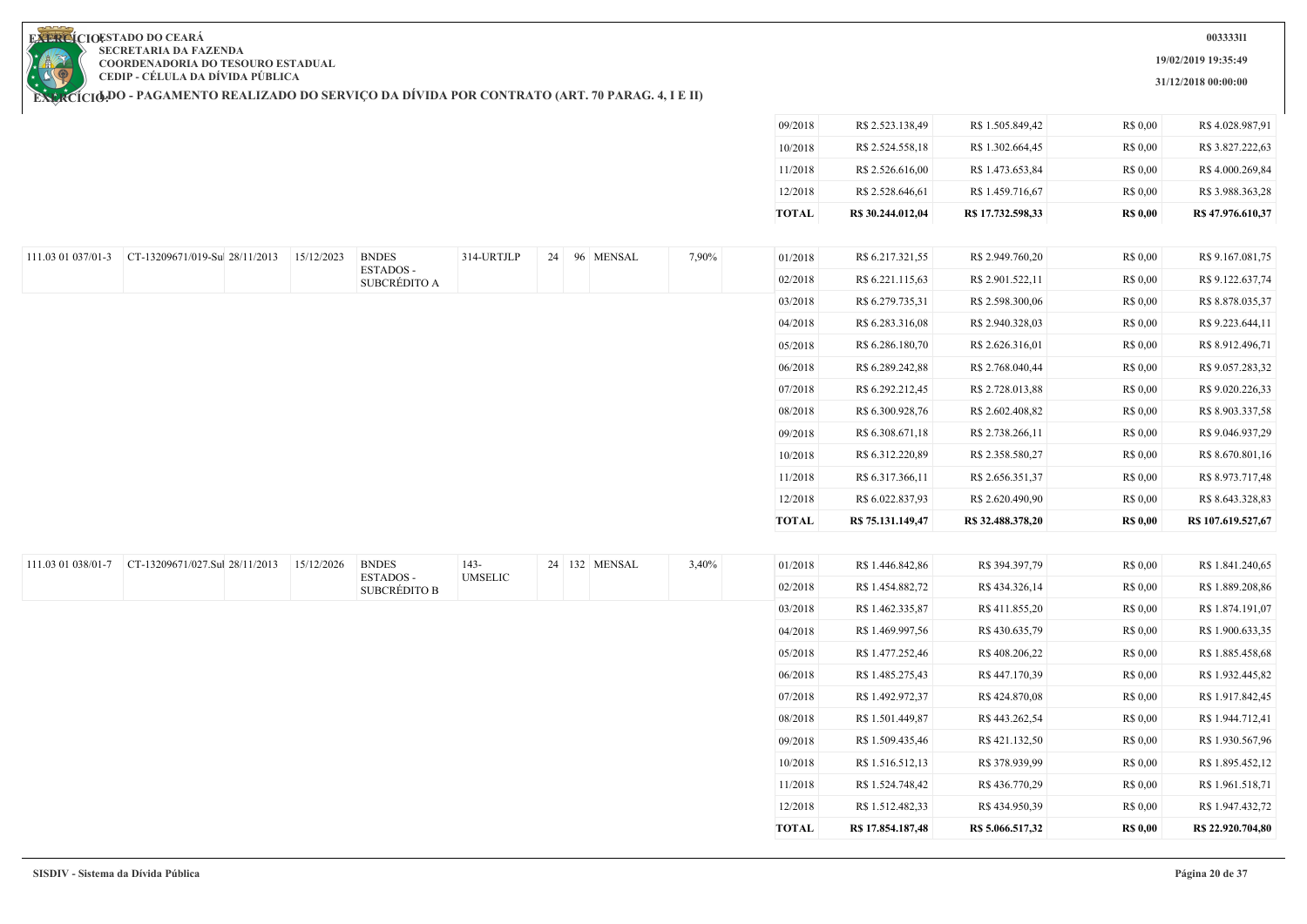**ESTADO DO CEARÁ**
**SECRETARIA DA FAZENDA**
**COORDENADORIA DO TESOURO ESTADUAL**
**CEDIP - CÉLULA DA DÍVIDA PÚBLICA**

**EXERCÍCIO: LDO - PAGAMENTO REALIZADO DO SERVIÇO DA DÍVIDA POR CONTRATO (ART. 70 PARAG. 4, I E II)**

0033331I
19/02/2019 19:35:49
31/12/2018 00:00:00

| | | | | | | | | | | | | | | |
|---|---|---|---|---|---|---|---|---|---|---|---|---|---|---|
| | | | | | | | | | | 09/2018 | R$ 2.523.138,49 | R$ 1.505.849,42 | R$ 0,00 | R$ 4.028.987,91 |
| | | | | | | | | | | 10/2018 | R$ 2.524.558,18 | R$ 1.302.664,45 | R$ 0,00 | R$ 3.827.222,63 |
| | | | | | | | | | | 11/2018 | R$ 2.526.616,00 | R$ 1.473.653,84 | R$ 0,00 | R$ 4.000.269,84 |
| | | | | | | | | | | 12/2018 | R$ 2.528.646,61 | R$ 1.459.716,67 | R$ 0,00 | R$ 3.988.363,28 |
| | | | | | | | | | | **TOTAL** | **R$ 30.244.012,04** | **R$ 17.732.598,33** | **R$ 0,00** | **R$ 47.976.610,37** |
| 111.03 01 037/01-3 | CT-13209671/019-Sul | 28/11/2013 | 15/12/2023 | BNDES ESTADOS - SUBCRÉDITO A | 314-URTJLP | 24 | 96 | MENSAL | 7,90% | 01/2018 | R$ 6.217.321,55 | R$ 2.949.760,20 | R$ 0,00 | R$ 9.167.081,75 |
| | | | | | | | | | | 02/2018 | R$ 6.221.115,63 | R$ 2.901.522,11 | R$ 0,00 | R$ 9.122.637,74 |
| | | | | | | | | | | 03/2018 | R$ 6.279.735,31 | R$ 2.598.300,06 | R$ 0,00 | R$ 8.878.035,37 |
| | | | | | | | | | | 04/2018 | R$ 6.283.316,08 | R$ 2.940.328,03 | R$ 0,00 | R$ 9.223.644,11 |
| | | | | | | | | | | 05/2018 | R$ 6.286.180,70 | R$ 2.626.316,01 | R$ 0,00 | R$ 8.912.496,71 |
| | | | | | | | | | | 06/2018 | R$ 6.289.242,88 | R$ 2.768.040,44 | R$ 0,00 | R$ 9.057.283,32 |
| | | | | | | | | | | 07/2018 | R$ 6.292.212,45 | R$ 2.728.013,88 | R$ 0,00 | R$ 9.020.226,33 |
| | | | | | | | | | | 08/2018 | R$ 6.300.928,76 | R$ 2.602.408,82 | R$ 0,00 | R$ 8.903.337,58 |
| | | | | | | | | | | 09/2018 | R$ 6.308.671,18 | R$ 2.738.266,11 | R$ 0,00 | R$ 9.046.937,29 |
| | | | | | | | | | | 10/2018 | R$ 6.312.220,89 | R$ 2.358.580,27 | R$ 0,00 | R$ 8.670.801,16 |
| | | | | | | | | | | 11/2018 | R$ 6.317.366,11 | R$ 2.656.351,37 | R$ 0,00 | R$ 8.973.717,48 |
| | | | | | | | | | | 12/2018 | R$ 6.022.837,93 | R$ 2.620.490,90 | R$ 0,00 | R$ 8.643.328,83 |
| | | | | | | | | | | **TOTAL** | **R$ 75.131.149,47** | **R$ 32.488.378,20** | **R$ 0,00** | **R$ 107.619.527,67** |
| 111.03 01 038/01-7 | CT-13209671/027.Sul | 28/11/2013 | 15/12/2026 | BNDES ESTADOS - SUBCRÉDITO B | 143-UMSELIC | 24 | 132 | MENSAL | 3,40% | 01/2018 | R$ 1.446.842,86 | R$ 394.397,79 | R$ 0,00 | R$ 1.841.240,65 |
| | | | | | | | | | | 02/2018 | R$ 1.454.882,72 | R$ 434.326,14 | R$ 0,00 | R$ 1.889.208,86 |
| | | | | | | | | | | 03/2018 | R$ 1.462.335,87 | R$ 411.855,20 | R$ 0,00 | R$ 1.874.191,07 |
| | | | | | | | | | | 04/2018 | R$ 1.469.997,56 | R$ 430.635,79 | R$ 0,00 | R$ 1.900.633,35 |
| | | | | | | | | | | 05/2018 | R$ 1.477.252,46 | R$ 408.206,22 | R$ 0,00 | R$ 1.885.458,68 |
| | | | | | | | | | | 06/2018 | R$ 1.485.275,43 | R$ 447.170,39 | R$ 0,00 | R$ 1.932.445,82 |
| | | | | | | | | | | 07/2018 | R$ 1.492.972,37 | R$ 424.870,08 | R$ 0,00 | R$ 1.917.842,45 |
| | | | | | | | | | | 08/2018 | R$ 1.501.449,87 | R$ 443.262,54 | R$ 0,00 | R$ 1.944.712,41 |
| | | | | | | | | | | 09/2018 | R$ 1.509.435,46 | R$ 421.132,50 | R$ 0,00 | R$ 1.930.567,96 |
| | | | | | | | | | | 10/2018 | R$ 1.516.512,13 | R$ 378.939,99 | R$ 0,00 | R$ 1.895.452,12 |
| | | | | | | | | | | 11/2018 | R$ 1.524.748,42 | R$ 436.770,29 | R$ 0,00 | R$ 1.961.518,71 |
| | | | | | | | | | | 12/2018 | R$ 1.512.482,33 | R$ 434.950,39 | R$ 0,00 | R$ 1.947.432,72 |
| | | | | | | | | | | **TOTAL** | **R$ 17.854.187,48** | **R$ 5.066.517,32** | **R$ 0,00** | **R$ 22.920.704,80** |

SISDIV - Sistema da Dívida Pública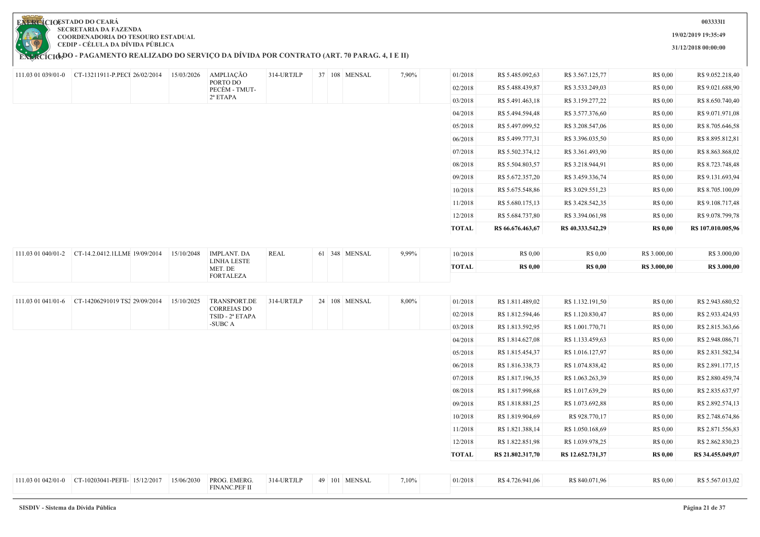**ESTADO DO CEARÁ**
**SECRETARIA DA FAZENDA**
**COORDENADORIA DO TESOURO ESTADUAL**
**CEDIP - CÉLULA DA DÍVIDA PÚBLICA**

**00333311**

**19/02/2019 19:35:49**

**31/12/2018 00:00:00**

## EXERCÍCIO: LDO - PAGAMENTO REALIZADO DO SERVIÇO DA DÍVIDA POR CONTRATO (ART. 70 PARAG. 4, I E II)

| | | | | | | | | | | | | | | | |
|---|---|---|---|---|---|---|---|---|---|---|---|---|---|---|---|
| 111.03 01 039/01-0 | CT-13211911-P.PECI | 26/02/2014 | 15/03/2026 | AMPLIAÇÃO PORTO DO PECÉM - TMUT- 2ª ETAPA | 314-URTJLP | 37 | 108 | MENSAL | 7,90% | | 01/2018 | R$ 5.485.092,63 | R$ 3.567.125,77 | R$ 0,00 | R$ 9.052.218,40 |
| | | | | | | | | | | | 02/2018 | R$ 5.488.439,87 | R$ 3.533.249,03 | R$ 0,00 | R$ 9.021.688,90 |
| | | | | | | | | | | | 03/2018 | R$ 5.491.463,18 | R$ 3.159.277,22 | R$ 0,00 | R$ 8.650.740,40 |
| | | | | | | | | | | | 04/2018 | R$ 5.494.594,48 | R$ 3.577.376,60 | R$ 0,00 | R$ 9.071.971,08 |
| | | | | | | | | | | | 05/2018 | R$ 5.497.099,52 | R$ 3.208.547,06 | R$ 0,00 | R$ 8.705.646,58 |
| | | | | | | | | | | | 06/2018 | R$ 5.499.777,31 | R$ 3.396.035,50 | R$ 0,00 | R$ 8.895.812,81 |
| | | | | | | | | | | | 07/2018 | R$ 5.502.374,12 | R$ 3.361.493,90 | R$ 0,00 | R$ 8.863.868,02 |
| | | | | | | | | | | | 08/2018 | R$ 5.504.803,57 | R$ 3.218.944,91 | R$ 0,00 | R$ 8.723.748,48 |
| | | | | | | | | | | | 09/2018 | R$ 5.672.357,20 | R$ 3.459.336,74 | R$ 0,00 | R$ 9.131.693,94 |
| | | | | | | | | | | | 10/2018 | R$ 5.675.548,86 | R$ 3.029.551,23 | R$ 0,00 | R$ 8.705.100,09 |
| | | | | | | | | | | | 11/2018 | R$ 5.680.175,13 | R$ 3.428.542,35 | R$ 0,00 | R$ 9.108.717,48 |
| | | | | | | | | | | | 12/2018 | R$ 5.684.737,80 | R$ 3.394.061,98 | R$ 0,00 | R$ 9.078.799,78 |
| | | | | | | | | | | | **TOTAL** | **R$ 66.676.463,67** | **R$ 40.333.542,29** | **R$ 0,00** | **R$ 107.010.005,96** |
| 111.03 01 040/01-2 | CT-14.2.0412.1LLME | 19/09/2014 | 15/10/2048 | IMPLANT. DA LINHA LESTE MET. DE FORTALEZA | REAL | 61 | 348 | MENSAL | 9,99% | | 10/2018 | R$ 0,00 | R$ 0,00 | R$ 3.000,00 | R$ 3.000,00 |
| | | | | | | | | | | | **TOTAL** | **R$ 0,00** | **R$ 0,00** | **R$ 3.000,00** | **R$ 3.000,00** |
| 111.03 01 041/01-6 | CT-14206291019 TS2 | 29/09/2014 | 15/10/2025 | TRANSPORT.DE CORREIAS DO TSID - 2ª ETAPA -SUBC A | 314-URTJLP | 24 | 108 | MENSAL | 8,00% | | 01/2018 | R$ 1.811.489,02 | R$ 1.132.191,50 | R$ 0,00 | R$ 2.943.680,52 |
| | | | | | | | | | | | 02/2018 | R$ 1.812.594,46 | R$ 1.120.830,47 | R$ 0,00 | R$ 2.933.424,93 |
| | | | | | | | | | | | 03/2018 | R$ 1.813.592,95 | R$ 1.001.770,71 | R$ 0,00 | R$ 2.815.363,66 |
| | | | | | | | | | | | 04/2018 | R$ 1.814.627,08 | R$ 1.133.459,63 | R$ 0,00 | R$ 2.948.086,71 |
| | | | | | | | | | | | 05/2018 | R$ 1.815.454,37 | R$ 1.016.127,97 | R$ 0,00 | R$ 2.831.582,34 |
| | | | | | | | | | | | 06/2018 | R$ 1.816.338,73 | R$ 1.074.838,42 | R$ 0,00 | R$ 2.891.177,15 |
| | | | | | | | | | | | 07/2018 | R$ 1.817.196,35 | R$ 1.063.263,39 | R$ 0,00 | R$ 2.880.459,74 |
| | | | | | | | | | | | 08/2018 | R$ 1.817.998,68 | R$ 1.017.639,29 | R$ 0,00 | R$ 2.835.637,97 |
| | | | | | | | | | | | 09/2018 | R$ 1.818.881,25 | R$ 1.073.692,88 | R$ 0,00 | R$ 2.892.574,13 |
| | | | | | | | | | | | 10/2018 | R$ 1.819.904,69 | R$ 928.770,17 | R$ 0,00 | R$ 2.748.674,86 |
| | | | | | | | | | | | 11/2018 | R$ 1.821.388,14 | R$ 1.050.168,69 | R$ 0,00 | R$ 2.871.556,83 |
| | | | | | | | | | | | 12/2018 | R$ 1.822.851,98 | R$ 1.039.978,25 | R$ 0,00 | R$ 2.862.830,23 |
| | | | | | | | | | | | **TOTAL** | **R$ 21.802.317,70** | **R$ 12.652.731,37** | **R$ 0,00** | **R$ 34.455.049,07** |
| 111.03 01 042/01-0 | CT-10203041-PEFII- | 15/12/2017 | 15/06/2030 | PROG. EMERG. FINANC.PEF II | 314-URTJLP | 49 | 101 | MENSAL | 7,10% | | 01/2018 | R$ 4.726.941,06 | R$ 840.071,96 | R$ 0,00 | R$ 5.567.013,02 |

SISDIV - Sistema da Dívida Pública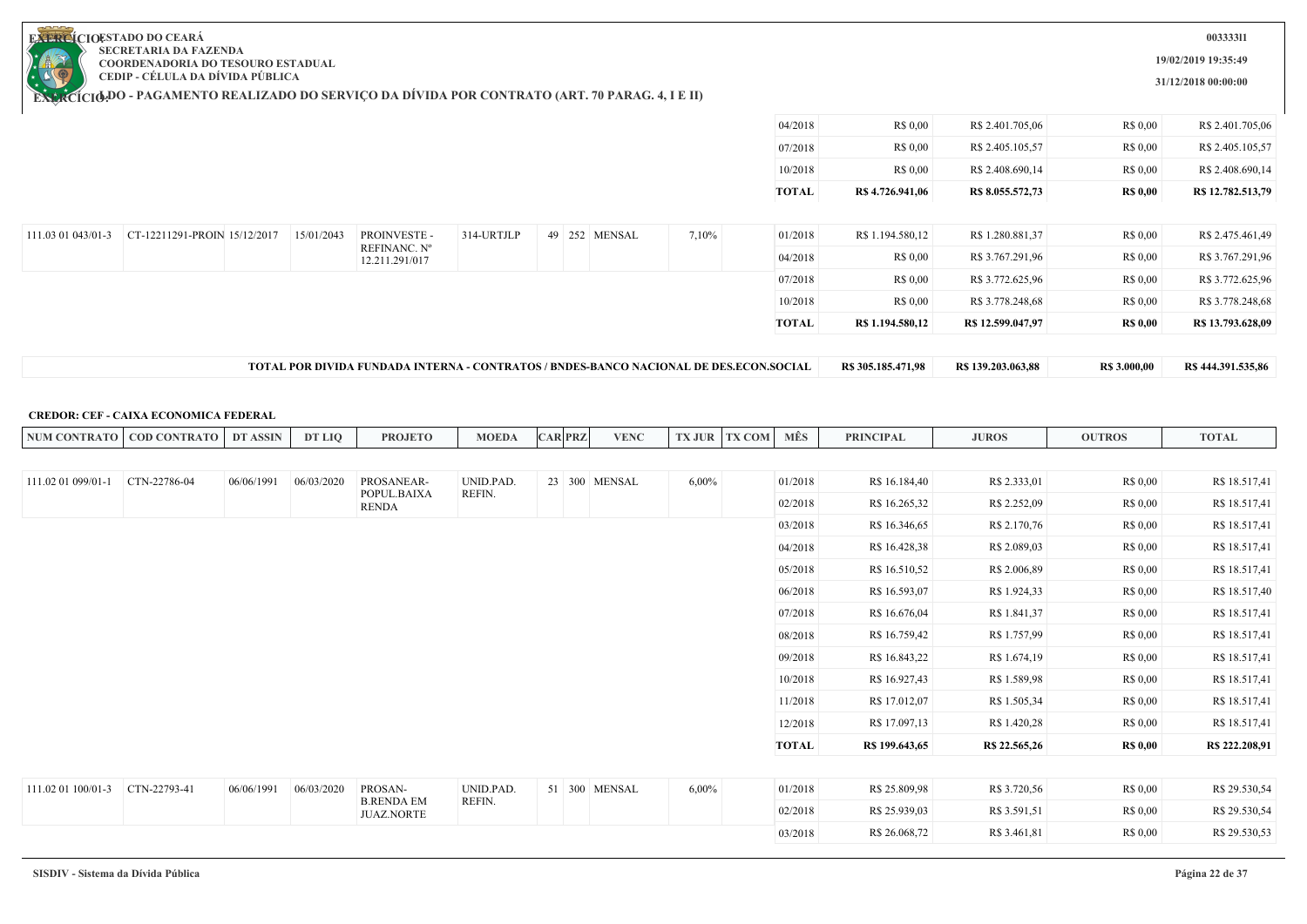EXERCÍCIO: ESTADO DO CEARÁ
SECRETARIA DA FAZENDA
COORDENADORIA DO TESOURO ESTADUAL
CEDIP - CÉLULA DA DÍVIDA PÚBLICA

EXERCÍCIO: LDO - PAGAMENTO REALIZADO DO SERVIÇO DA DÍVIDA POR CONTRATO (ART. 70 PARAG. 4, I E II)

003333l1
19/02/2019 19:35:49
31/12/2018 00:00:00

| NUM CONTRATO | COD CONTRATO | DT ASSIN | DT LIQ | PROJETO | MOEDA | CAR | PRZ | VENC | TX JUR | TX COM | MÊS | PRINCIPAL | JUROS | OUTROS | TOTAL |
|---|---|---|---|---|---|---|---|---|---|---|---|---|---|---|---|
| | | | | | | | | | | | 04/2018 | R$ 0,00 | R$ 2.401.705,06 | R$ 0,00 | R$ 2.401.705,06 |
| | | | | | | | | | | | 07/2018 | R$ 0,00 | R$ 2.405.105,57 | R$ 0,00 | R$ 2.405.105,57 |
| | | | | | | | | | | | 10/2018 | R$ 0,00 | R$ 2.408.690,14 | R$ 0,00 | R$ 2.408.690,14 |
| | | | | | | | | | | | **TOTAL** | **R$ 4.726.941,06** | **R$ 8.055.572,73** | **R$ 0,00** | **R$ 12.782.513,79** |
| 111.03 01 043/01-3 | CT-12211291-PROIN | 15/12/2017 | 15/01/2043 | PROINVESTE - REFINANC. Nº 12.211.291/017 | 314-URTJLP | 49 | 252 | MENSAL | 7,10% | | 01/2018 | R$ 1.194.580,12 | R$ 1.280.881,37 | R$ 0,00 | R$ 2.475.461,49 |
| | | | | | | | | | | | 04/2018 | R$ 0,00 | R$ 3.767.291,96 | R$ 0,00 | R$ 3.767.291,96 |
| | | | | | | | | | | | 07/2018 | R$ 0,00 | R$ 3.772.625,96 | R$ 0,00 | R$ 3.772.625,96 |
| | | | | | | | | | | | 10/2018 | R$ 0,00 | R$ 3.778.248,68 | R$ 0,00 | R$ 3.778.248,68 |
| | | | | | | | | | | | **TOTAL** | **R$ 1.194.580,12** | **R$ 12.599.047,97** | **R$ 0,00** | **R$ 13.793.628,09** |
| **TOTAL POR DIVIDA FUNDADA INTERNA - CONTRATOS / BNDES-BANCO NACIONAL DE DES.ECON.SOCIAL** | | | | | | | | | | | | **R$ 305.185.471,98** | **R$ 139.203.063,88** | **R$ 3.000,00** | **R$ 444.391.535,86** |

**CREDOR: CEF - CAIXA ECONOMICA FEDERAL**

| NUM CONTRATO | COD CONTRATO | DT ASSIN | DT LIQ | PROJETO | MOEDA | CAR | PRZ | VENC | TX JUR | TX COM | MÊS | PRINCIPAL | JUROS | OUTROS | TOTAL |
|---|---|---|---|---|---|---|---|---|---|---|---|---|---|---|---|
| 111.02 01 099/01-1 | CTN-22786-04 | 06/06/1991 | 06/03/2020 | PROSANEAR-POPUL.BAIXA RENDA | UNID.PAD. REFIN. | 23 | 300 | MENSAL | 6,00% | | 01/2018 | R$ 16.184,40 | R$ 2.333,01 | R$ 0,00 | R$ 18.517,41 |
| | | | | | | | | | | | 02/2018 | R$ 16.265,32 | R$ 2.252,09 | R$ 0,00 | R$ 18.517,41 |
| | | | | | | | | | | | 03/2018 | R$ 16.346,65 | R$ 2.170,76 | R$ 0,00 | R$ 18.517,41 |
| | | | | | | | | | | | 04/2018 | R$ 16.428,38 | R$ 2.089,03 | R$ 0,00 | R$ 18.517,41 |
| | | | | | | | | | | | 05/2018 | R$ 16.510,52 | R$ 2.006,89 | R$ 0,00 | R$ 18.517,41 |
| | | | | | | | | | | | 06/2018 | R$ 16.593,07 | R$ 1.924,33 | R$ 0,00 | R$ 18.517,40 |
| | | | | | | | | | | | 07/2018 | R$ 16.676,04 | R$ 1.841,37 | R$ 0,00 | R$ 18.517,41 |
| | | | | | | | | | | | 08/2018 | R$ 16.759,42 | R$ 1.757,99 | R$ 0,00 | R$ 18.517,41 |
| | | | | | | | | | | | 09/2018 | R$ 16.843,22 | R$ 1.674,19 | R$ 0,00 | R$ 18.517,41 |
| | | | | | | | | | | | 10/2018 | R$ 16.927,43 | R$ 1.589,98 | R$ 0,00 | R$ 18.517,41 |
| | | | | | | | | | | | 11/2018 | R$ 17.012,07 | R$ 1.505,34 | R$ 0,00 | R$ 18.517,41 |
| | | | | | | | | | | | 12/2018 | R$ 17.097,13 | R$ 1.420,28 | R$ 0,00 | R$ 18.517,41 |
| | | | | | | | | | | | **TOTAL** | **R$ 199.643,65** | **R$ 22.565,26** | **R$ 0,00** | **R$ 222.208,91** |
| 111.02 01 100/01-3 | CTN-22793-41 | 06/06/1991 | 06/03/2020 | PROSAN-B.RENDA EM JUAZ.NORTE | UNID.PAD. REFIN. | 51 | 300 | MENSAL | 6,00% | | 01/2018 | R$ 25.809,98 | R$ 3.720,56 | R$ 0,00 | R$ 29.530,54 |
| | | | | | | | | | | | 02/2018 | R$ 25.939,03 | R$ 3.591,51 | R$ 0,00 | R$ 29.530,54 |
| | | | | | | | | | | | 03/2018 | R$ 26.068,72 | R$ 3.461,81 | R$ 0,00 | R$ 29.530,53 |

SISDIV - Sistema da Dívida Pública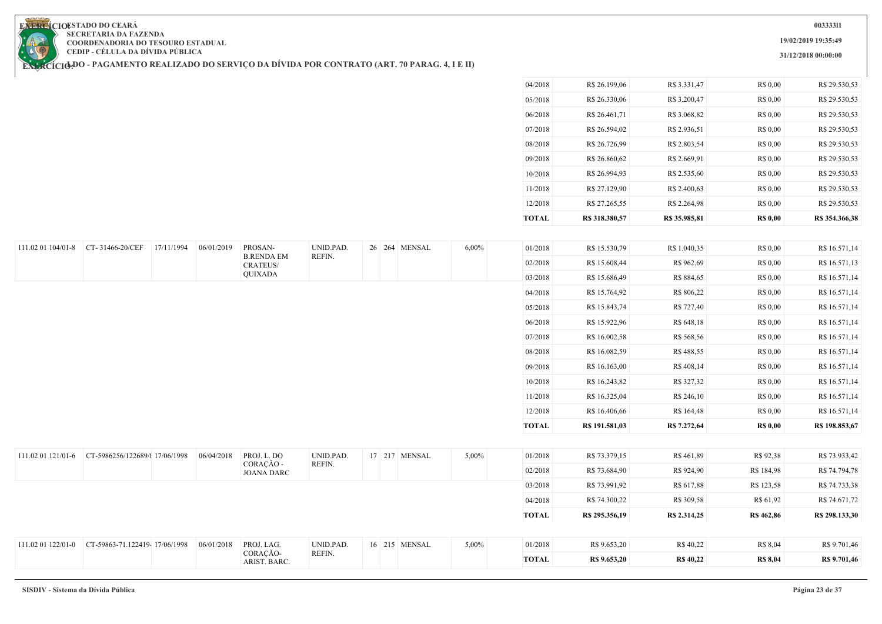EXERCÍCIO ESTADO DO CEARÁ
SECRETARIA DA FAZENDA
COORDENADORIA DO TESOURO ESTADUAL
CEDIP - CÉLULA DA DÍVIDA PÚBLICA

003333I1

19/02/2019 19:35:49

31/12/2018 00:00:00

# EXERCÍCIO LDO - PAGAMENTO REALIZADO DO SERVIÇO DA DÍVIDA POR CONTRATO (ART. 70 PARAG. 4, I E II)

| | | | | | | | | | | | | | | |
|---|---|---|---|---|---|---|---|---|---|---|---|---|---|---|
| | | | | | | | | | | 04/2018 | R$ 26.199,06 | R$ 3.331,47 | R$ 0,00 | R$ 29.530,53 |
| | | | | | | | | | | 05/2018 | R$ 26.330,06 | R$ 3.200,47 | R$ 0,00 | R$ 29.530,53 |
| | | | | | | | | | | 06/2018 | R$ 26.461,71 | R$ 3.068,82 | R$ 0,00 | R$ 29.530,53 |
| | | | | | | | | | | 07/2018 | R$ 26.594,02 | R$ 2.936,51 | R$ 0,00 | R$ 29.530,53 |
| | | | | | | | | | | 08/2018 | R$ 26.726,99 | R$ 2.803,54 | R$ 0,00 | R$ 29.530,53 |
| | | | | | | | | | | 09/2018 | R$ 26.860,62 | R$ 2.669,91 | R$ 0,00 | R$ 29.530,53 |
| | | | | | | | | | | 10/2018 | R$ 26.994,93 | R$ 2.535,60 | R$ 0,00 | R$ 29.530,53 |
| | | | | | | | | | | 11/2018 | R$ 27.129,90 | R$ 2.400,63 | R$ 0,00 | R$ 29.530,53 |
| | | | | | | | | | | 12/2018 | R$ 27.265,55 | R$ 2.264,98 | R$ 0,00 | R$ 29.530,53 |
| | | | | | | | | | | **TOTAL** | **R$ 318.380,57** | **R$ 35.985,81** | **R$ 0,00** | **R$ 354.366,38** |
| 111.02 01 104/01-8 | CT- 31466-20/CEF | 17/11/1994 | 06/01/2019 | PROSAN-B.RENDA EM CRATEUS/ QUIXADA | UNID.PAD. REFIN. | 26 | 264 | MENSAL | 6,00% | 01/2018 | R$ 15.530,79 | R$ 1.040,35 | R$ 0,00 | R$ 16.571,14 |
| | | | | | | | | | | 02/2018 | R$ 15.608,44 | R$ 962,69 | R$ 0,00 | R$ 16.571,13 |
| | | | | | | | | | | 03/2018 | R$ 15.686,49 | R$ 884,65 | R$ 0,00 | R$ 16.571,14 |
| | | | | | | | | | | 04/2018 | R$ 15.764,92 | R$ 806,22 | R$ 0,00 | R$ 16.571,14 |
| | | | | | | | | | | 05/2018 | R$ 15.843,74 | R$ 727,40 | R$ 0,00 | R$ 16.571,14 |
| | | | | | | | | | | 06/2018 | R$ 15.922,96 | R$ 648,18 | R$ 0,00 | R$ 16.571,14 |
| | | | | | | | | | | 07/2018 | R$ 16.002,58 | R$ 568,56 | R$ 0,00 | R$ 16.571,14 |
| | | | | | | | | | | 08/2018 | R$ 16.082,59 | R$ 488,55 | R$ 0,00 | R$ 16.571,14 |
| | | | | | | | | | | 09/2018 | R$ 16.163,00 | R$ 408,14 | R$ 0,00 | R$ 16.571,14 |
| | | | | | | | | | | 10/2018 | R$ 16.243,82 | R$ 327,32 | R$ 0,00 | R$ 16.571,14 |
| | | | | | | | | | | 11/2018 | R$ 16.325,04 | R$ 246,10 | R$ 0,00 | R$ 16.571,14 |
| | | | | | | | | | | 12/2018 | R$ 16.406,66 | R$ 164,48 | R$ 0,00 | R$ 16.571,14 |
| | | | | | | | | | | **TOTAL** | **R$ 191.581,03** | **R$ 7.272,64** | **R$ 0,00** | **R$ 198.853,67** |
| 111.02 01 121/01-6 | CT-5986256/122689/8 | 17/06/1998 | 06/04/2018 | PROJ. L. DO CORAÇÃO - JOANA DARC | UNID.PAD. REFIN. | 17 | 217 | MENSAL | 5,00% | 01/2018 | R$ 73.379,15 | R$ 461,89 | R$ 92,38 | R$ 73.933,42 |
| | | | | | | | | | | 02/2018 | R$ 73.684,90 | R$ 924,90 | R$ 184,98 | R$ 74.794,78 |
| | | | | | | | | | | 03/2018 | R$ 73.991,92 | R$ 617,88 | R$ 123,58 | R$ 74.733,38 |
| | | | | | | | | | | 04/2018 | R$ 74.300,22 | R$ 309,58 | R$ 61,92 | R$ 74.671,72 |
| | | | | | | | | | | **TOTAL** | **R$ 295.356,19** | **R$ 2.314,25** | **R$ 462,86** | **R$ 298.133,30** |
| 111.02 01 122/01-0 | CT-59863-71.122419- | 17/06/1998 | 06/01/2018 | PROJ. LAG. CORAÇÃO- ARIST. BARC. | UNID.PAD. REFIN. | 16 | 215 | MENSAL | 5,00% | 01/2018 | R$ 9.653,20 | R$ 40,22 | R$ 8,04 | R$ 9.701,46 |
| | | | | | | | | | | **TOTAL** | **R$ 9.653,20** | **R$ 40,22** | **R$ 8,04** | **R$ 9.701,46** |

SISDIV - Sistema da Dívida Pública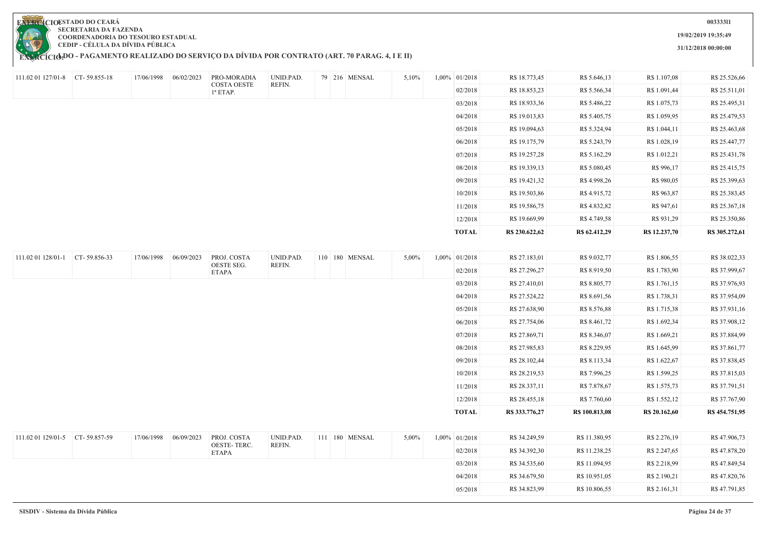ESTADO DO CEARÁ
SECRETARIA DA FAZENDA
COORDENADORIA DO TESOURO ESTADUAL
CEDIP - CÉLULA DA DÍVIDA PÚBLICA

00333311
19/02/2019 19:35:49
31/12/2018 00:00:00

## EXERCÍCIO: LDO - PAGAMENTO REALIZADO DO SERVIÇO DA DÍVIDA POR CONTRATO (ART. 70 PARAG. 4, I E II)

| | | | | | | | | | | | | | | | |
|---|---|---|---|---|---|---|---|---|---|---|---|---|---|---|---|
| 111.02 01 127/01-8 | CT- 59.855-18 | 17/06/1998 | 06/02/2023 | PRO-MORADIA COSTA OESTE 1ª ETAP. | UNID.PAD. REFIN. | 79 | 216 | MENSAL | 5,10% | 1,00% | 01/2018 | R$ 18.773,45 | R$ 5.646,13 | R$ 1.107,08 | R$ 25.526,66 |
| | | | | | | | | | | | 02/2018 | R$ 18.853,23 | R$ 5.566,34 | R$ 1.091,44 | R$ 25.511,01 |
| | | | | | | | | | | | 03/2018 | R$ 18.933,36 | R$ 5.486,22 | R$ 1.075,73 | R$ 25.495,31 |
| | | | | | | | | | | | 04/2018 | R$ 19.013,83 | R$ 5.405,75 | R$ 1.059,95 | R$ 25.479,53 |
| | | | | | | | | | | | 05/2018 | R$ 19.094,63 | R$ 5.324,94 | R$ 1.044,11 | R$ 25.463,68 |
| | | | | | | | | | | | 06/2018 | R$ 19.175,79 | R$ 5.243,79 | R$ 1.028,19 | R$ 25.447,77 |
| | | | | | | | | | | | 07/2018 | R$ 19.257,28 | R$ 5.162,29 | R$ 1.012,21 | R$ 25.431,78 |
| | | | | | | | | | | | 08/2018 | R$ 19.339,13 | R$ 5.080,45 | R$ 996,17 | R$ 25.415,75 |
| | | | | | | | | | | | 09/2018 | R$ 19.421,32 | R$ 4.998,26 | R$ 980,05 | R$ 25.399,63 |
| | | | | | | | | | | | 10/2018 | R$ 19.503,86 | R$ 4.915,72 | R$ 963,87 | R$ 25.383,45 |
| | | | | | | | | | | | 11/2018 | R$ 19.586,75 | R$ 4.832,82 | R$ 947,61 | R$ 25.367,18 |
| | | | | | | | | | | | 12/2018 | R$ 19.669,99 | R$ 4.749,58 | R$ 931,29 | R$ 25.350,86 |
| | | | | | | | | | | | **TOTAL** | **R$ 230.622,62** | **R$ 62.412,29** | **R$ 12.237,70** | **R$ 305.272,61** |
| 111.02 01 128/01-1 | CT- 59.856-33 | 17/06/1998 | 06/09/2023 | PROJ. COSTA OESTE SEG. ETAPA | UNID.PAD. REFIN. | 110 | 180 | MENSAL | 5,00% | 1,00% | 01/2018 | R$ 27.183,01 | R$ 9.032,77 | R$ 1.806,55 | R$ 38.022,33 |
| | | | | | | | | | | | 02/2018 | R$ 27.296,27 | R$ 8.919,50 | R$ 1.783,90 | R$ 37.999,67 |
| | | | | | | | | | | | 03/2018 | R$ 27.410,01 | R$ 8.805,77 | R$ 1.761,15 | R$ 37.976,93 |
| | | | | | | | | | | | 04/2018 | R$ 27.524,22 | R$ 8.691,56 | R$ 1.738,31 | R$ 37.954,09 |
| | | | | | | | | | | | 05/2018 | R$ 27.638,90 | R$ 8.576,88 | R$ 1.715,38 | R$ 37.931,16 |
| | | | | | | | | | | | 06/2018 | R$ 27.754,06 | R$ 8.461,72 | R$ 1.692,34 | R$ 37.908,12 |
| | | | | | | | | | | | 07/2018 | R$ 27.869,71 | R$ 8.346,07 | R$ 1.669,21 | R$ 37.884,99 |
| | | | | | | | | | | | 08/2018 | R$ 27.985,83 | R$ 8.229,95 | R$ 1.645,99 | R$ 37.861,77 |
| | | | | | | | | | | | 09/2018 | R$ 28.102,44 | R$ 8.113,34 | R$ 1.622,67 | R$ 37.838,45 |
| | | | | | | | | | | | 10/2018 | R$ 28.219,53 | R$ 7.996,25 | R$ 1.599,25 | R$ 37.815,03 |
| | | | | | | | | | | | 11/2018 | R$ 28.337,11 | R$ 7.878,67 | R$ 1.575,73 | R$ 37.791,51 |
| | | | | | | | | | | | 12/2018 | R$ 28.455,18 | R$ 7.760,60 | R$ 1.552,12 | R$ 37.767,90 |
| | | | | | | | | | | | **TOTAL** | **R$ 333.776,27** | **R$ 100.813,08** | **R$ 20.162,60** | **R$ 454.751,95** |
| 111.02 01 129/01-5 | CT- 59.857-59 | 17/06/1998 | 06/09/2023 | PROJ. COSTA OESTE- TERC. ETAPA | UNID.PAD. REFIN. | 111 | 180 | MENSAL | 5,00% | 1,00% | 01/2018 | R$ 34.249,59 | R$ 11.380,95 | R$ 2.276,19 | R$ 47.906,73 |
| | | | | | | | | | | | 02/2018 | R$ 34.392,30 | R$ 11.238,25 | R$ 2.247,65 | R$ 47.878,20 |
| | | | | | | | | | | | 03/2018 | R$ 34.535,60 | R$ 11.094,95 | R$ 2.218,99 | R$ 47.849,54 |
| | | | | | | | | | | | 04/2018 | R$ 34.679,50 | R$ 10.951,05 | R$ 2.190,21 | R$ 47.820,76 |
| | | | | | | | | | | | 05/2018 | R$ 34.823,99 | R$ 10.806,55 | R$ 2.161,31 | R$ 47.791,85 |

SISDIV - Sistema da Dívida Pública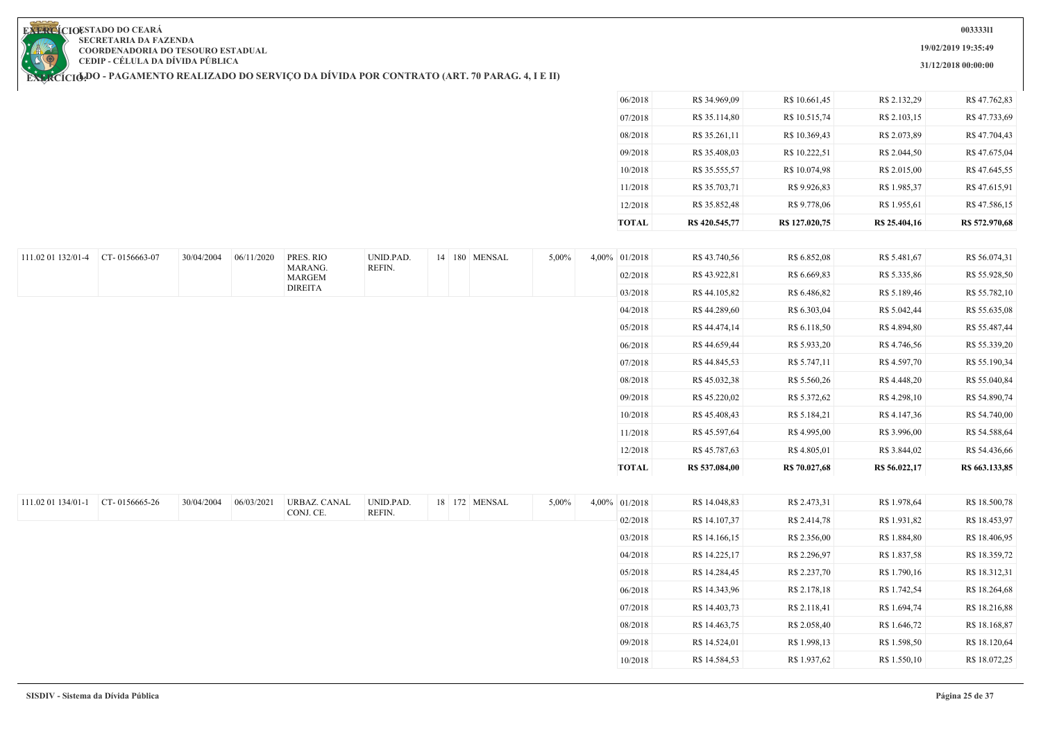| | | | | | | | | | | | | | | | |
|---|---|---|---|---|---|---|---|---|---|---|---|---|---|---|---|
| | | | | | | | | | | | 06/2018 | R$ 34.969,09 | R$ 10.661,45 | R$ 2.132,29 | R$ 47.762,83 |
| | | | | | | | | | | | 07/2018 | R$ 35.114,80 | R$ 10.515,74 | R$ 2.103,15 | R$ 47.733,69 |
| | | | | | | | | | | | 08/2018 | R$ 35.261,11 | R$ 10.369,43 | R$ 2.073,89 | R$ 47.704,43 |
| | | | | | | | | | | | 09/2018 | R$ 35.408,03 | R$ 10.222,51 | R$ 2.044,50 | R$ 47.675,04 |
| | | | | | | | | | | | 10/2018 | R$ 35.555,57 | R$ 10.074,98 | R$ 2.015,00 | R$ 47.645,55 |
| | | | | | | | | | | | 11/2018 | R$ 35.703,71 | R$ 9.926,83 | R$ 1.985,37 | R$ 47.615,91 |
| | | | | | | | | | | | 12/2018 | R$ 35.852,48 | R$ 9.778,06 | R$ 1.955,61 | R$ 47.586,15 |
| | | | | | | | | | | | **TOTAL** | **R$ 420.545,77** | **R$ 127.020,75** | **R$ 25.404,16** | **R$ 572.970,68** |
| 111.02 01 132/01-4 | CT- 0156663-07 | 30/04/2004 | 06/11/2020 | PRES. RIO MARANG. MARGEM DIREITA | UNID.PAD. REFIN. | 14 | 180 | MENSAL | 5,00% | 4,00% | 01/2018 | R$ 43.740,56 | R$ 6.852,08 | R$ 5.481,67 | R$ 56.074,31 |
| | | | | | | | | | | | 02/2018 | R$ 43.922,81 | R$ 6.669,83 | R$ 5.335,86 | R$ 55.928,50 |
| | | | | | | | | | | | 03/2018 | R$ 44.105,82 | R$ 6.486,82 | R$ 5.189,46 | R$ 55.782,10 |
| | | | | | | | | | | | 04/2018 | R$ 44.289,60 | R$ 6.303,04 | R$ 5.042,44 | R$ 55.635,08 |
| | | | | | | | | | | | 05/2018 | R$ 44.474,14 | R$ 6.118,50 | R$ 4.894,80 | R$ 55.487,44 |
| | | | | | | | | | | | 06/2018 | R$ 44.659,44 | R$ 5.933,20 | R$ 4.746,56 | R$ 55.339,20 |
| | | | | | | | | | | | 07/2018 | R$ 44.845,53 | R$ 5.747,11 | R$ 4.597,70 | R$ 55.190,34 |
| | | | | | | | | | | | 08/2018 | R$ 45.032,38 | R$ 5.560,26 | R$ 4.448,20 | R$ 55.040,84 |
| | | | | | | | | | | | 09/2018 | R$ 45.220,02 | R$ 5.372,62 | R$ 4.298,10 | R$ 54.890,74 |
| | | | | | | | | | | | 10/2018 | R$ 45.408,43 | R$ 5.184,21 | R$ 4.147,36 | R$ 54.740,00 |
| | | | | | | | | | | | 11/2018 | R$ 45.597,64 | R$ 4.995,00 | R$ 3.996,00 | R$ 54.588,64 |
| | | | | | | | | | | | 12/2018 | R$ 45.787,63 | R$ 4.805,01 | R$ 3.844,02 | R$ 54.436,66 |
| | | | | | | | | | | | **TOTAL** | **R$ 537.084,00** | **R$ 70.027,68** | **R$ 56.022,17** | **R$ 663.133,85** |
| 111.02 01 134/01-1 | CT- 0156665-26 | 30/04/2004 | 06/03/2021 | URBAZ. CANAL CONJ. CE. | UNID.PAD. REFIN. | 18 | 172 | MENSAL | 5,00% | 4,00% | 01/2018 | R$ 14.048,83 | R$ 2.473,31 | R$ 1.978,64 | R$ 18.500,78 |
| | | | | | | | | | | | 02/2018 | R$ 14.107,37 | R$ 2.414,78 | R$ 1.931,82 | R$ 18.453,97 |
| | | | | | | | | | | | 03/2018 | R$ 14.166,15 | R$ 2.356,00 | R$ 1.884,80 | R$ 18.406,95 |
| | | | | | | | | | | | 04/2018 | R$ 14.225,17 | R$ 2.296,97 | R$ 1.837,58 | R$ 18.359,72 |
| | | | | | | | | | | | 05/2018 | R$ 14.284,45 | R$ 2.237,70 | R$ 1.790,16 | R$ 18.312,31 |
| | | | | | | | | | | | 06/2018 | R$ 14.343,96 | R$ 2.178,18 | R$ 1.742,54 | R$ 18.264,68 |
| | | | | | | | | | | | 07/2018 | R$ 14.403,73 | R$ 2.118,41 | R$ 1.694,74 | R$ 18.216,88 |
| | | | | | | | | | | | 08/2018 | R$ 14.463,75 | R$ 2.058,40 | R$ 1.646,72 | R$ 18.168,87 |
| | | | | | | | | | | | 09/2018 | R$ 14.524,01 | R$ 1.998,13 | R$ 1.598,50 | R$ 18.120,64 |
| | | | | | | | | | | | 10/2018 | R$ 14.584,53 | R$ 1.937,62 | R$ 1.550,10 | R$ 18.072,25 |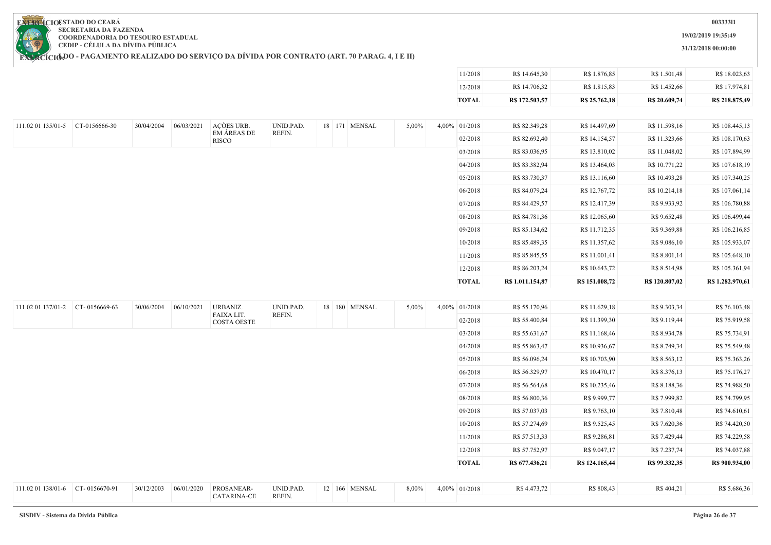**ESTADO DO CEARÁ**
**SECRETARIA DA FAZENDA**
**COORDENADORIA DO TESOURO ESTADUAL**
**CEDIP - CÉLULA DA DÍVIDA PÚBLICA**

**EXERCÍCIO: LDO - PAGAMENTO REALIZADO DO SERVIÇO DA DÍVIDA POR CONTRATO (ART. 70 PARAG. 4, I E II)**

003333I1
19/02/2019 19:35:49
31/12/2018 00:00:00

| | | | | | | | | | | | | | | | |
|---|---|---|---|---|---|---|---|---|---|---|---|---|---|---|---|
| | | | | | | | | | | | 11/2018 | R$ 14.645,30 | R$ 1.876,85 | R$ 1.501,48 | R$ 18.023,63 |
| | | | | | | | | | | | 12/2018 | R$ 14.706,32 | R$ 1.815,83 | R$ 1.452,66 | R$ 17.974,81 |
| | | | | | | | | | | | **TOTAL** | **R$ 172.503,57** | **R$ 25.762,18** | **R$ 20.609,74** | **R$ 218.875,49** |
| 111.02 01 135/01-5 | CT-0156666-30 | 30/04/2004 | 06/03/2021 | AÇÕES URB. EM ÁREAS DE RISCO | UNID.PAD. REFIN. | 18 | 171 | MENSAL | 5,00% | 4,00% | 01/2018 | R$ 82.349,28 | R$ 14.497,69 | R$ 11.598,16 | R$ 108.445,13 |
| | | | | | | | | | | | 02/2018 | R$ 82.692,40 | R$ 14.154,57 | R$ 11.323,66 | R$ 108.170,63 |
| | | | | | | | | | | | 03/2018 | R$ 83.036,95 | R$ 13.810,02 | R$ 11.048,02 | R$ 107.894,99 |
| | | | | | | | | | | | 04/2018 | R$ 83.382,94 | R$ 13.464,03 | R$ 10.771,22 | R$ 107.618,19 |
| | | | | | | | | | | | 05/2018 | R$ 83.730,37 | R$ 13.116,60 | R$ 10.493,28 | R$ 107.340,25 |
| | | | | | | | | | | | 06/2018 | R$ 84.079,24 | R$ 12.767,72 | R$ 10.214,18 | R$ 107.061,14 |
| | | | | | | | | | | | 07/2018 | R$ 84.429,57 | R$ 12.417,39 | R$ 9.933,92 | R$ 106.780,88 |
| | | | | | | | | | | | 08/2018 | R$ 84.781,36 | R$ 12.065,60 | R$ 9.652,48 | R$ 106.499,44 |
| | | | | | | | | | | | 09/2018 | R$ 85.134,62 | R$ 11.712,35 | R$ 9.369,88 | R$ 106.216,85 |
| | | | | | | | | | | | 10/2018 | R$ 85.489,35 | R$ 11.357,62 | R$ 9.086,10 | R$ 105.933,07 |
| | | | | | | | | | | | 11/2018 | R$ 85.845,55 | R$ 11.001,41 | R$ 8.801,14 | R$ 105.648,10 |
| | | | | | | | | | | | 12/2018 | R$ 86.203,24 | R$ 10.643,72 | R$ 8.514,98 | R$ 105.361,94 |
| | | | | | | | | | | | **TOTAL** | **R$ 1.011.154,87** | **R$ 151.008,72** | **R$ 120.807,02** | **R$ 1.282.970,61** |
| 111.02 01 137/01-2 | CT- 0156669-63 | 30/06/2004 | 06/10/2021 | URBANIZ. FAIXA LIT. COSTA OESTE | UNID.PAD. REFIN. | 18 | 180 | MENSAL | 5,00% | 4,00% | 01/2018 | R$ 55.170,96 | R$ 11.629,18 | R$ 9.303,34 | R$ 76.103,48 |
| | | | | | | | | | | | 02/2018 | R$ 55.400,84 | R$ 11.399,30 | R$ 9.119,44 | R$ 75.919,58 |
| | | | | | | | | | | | 03/2018 | R$ 55.631,67 | R$ 11.168,46 | R$ 8.934,78 | R$ 75.734,91 |
| | | | | | | | | | | | 04/2018 | R$ 55.863,47 | R$ 10.936,67 | R$ 8.749,34 | R$ 75.549,48 |
| | | | | | | | | | | | 05/2018 | R$ 56.096,24 | R$ 10.703,90 | R$ 8.563,12 | R$ 75.363,26 |
| | | | | | | | | | | | 06/2018 | R$ 56.329,97 | R$ 10.470,17 | R$ 8.376,13 | R$ 75.176,27 |
| | | | | | | | | | | | 07/2018 | R$ 56.564,68 | R$ 10.235,46 | R$ 8.188,36 | R$ 74.988,50 |
| | | | | | | | | | | | 08/2018 | R$ 56.800,36 | R$ 9.999,77 | R$ 7.999,82 | R$ 74.799,95 |
| | | | | | | | | | | | 09/2018 | R$ 57.037,03 | R$ 9.763,10 | R$ 7.810,48 | R$ 74.610,61 |
| | | | | | | | | | | | 10/2018 | R$ 57.274,69 | R$ 9.525,45 | R$ 7.620,36 | R$ 74.420,50 |
| | | | | | | | | | | | 11/2018 | R$ 57.513,33 | R$ 9.286,81 | R$ 7.429,44 | R$ 74.229,58 |
| | | | | | | | | | | | 12/2018 | R$ 57.752,97 | R$ 9.047,17 | R$ 7.237,74 | R$ 74.037,88 |
| | | | | | | | | | | | **TOTAL** | **R$ 677.436,21** | **R$ 124.165,44** | **R$ 99.332,35** | **R$ 900.934,00** |
| 111.02 01 138/01-6 | CT- 0156670-91 | 30/12/2003 | 06/01/2020 | PROSANEAR-CATARINA-CE | UNID.PAD. REFIN. | 12 | 166 | MENSAL | 8,00% | 4,00% | 01/2018 | R$ 4.473,72 | R$ 808,43 | R$ 404,21 | R$ 5.686,36 |

SISDIV - Sistema da Dívida Pública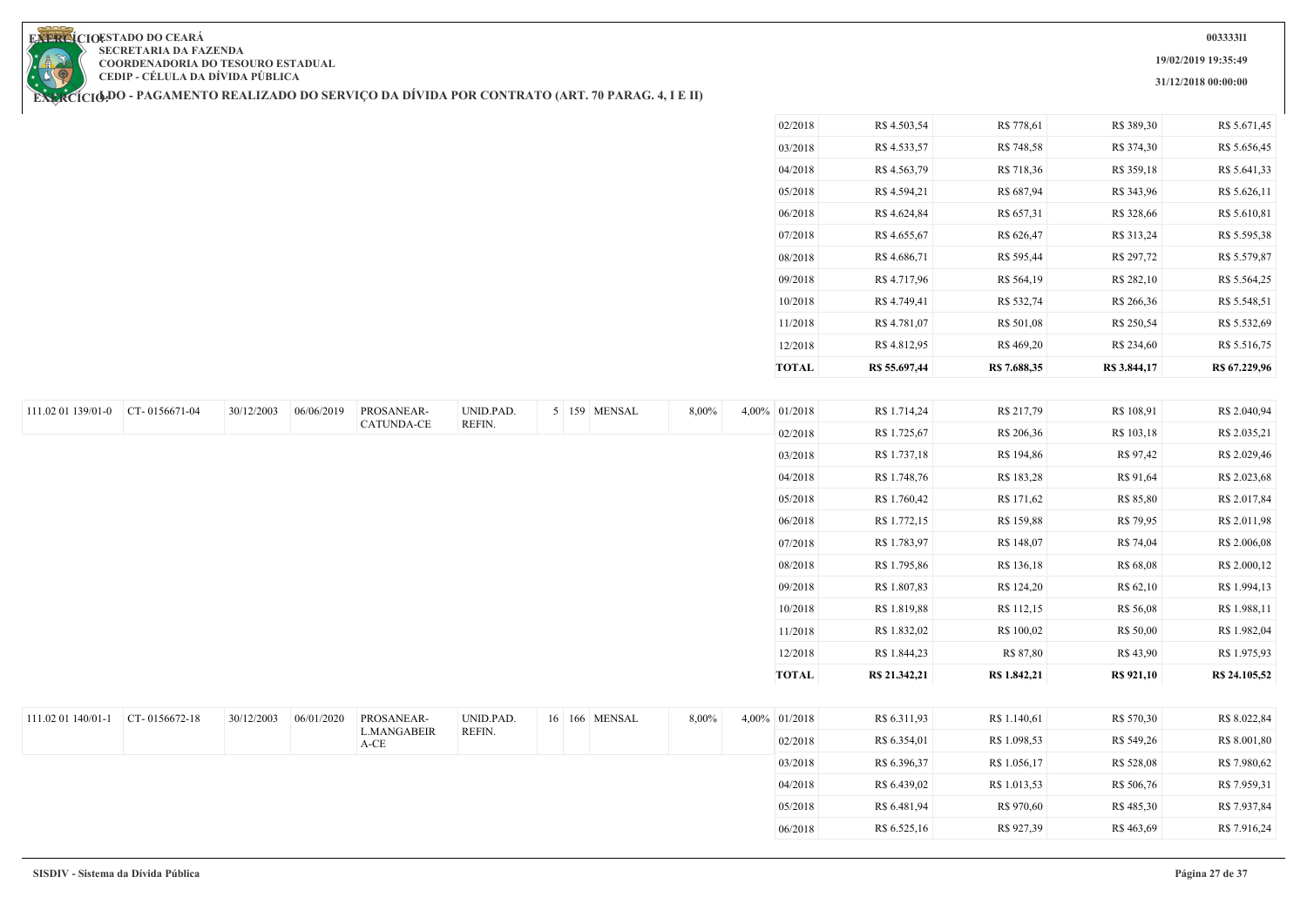**ESTADO DO CEARÁ**
**SECRETARIA DA FAZENDA**
**COORDENADORIA DO TESOURO ESTADUAL**
**CEDIP - CÉLULA DA DÍVIDA PÚBLICA**

**00333311**

**19/02/2019 19:35:49**

**31/12/2018 00:00:00**

**EXERCÍCIO:**

**EXERCÍCIO: LDO - PAGAMENTO REALIZADO DO SERVIÇO DA DÍVIDA POR CONTRATO (ART. 70 PARAG. 4, I E II)**

| | | | | | | | | | | | | | | | |
|---|---|---|---|---|---|---|---|---|---|---|---|---|---|---|---|
| | | | | | | | | | | 02/2018 | R$ 4.503,54 | R$ 778,61 | R$ 389,30 | R$ 5.671,45 |
| | | | | | | | | | | 03/2018 | R$ 4.533,57 | R$ 748,58 | R$ 374,30 | R$ 5.656,45 |
| | | | | | | | | | | 04/2018 | R$ 4.563,79 | R$ 718,36 | R$ 359,18 | R$ 5.641,33 |
| | | | | | | | | | | 05/2018 | R$ 4.594,21 | R$ 687,94 | R$ 343,96 | R$ 5.626,11 |
| | | | | | | | | | | 06/2018 | R$ 4.624,84 | R$ 657,31 | R$ 328,66 | R$ 5.610,81 |
| | | | | | | | | | | 07/2018 | R$ 4.655,67 | R$ 626,47 | R$ 313,24 | R$ 5.595,38 |
| | | | | | | | | | | 08/2018 | R$ 4.686,71 | R$ 595,44 | R$ 297,72 | R$ 5.579,87 |
| | | | | | | | | | | 09/2018 | R$ 4.717,96 | R$ 564,19 | R$ 282,10 | R$ 5.564,25 |
| | | | | | | | | | | 10/2018 | R$ 4.749,41 | R$ 532,74 | R$ 266,36 | R$ 5.548,51 |
| | | | | | | | | | | 11/2018 | R$ 4.781,07 | R$ 501,08 | R$ 250,54 | R$ 5.532,69 |
| | | | | | | | | | | 12/2018 | R$ 4.812,95 | R$ 469,20 | R$ 234,60 | R$ 5.516,75 |
| | | | | | | | | | | **TOTAL** | **R$ 55.697,44** | **R$ 7.688,35** | **R$ 3.844,17** | **R$ 67.229,96** |
| 111.02 01 139/01-0 | CT- 0156671-04 | 30/12/2003 | 06/06/2019 | PROSANEAR-CATUNDA-CE | UNID.PAD. REFIN. | 5 | 159 | MENSAL | 8,00% | 4,00% | 01/2018 | R$ 1.714,24 | R$ 217,79 | R$ 108,91 | R$ 2.040,94 |
| | | | | | | | | | | | 02/2018 | R$ 1.725,67 | R$ 206,36 | R$ 103,18 | R$ 2.035,21 |
| | | | | | | | | | | | 03/2018 | R$ 1.737,18 | R$ 194,86 | R$ 97,42 | R$ 2.029,46 |
| | | | | | | | | | | | 04/2018 | R$ 1.748,76 | R$ 183,28 | R$ 91,64 | R$ 2.023,68 |
| | | | | | | | | | | | 05/2018 | R$ 1.760,42 | R$ 171,62 | R$ 85,80 | R$ 2.017,84 |
| | | | | | | | | | | | 06/2018 | R$ 1.772,15 | R$ 159,88 | R$ 79,95 | R$ 2.011,98 |
| | | | | | | | | | | | 07/2018 | R$ 1.783,97 | R$ 148,07 | R$ 74,04 | R$ 2.006,08 |
| | | | | | | | | | | | 08/2018 | R$ 1.795,86 | R$ 136,18 | R$ 68,08 | R$ 2.000,12 |
| | | | | | | | | | | | 09/2018 | R$ 1.807,83 | R$ 124,20 | R$ 62,10 | R$ 1.994,13 |
| | | | | | | | | | | | 10/2018 | R$ 1.819,88 | R$ 112,15 | R$ 56,08 | R$ 1.988,11 |
| | | | | | | | | | | | 11/2018 | R$ 1.832,02 | R$ 100,02 | R$ 50,00 | R$ 1.982,04 |
| | | | | | | | | | | | 12/2018 | R$ 1.844,23 | R$ 87,80 | R$ 43,90 | R$ 1.975,93 |
| | | | | | | | | | | | **TOTAL** | **R$ 21.342,21** | **R$ 1.842,21** | **R$ 921,10** | **R$ 24.105,52** |
| 111.02 01 140/01-1 | CT- 0156672-18 | 30/12/2003 | 06/01/2020 | PROSANEAR-L.MANGABEIRA-CE | UNID.PAD. REFIN. | 16 | 166 | MENSAL | 8,00% | 4,00% | 01/2018 | R$ 6.311,93 | R$ 1.140,61 | R$ 570,30 | R$ 8.022,84 |
| | | | | | | | | | | | 02/2018 | R$ 6.354,01 | R$ 1.098,53 | R$ 549,26 | R$ 8.001,80 |
| | | | | | | | | | | | 03/2018 | R$ 6.396,37 | R$ 1.056,17 | R$ 528,08 | R$ 7.980,62 |
| | | | | | | | | | | | 04/2018 | R$ 6.439,02 | R$ 1.013,53 | R$ 506,76 | R$ 7.959,31 |
| | | | | | | | | | | | 05/2018 | R$ 6.481,94 | R$ 970,60 | R$ 485,30 | R$ 7.937,84 |
| | | | | | | | | | | | 06/2018 | R$ 6.525,16 | R$ 927,39 | R$ 463,69 | R$ 7.916,24 |

SISDIV - Sistema da Dívida Pública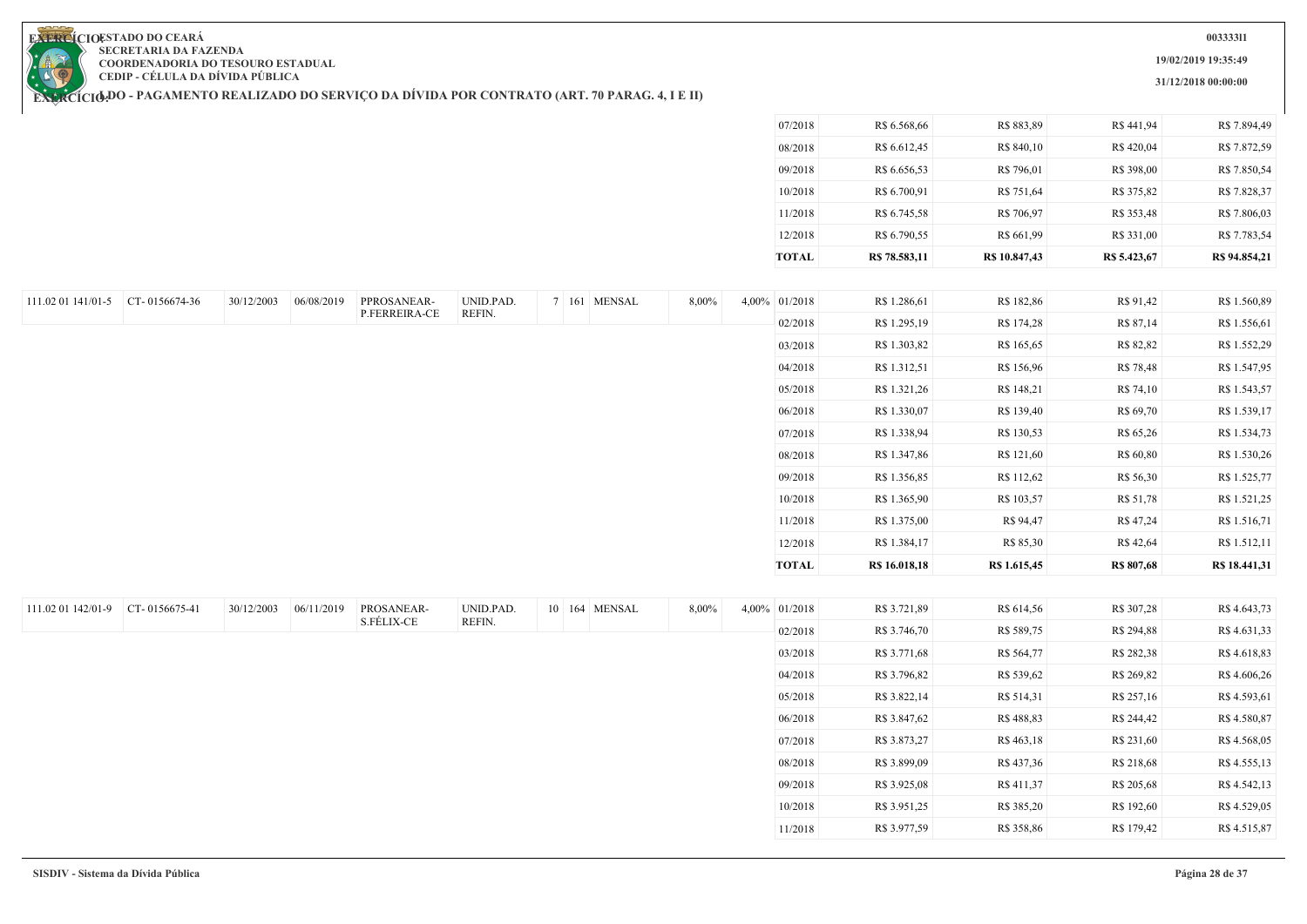**ESTADO DO CEARÁ**
**SECRETARIA DA FAZENDA**
**COORDENADORIA DO TESOURO ESTADUAL**
**CEDIP - CÉLULA DA DÍVIDA PÚBLICA**

**EXERCÍCIO:** 

**LDO - PAGAMENTO REALIZADO DO SERVIÇO DA DÍVIDA POR CONTRATO (ART. 70 PARAG. 4, I E II)**

00333311

19/02/2019 19:35:49

31/12/2018 00:00:00

| | | | | | | | | | | | | | | | |
|---|---|---|---|---|---|---|---|---|---|---|---|---|---|---|---|
| | | | | | | | | | | | 07/2018 | R$ 6.568,66 | R$ 883,89 | R$ 441,94 | R$ 7.894,49 |
| | | | | | | | | | | | 08/2018 | R$ 6.612,45 | R$ 840,10 | R$ 420,04 | R$ 7.872,59 |
| | | | | | | | | | | | 09/2018 | R$ 6.656,53 | R$ 796,01 | R$ 398,00 | R$ 7.850,54 |
| | | | | | | | | | | | 10/2018 | R$ 6.700,91 | R$ 751,64 | R$ 375,82 | R$ 7.828,37 |
| | | | | | | | | | | | 11/2018 | R$ 6.745,58 | R$ 706,97 | R$ 353,48 | R$ 7.806,03 |
| | | | | | | | | | | | 12/2018 | R$ 6.790,55 | R$ 661,99 | R$ 331,00 | R$ 7.783,54 |
| | | | | | | | | | | | **TOTAL** | **R$ 78.583,11** | **R$ 10.847,43** | **R$ 5.423,67** | **R$ 94.854,21** |
| 111.02 01 141/01-5 | CT- 0156674-36 | 30/12/2003 | 06/08/2019 | PPROSANEAR-P.FERREIRA-CE | UNID.PAD. REFIN. | 7 | 161 | MENSAL | 8,00% | 4,00% | 01/2018 | R$ 1.286,61 | R$ 182,86 | R$ 91,42 | R$ 1.560,89 |
| | | | | | | | | | | | 02/2018 | R$ 1.295,19 | R$ 174,28 | R$ 87,14 | R$ 1.556,61 |
| | | | | | | | | | | | 03/2018 | R$ 1.303,82 | R$ 165,65 | R$ 82,82 | R$ 1.552,29 |
| | | | | | | | | | | | 04/2018 | R$ 1.312,51 | R$ 156,96 | R$ 78,48 | R$ 1.547,95 |
| | | | | | | | | | | | 05/2018 | R$ 1.321,26 | R$ 148,21 | R$ 74,10 | R$ 1.543,57 |
| | | | | | | | | | | | 06/2018 | R$ 1.330,07 | R$ 139,40 | R$ 69,70 | R$ 1.539,17 |
| | | | | | | | | | | | 07/2018 | R$ 1.338,94 | R$ 130,53 | R$ 65,26 | R$ 1.534,73 |
| | | | | | | | | | | | 08/2018 | R$ 1.347,86 | R$ 121,60 | R$ 60,80 | R$ 1.530,26 |
| | | | | | | | | | | | 09/2018 | R$ 1.356,85 | R$ 112,62 | R$ 56,30 | R$ 1.525,77 |
| | | | | | | | | | | | 10/2018 | R$ 1.365,90 | R$ 103,57 | R$ 51,78 | R$ 1.521,25 |
| | | | | | | | | | | | 11/2018 | R$ 1.375,00 | R$ 94,47 | R$ 47,24 | R$ 1.516,71 |
| | | | | | | | | | | | 12/2018 | R$ 1.384,17 | R$ 85,30 | R$ 42,64 | R$ 1.512,11 |
| | | | | | | | | | | | **TOTAL** | **R$ 16.018,18** | **R$ 1.615,45** | **R$ 807,68** | **R$ 18.441,31** |
| 111.02 01 142/01-9 | CT- 0156675-41 | 30/12/2003 | 06/11/2019 | PROSANEAR-S.FÉLIX-CE | UNID.PAD. REFIN. | 10 | 164 | MENSAL | 8,00% | 4,00% | 01/2018 | R$ 3.721,89 | R$ 614,56 | R$ 307,28 | R$ 4.643,73 |
| | | | | | | | | | | | 02/2018 | R$ 3.746,70 | R$ 589,75 | R$ 294,88 | R$ 4.631,33 |
| | | | | | | | | | | | 03/2018 | R$ 3.771,68 | R$ 564,77 | R$ 282,38 | R$ 4.618,83 |
| | | | | | | | | | | | 04/2018 | R$ 3.796,82 | R$ 539,62 | R$ 269,82 | R$ 4.606,26 |
| | | | | | | | | | | | 05/2018 | R$ 3.822,14 | R$ 514,31 | R$ 257,16 | R$ 4.593,61 |
| | | | | | | | | | | | 06/2018 | R$ 3.847,62 | R$ 488,83 | R$ 244,42 | R$ 4.580,87 |
| | | | | | | | | | | | 07/2018 | R$ 3.873,27 | R$ 463,18 | R$ 231,60 | R$ 4.568,05 |
| | | | | | | | | | | | 08/2018 | R$ 3.899,09 | R$ 437,36 | R$ 218,68 | R$ 4.555,13 |
| | | | | | | | | | | | 09/2018 | R$ 3.925,08 | R$ 411,37 | R$ 205,68 | R$ 4.542,13 |
| | | | | | | | | | | | 10/2018 | R$ 3.951,25 | R$ 385,20 | R$ 192,60 | R$ 4.529,05 |
| | | | | | | | | | | | 11/2018 | R$ 3.977,59 | R$ 358,86 | R$ 179,42 | R$ 4.515,87 |

SISDIV - Sistema da Dívida Pública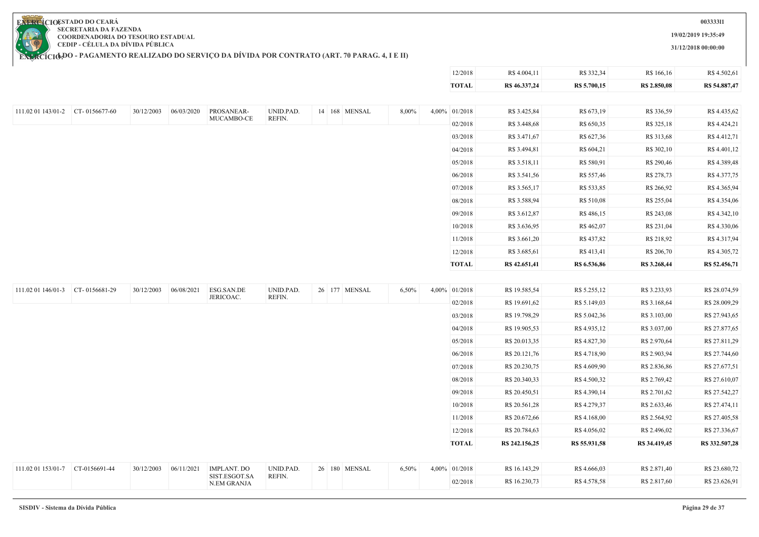**ESTADO DO CEARÁ**
**SECRETARIA DA FAZENDA**
**COORDENADORIA DO TESOURO ESTADUAL**
**CEDIP - CÉLULA DA DÍVIDA PÚBLICA**

**EXERCÍCIO:**
**LDO - PAGAMENTO REALIZADO DO SERVIÇO DA DÍVIDA POR CONTRATO (ART. 70 PARAG. 4, I E II)**

**003333l1**
**19/02/2019 19:35:49**
**31/12/2018 00:00:00**

| | | | | | | | | | | | | | | | |
|---|---|---|---|---|---|---|---|---|---|---|---|---|---|---|---|
| | | | | | | | | | | 12/2018 | R$ 4.004,11 | R$ 332,34 | R$ 166,16 | R$ 4.502,61 |
| | | | | | | | | | | **TOTAL** | **R$ 46.337,24** | **R$ 5.700,15** | **R$ 2.850,08** | **R$ 54.887,47** |
| 111.02 01 143/01-2 | CT- 0156677-60 | 30/12/2003 | 06/03/2020 | PROSANEAR-MUCAMBO-CE | UNID.PAD. REFIN. | 14 | 168 | MENSAL | 8,00% | 4,00% | 01/2018 | R$ 3.425,84 | R$ 673,19 | R$ 336,59 | R$ 4.435,62 |
| | | | | | | | | | | | 02/2018 | R$ 3.448,68 | R$ 650,35 | R$ 325,18 | R$ 4.424,21 |
| | | | | | | | | | | | 03/2018 | R$ 3.471,67 | R$ 627,36 | R$ 313,68 | R$ 4.412,71 |
| | | | | | | | | | | | 04/2018 | R$ 3.494,81 | R$ 604,21 | R$ 302,10 | R$ 4.401,12 |
| | | | | | | | | | | | 05/2018 | R$ 3.518,11 | R$ 580,91 | R$ 290,46 | R$ 4.389,48 |
| | | | | | | | | | | | 06/2018 | R$ 3.541,56 | R$ 557,46 | R$ 278,73 | R$ 4.377,75 |
| | | | | | | | | | | | 07/2018 | R$ 3.565,17 | R$ 533,85 | R$ 266,92 | R$ 4.365,94 |
| | | | | | | | | | | | 08/2018 | R$ 3.588,94 | R$ 510,08 | R$ 255,04 | R$ 4.354,06 |
| | | | | | | | | | | | 09/2018 | R$ 3.612,87 | R$ 486,15 | R$ 243,08 | R$ 4.342,10 |
| | | | | | | | | | | | 10/2018 | R$ 3.636,95 | R$ 462,07 | R$ 231,04 | R$ 4.330,06 |
| | | | | | | | | | | | 11/2018 | R$ 3.661,20 | R$ 437,82 | R$ 218,92 | R$ 4.317,94 |
| | | | | | | | | | | | 12/2018 | R$ 3.685,61 | R$ 413,41 | R$ 206,70 | R$ 4.305,72 |
| | | | | | | | | | | | **TOTAL** | **R$ 42.651,41** | **R$ 6.536,86** | **R$ 3.268,44** | **R$ 52.456,71** |
| 111.02 01 146/01-3 | CT- 0156681-29 | 30/12/2003 | 06/08/2021 | ESG.SAN.DE JERICOAC. | UNID.PAD. REFIN. | 26 | 177 | MENSAL | 6,50% | 4,00% | 01/2018 | R$ 19.585,54 | R$ 5.255,12 | R$ 3.233,93 | R$ 28.074,59 |
| | | | | | | | | | | | 02/2018 | R$ 19.691,62 | R$ 5.149,03 | R$ 3.168,64 | R$ 28.009,29 |
| | | | | | | | | | | | 03/2018 | R$ 19.798,29 | R$ 5.042,36 | R$ 3.103,00 | R$ 27.943,65 |
| | | | | | | | | | | | 04/2018 | R$ 19.905,53 | R$ 4.935,12 | R$ 3.037,00 | R$ 27.877,65 |
| | | | | | | | | | | | 05/2018 | R$ 20.013,35 | R$ 4.827,30 | R$ 2.970,64 | R$ 27.811,29 |
| | | | | | | | | | | | 06/2018 | R$ 20.121,76 | R$ 4.718,90 | R$ 2.903,94 | R$ 27.744,60 |
| | | | | | | | | | | | 07/2018 | R$ 20.230,75 | R$ 4.609,90 | R$ 2.836,86 | R$ 27.677,51 |
| | | | | | | | | | | | 08/2018 | R$ 20.340,33 | R$ 4.500,32 | R$ 2.769,42 | R$ 27.610,07 |
| | | | | | | | | | | | 09/2018 | R$ 20.450,51 | R$ 4.390,14 | R$ 2.701,62 | R$ 27.542,27 |
| | | | | | | | | | | | 10/2018 | R$ 20.561,28 | R$ 4.279,37 | R$ 2.633,46 | R$ 27.474,11 |
| | | | | | | | | | | | 11/2018 | R$ 20.672,66 | R$ 4.168,00 | R$ 2.564,92 | R$ 27.405,58 |
| | | | | | | | | | | | 12/2018 | R$ 20.784,63 | R$ 4.056,02 | R$ 2.496,02 | R$ 27.336,67 |
| | | | | | | | | | | | **TOTAL** | **R$ 242.156,25** | **R$ 55.931,58** | **R$ 34.419,45** | **R$ 332.507,28** |
| 111.02 01 153/01-7 | CT-0156691-44 | 30/12/2003 | 06/11/2021 | IMPLANT. DO SIST.ESGOT.SA N.EM GRANJA | UNID.PAD. REFIN. | 26 | 180 | MENSAL | 6,50% | 4,00% | 01/2018 | R$ 16.143,29 | R$ 4.666,03 | R$ 2.871,40 | R$ 23.680,72 |
| | | | | | | | | | | | 02/2018 | R$ 16.230,73 | R$ 4.578,58 | R$ 2.817,60 | R$ 23.626,91 |

SISDIV - Sistema da Dívida Pública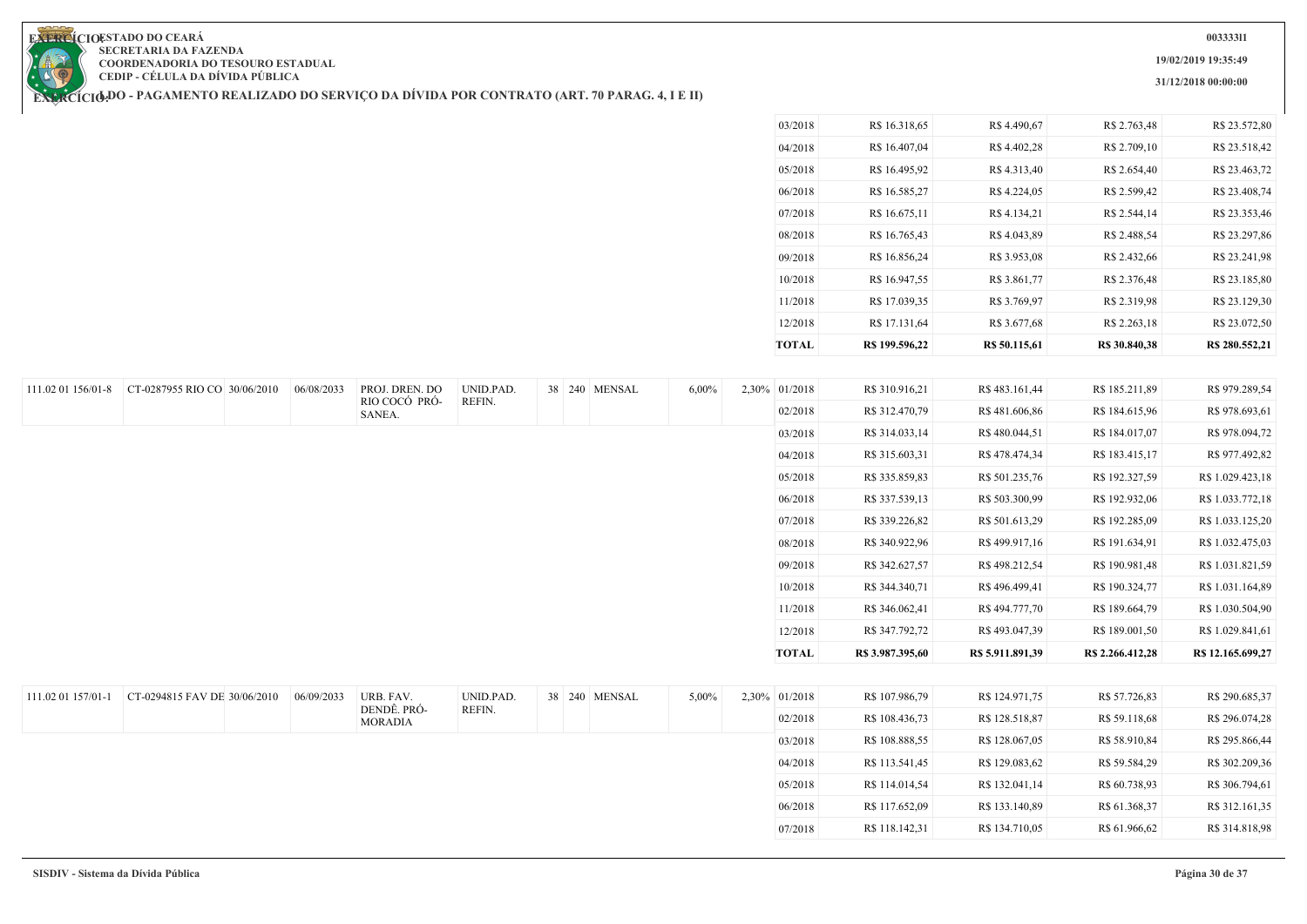**ESTADO DO CEARÁ**
**SECRETARIA DA FAZENDA**
**COORDENADORIA DO TESOURO ESTADUAL**
**CEDIP - CÉLULA DA DÍVIDA PÚBLICA**

**EXERCÍCIO:** 

**LDO - PAGAMENTO REALIZADO DO SERVIÇO DA DÍVIDA POR CONTRATO (ART. 70 PARAG. 4, I E II)**

**0033331I**
**19/02/2019 19:35:49**
**31/12/2018 00:00:00**

| | | | | | | | | | | | | | | |
|---|---|---|---|---|---|---|---|---|---|---|---|---|---|---|
| | | | | | | | | | | 03/2018 | R$ 16.318,65 | R$ 4.490,67 | R$ 2.763,48 | R$ 23.572,80 |
| | | | | | | | | | | 04/2018 | R$ 16.407,04 | R$ 4.402,28 | R$ 2.709,10 | R$ 23.518,42 |
| | | | | | | | | | | 05/2018 | R$ 16.495,92 | R$ 4.313,40 | R$ 2.654,40 | R$ 23.463,72 |
| | | | | | | | | | | 06/2018 | R$ 16.585,27 | R$ 4.224,05 | R$ 2.599,42 | R$ 23.408,74 |
| | | | | | | | | | | 07/2018 | R$ 16.675,11 | R$ 4.134,21 | R$ 2.544,14 | R$ 23.353,46 |
| | | | | | | | | | | 08/2018 | R$ 16.765,43 | R$ 4.043,89 | R$ 2.488,54 | R$ 23.297,86 |
| | | | | | | | | | | 09/2018 | R$ 16.856,24 | R$ 3.953,08 | R$ 2.432,66 | R$ 23.241,98 |
| | | | | | | | | | | 10/2018 | R$ 16.947,55 | R$ 3.861,77 | R$ 2.376,48 | R$ 23.185,80 |
| | | | | | | | | | | 11/2018 | R$ 17.039,35 | R$ 3.769,97 | R$ 2.319,98 | R$ 23.129,30 |
| | | | | | | | | | | 12/2018 | R$ 17.131,64 | R$ 3.677,68 | R$ 2.263,18 | R$ 23.072,50 |
| | | | | | | | | | | **TOTAL** | **R$ 199.596,22** | **R$ 50.115,61** | **R$ 30.840,38** | **R$ 280.552,21** |
| 111.02 01 156/01-8 | CT-0287955 RIO CO | 30/06/2010 | 06/08/2033 | PROJ. DREN. DO RIO COCÓ PRÓ-SANEA. | UNID.PAD. REFIN. | 38 | 240 | MENSAL | 6,00% | 2,30% | 01/2018 | R$ 310.916,21 | R$ 483.161,44 | R$ 185.211,89 | R$ 979.289,54 |
| | | | | | | | | | | | 02/2018 | R$ 312.470,79 | R$ 481.606,86 | R$ 184.615,96 | R$ 978.693,61 |
| | | | | | | | | | | | 03/2018 | R$ 314.033,14 | R$ 480.044,51 | R$ 184.017,07 | R$ 978.094,72 |
| | | | | | | | | | | | 04/2018 | R$ 315.603,31 | R$ 478.474,34 | R$ 183.415,17 | R$ 977.492,82 |
| | | | | | | | | | | | 05/2018 | R$ 335.859,83 | R$ 501.235,76 | R$ 192.327,59 | R$ 1.029.423,18 |
| | | | | | | | | | | | 06/2018 | R$ 337.539,13 | R$ 503.300,99 | R$ 192.932,06 | R$ 1.033.772,18 |
| | | | | | | | | | | | 07/2018 | R$ 339.226,82 | R$ 501.613,29 | R$ 192.285,09 | R$ 1.033.125,20 |
| | | | | | | | | | | | 08/2018 | R$ 340.922,96 | R$ 499.917,16 | R$ 191.634,91 | R$ 1.032.475,03 |
| | | | | | | | | | | | 09/2018 | R$ 342.627,57 | R$ 498.212,54 | R$ 190.981,48 | R$ 1.031.821,59 |
| | | | | | | | | | | | 10/2018 | R$ 344.340,71 | R$ 496.499,41 | R$ 190.324,77 | R$ 1.031.164,89 |
| | | | | | | | | | | | 11/2018 | R$ 346.062,41 | R$ 494.777,70 | R$ 189.664,79 | R$ 1.030.504,90 |
| | | | | | | | | | | | 12/2018 | R$ 347.792,72 | R$ 493.047,39 | R$ 189.001,50 | R$ 1.029.841,61 |
| | | | | | | | | | | | **TOTAL** | **R$ 3.987.395,60** | **R$ 5.911.891,39** | **R$ 2.266.412,28** | **R$ 12.165.699,27** |
| 111.02 01 157/01-1 | CT-0294815 FAV DE | 30/06/2010 | 06/09/2033 | URB. FAV. DENDÊ. PRÓ-MORADIA | UNID.PAD. REFIN. | 38 | 240 | MENSAL | 5,00% | 2,30% | 01/2018 | R$ 107.986,79 | R$ 124.971,75 | R$ 57.726,83 | R$ 290.685,37 |
| | | | | | | | | | | | 02/2018 | R$ 108.436,73 | R$ 128.518,87 | R$ 59.118,68 | R$ 296.074,28 |
| | | | | | | | | | | | 03/2018 | R$ 108.888,55 | R$ 128.067,05 | R$ 58.910,84 | R$ 295.866,44 |
| | | | | | | | | | | | 04/2018 | R$ 113.541,45 | R$ 129.083,62 | R$ 59.584,29 | R$ 302.209,36 |
| | | | | | | | | | | | 05/2018 | R$ 114.014,54 | R$ 132.041,14 | R$ 60.738,93 | R$ 306.794,61 |
| | | | | | | | | | | | 06/2018 | R$ 117.652,09 | R$ 133.140,89 | R$ 61.368,37 | R$ 312.161,35 |
| | | | | | | | | | | | 07/2018 | R$ 118.142,31 | R$ 134.710,05 | R$ 61.966,62 | R$ 314.818,98 |

SISDIV - Sistema da Dívida Pública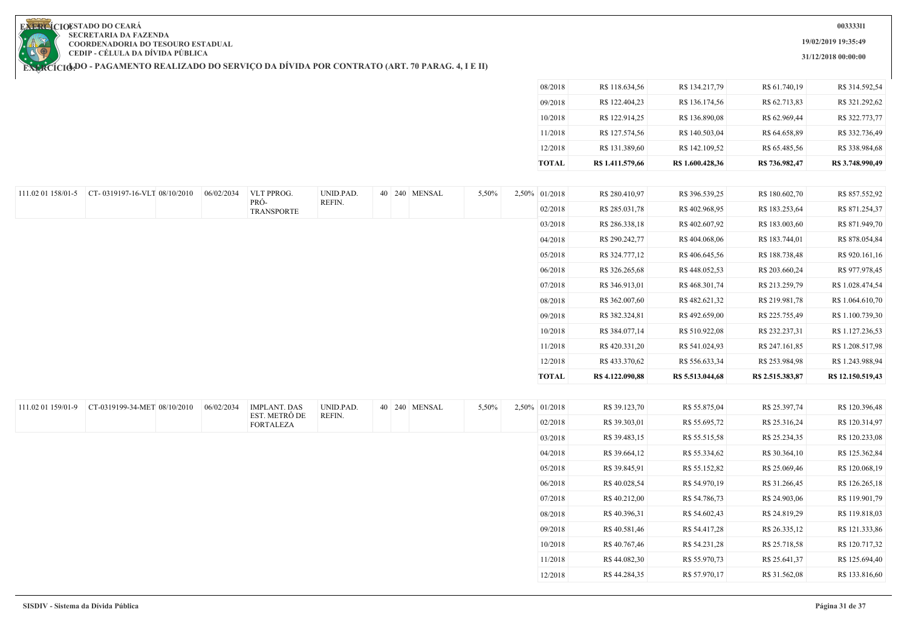**ESTADO DO CEARÁ**
**SECRETARIA DA FAZENDA**
**COORDENADORIA DO TESOURO ESTADUAL**
**CEDIP - CÉLULA DA DÍVIDA PÚBLICA**

**EXERCÍCIO:**

**LDO - PAGAMENTO REALIZADO DO SERVIÇO DA DÍVIDA POR CONTRATO (ART. 70 PARAG. 4, I E II)**

**EXERCÍCIO:**

00333311

19/02/2019 19:35:49

31/12/2018 00:00:00

| | | | | | | | | | | | | | | | |
|---|---|---|---|---|---|---|---|---|---|---|---|---|---|---|---|
| | | | | | | | | | | 08/2018 | R$ 118.634,56 | R$ 134.217,79 | R$ 61.740,19 | R$ 314.592,54 |
| | | | | | | | | | | 09/2018 | R$ 122.404,23 | R$ 136.174,56 | R$ 62.713,83 | R$ 321.292,62 |
| | | | | | | | | | | 10/2018 | R$ 122.914,25 | R$ 136.890,08 | R$ 62.969,44 | R$ 322.773,77 |
| | | | | | | | | | | 11/2018 | R$ 127.574,56 | R$ 140.503,04 | R$ 64.658,89 | R$ 332.736,49 |
| | | | | | | | | | | 12/2018 | R$ 131.389,60 | R$ 142.109,52 | R$ 65.485,56 | R$ 338.984,68 |
| | | | | | | | | | | **TOTAL** | **R$ 1.411.579,66** | **R$ 1.600.428,36** | **R$ 736.982,47** | **R$ 3.748.990,49** |
| 111.02 01 158/01-5 | CT- 0319197-16-VLT | 08/10/2010 | 06/02/2034 | VLT PPROG. PRÓ-TRANSPORTE | UNID.PAD. REFIN. | 40 | 240 | MENSAL | 5,50% | 2,50% | 01/2018 | R$ 280.410,97 | R$ 396.539,25 | R$ 180.602,70 | R$ 857.552,92 |
| | | | | | | | | | | | 02/2018 | R$ 285.031,78 | R$ 402.968,95 | R$ 183.253,64 | R$ 871.254,37 |
| | | | | | | | | | | | 03/2018 | R$ 286.338,18 | R$ 402.607,92 | R$ 183.003,60 | R$ 871.949,70 |
| | | | | | | | | | | | 04/2018 | R$ 290.242,77 | R$ 404.068,06 | R$ 183.744,01 | R$ 878.054,84 |
| | | | | | | | | | | | 05/2018 | R$ 324.777,12 | R$ 406.645,56 | R$ 188.738,48 | R$ 920.161,16 |
| | | | | | | | | | | | 06/2018 | R$ 326.265,68 | R$ 448.052,53 | R$ 203.660,24 | R$ 977.978,45 |
| | | | | | | | | | | | 07/2018 | R$ 346.913,01 | R$ 468.301,74 | R$ 213.259,79 | R$ 1.028.474,54 |
| | | | | | | | | | | | 08/2018 | R$ 362.007,60 | R$ 482.621,32 | R$ 219.981,78 | R$ 1.064.610,70 |
| | | | | | | | | | | | 09/2018 | R$ 382.324,81 | R$ 492.659,00 | R$ 225.755,49 | R$ 1.100.739,30 |
| | | | | | | | | | | | 10/2018 | R$ 384.077,14 | R$ 510.922,08 | R$ 232.237,31 | R$ 1.127.236,53 |
| | | | | | | | | | | | 11/2018 | R$ 420.331,20 | R$ 541.024,93 | R$ 247.161,85 | R$ 1.208.517,98 |
| | | | | | | | | | | | 12/2018 | R$ 433.370,62 | R$ 556.633,34 | R$ 253.984,98 | R$ 1.243.988,94 |
| | | | | | | | | | | | **TOTAL** | **R$ 4.122.090,88** | **R$ 5.513.044,68** | **R$ 2.515.383,87** | **R$ 12.150.519,43** |
| 111.02 01 159/01-9 | CT-0319199-34-MET | 08/10/2010 | 06/02/2034 | IMPLANT. DAS EST. METRÔ DE FORTALEZA | UNID.PAD. REFIN. | 40 | 240 | MENSAL | 5,50% | 2,50% | 01/2018 | R$ 39.123,70 | R$ 55.875,04 | R$ 25.397,74 | R$ 120.396,48 |
| | | | | | | | | | | | 02/2018 | R$ 39.303,01 | R$ 55.695,72 | R$ 25.316,24 | R$ 120.314,97 |
| | | | | | | | | | | | 03/2018 | R$ 39.483,15 | R$ 55.515,58 | R$ 25.234,35 | R$ 120.233,08 |
| | | | | | | | | | | | 04/2018 | R$ 39.664,12 | R$ 55.334,62 | R$ 30.364,10 | R$ 125.362,84 |
| | | | | | | | | | | | 05/2018 | R$ 39.845,91 | R$ 55.152,82 | R$ 25.069,46 | R$ 120.068,19 |
| | | | | | | | | | | | 06/2018 | R$ 40.028,54 | R$ 54.970,19 | R$ 31.266,45 | R$ 126.265,18 |
| | | | | | | | | | | | 07/2018 | R$ 40.212,00 | R$ 54.786,73 | R$ 24.903,06 | R$ 119.901,79 |
| | | | | | | | | | | | 08/2018 | R$ 40.396,31 | R$ 54.602,43 | R$ 24.819,29 | R$ 119.818,03 |
| | | | | | | | | | | | 09/2018 | R$ 40.581,46 | R$ 54.417,28 | R$ 26.335,12 | R$ 121.333,86 |
| | | | | | | | | | | | 10/2018 | R$ 40.767,46 | R$ 54.231,28 | R$ 25.718,58 | R$ 120.717,32 |
| | | | | | | | | | | | 11/2018 | R$ 44.082,30 | R$ 55.970,73 | R$ 25.641,37 | R$ 125.694,40 |
| | | | | | | | | | | | 12/2018 | R$ 44.284,35 | R$ 57.970,17 | R$ 31.562,08 | R$ 133.816,60 |

SISDIV - Sistema da Dívida Pública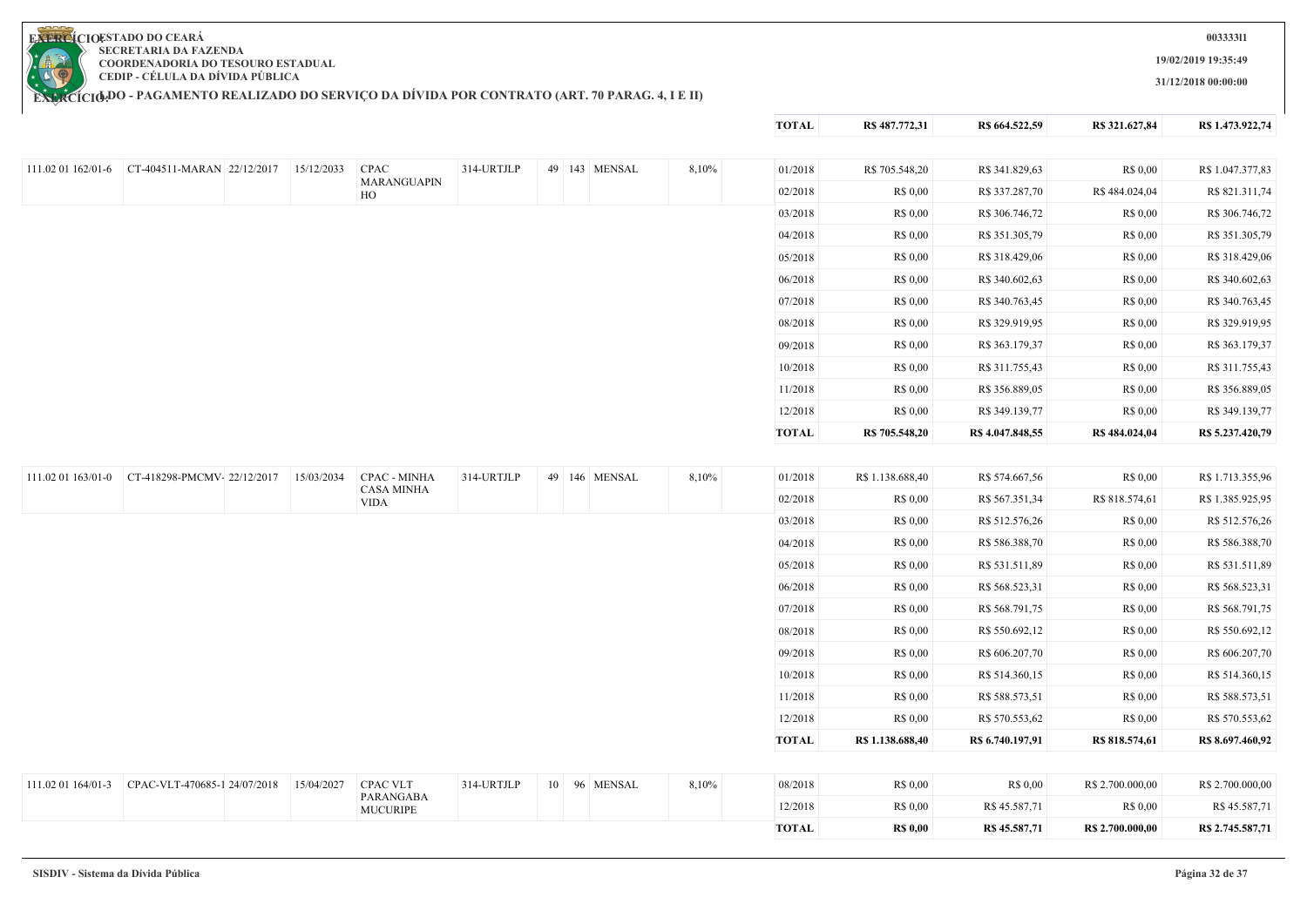**ESTADO DO CEARÁ**
**SECRETARIA DA FAZENDA**
**COORDENADORIA DO TESOURO ESTADUAL**
**CEDIP - CÉLULA DA DÍVIDA PÚBLICA**

**EXERCÍCIO:**

**LDO - PAGAMENTO REALIZADO DO SERVIÇO DA DÍVIDA POR CONTRATO (ART. 70 PARAG. 4, I E II)**

**003333I1**
**19/02/2019 19:35:49**
**31/12/2018 00:00:00**

| | | | | | | | | | | | | | | |
|---|---|---|---|---|---|---|---|---|---|---|---|---|---|---|
| | | | | | | | | | | **TOTAL** | **R$ 487.772,31** | **R$ 664.522,59** | **R$ 321.627,84** | **R$ 1.473.922,74** |
| 111.02 01 162/01-6 | CT-404511-MARAN | 22/12/2017 | 15/12/2033 | CPAC MARANGUAPINHO | 314-URTJLP | 49 | 143 | MENSAL | 8,10% | 01/2018 | R$ 705.548,20 | R$ 341.829,63 | R$ 0,00 | R$ 1.047.377,83 |
| | | | | | | | | | | 02/2018 | R$ 0,00 | R$ 337.287,70 | R$ 484.024,04 | R$ 821.311,74 |
| | | | | | | | | | | 03/2018 | R$ 0,00 | R$ 306.746,72 | R$ 0,00 | R$ 306.746,72 |
| | | | | | | | | | | 04/2018 | R$ 0,00 | R$ 351.305,79 | R$ 0,00 | R$ 351.305,79 |
| | | | | | | | | | | 05/2018 | R$ 0,00 | R$ 318.429,06 | R$ 0,00 | R$ 318.429,06 |
| | | | | | | | | | | 06/2018 | R$ 0,00 | R$ 340.602,63 | R$ 0,00 | R$ 340.602,63 |
| | | | | | | | | | | 07/2018 | R$ 0,00 | R$ 340.763,45 | R$ 0,00 | R$ 340.763,45 |
| | | | | | | | | | | 08/2018 | R$ 0,00 | R$ 329.919,95 | R$ 0,00 | R$ 329.919,95 |
| | | | | | | | | | | 09/2018 | R$ 0,00 | R$ 363.179,37 | R$ 0,00 | R$ 363.179,37 |
| | | | | | | | | | | 10/2018 | R$ 0,00 | R$ 311.755,43 | R$ 0,00 | R$ 311.755,43 |
| | | | | | | | | | | 11/2018 | R$ 0,00 | R$ 356.889,05 | R$ 0,00 | R$ 356.889,05 |
| | | | | | | | | | | 12/2018 | R$ 0,00 | R$ 349.139,77 | R$ 0,00 | R$ 349.139,77 |
| | | | | | | | | | | **TOTAL** | **R$ 705.548,20** | **R$ 4.047.848,55** | **R$ 484.024,04** | **R$ 5.237.420,79** |
| 111.02 01 163/01-0 | CT-418298-PMCMV- | 22/12/2017 | 15/03/2034 | CPAC - MINHA CASA MINHA VIDA | 314-URTJLP | 49 | 146 | MENSAL | 8,10% | 01/2018 | R$ 1.138.688,40 | R$ 574.667,56 | R$ 0,00 | R$ 1.713.355,96 |
| | | | | | | | | | | 02/2018 | R$ 0,00 | R$ 567.351,34 | R$ 818.574,61 | R$ 1.385.925,95 |
| | | | | | | | | | | 03/2018 | R$ 0,00 | R$ 512.576,26 | R$ 0,00 | R$ 512.576,26 |
| | | | | | | | | | | 04/2018 | R$ 0,00 | R$ 586.388,70 | R$ 0,00 | R$ 586.388,70 |
| | | | | | | | | | | 05/2018 | R$ 0,00 | R$ 531.511,89 | R$ 0,00 | R$ 531.511,89 |
| | | | | | | | | | | 06/2018 | R$ 0,00 | R$ 568.523,31 | R$ 0,00 | R$ 568.523,31 |
| | | | | | | | | | | 07/2018 | R$ 0,00 | R$ 568.791,75 | R$ 0,00 | R$ 568.791,75 |
| | | | | | | | | | | 08/2018 | R$ 0,00 | R$ 550.692,12 | R$ 0,00 | R$ 550.692,12 |
| | | | | | | | | | | 09/2018 | R$ 0,00 | R$ 606.207,70 | R$ 0,00 | R$ 606.207,70 |
| | | | | | | | | | | 10/2018 | R$ 0,00 | R$ 514.360,15 | R$ 0,00 | R$ 514.360,15 |
| | | | | | | | | | | 11/2018 | R$ 0,00 | R$ 588.573,51 | R$ 0,00 | R$ 588.573,51 |
| | | | | | | | | | | 12/2018 | R$ 0,00 | R$ 570.553,62 | R$ 0,00 | R$ 570.553,62 |
| | | | | | | | | | | **TOTAL** | **R$ 1.138.688,40** | **R$ 6.740.197,91** | **R$ 818.574,61** | **R$ 8.697.460,92** |
| 111.02 01 164/01-3 | CPAC-VLT-470685-1 | 24/07/2018 | 15/04/2027 | CPAC VLT PARANGABA MUCURIPE | 314-URTJLP | 10 | 96 | MENSAL | 8,10% | 08/2018 | R$ 0,00 | R$ 0,00 | R$ 2.700.000,00 | R$ 2.700.000,00 |
| | | | | | | | | | | 12/2018 | R$ 0,00 | R$ 45.587,71 | R$ 0,00 | R$ 45.587,71 |
| | | | | | | | | | | **TOTAL** | **R$ 0,00** | **R$ 45.587,71** | **R$ 2.700.000,00** | **R$ 2.745.587,71** |

SISDIV - Sistema da Dívida Pública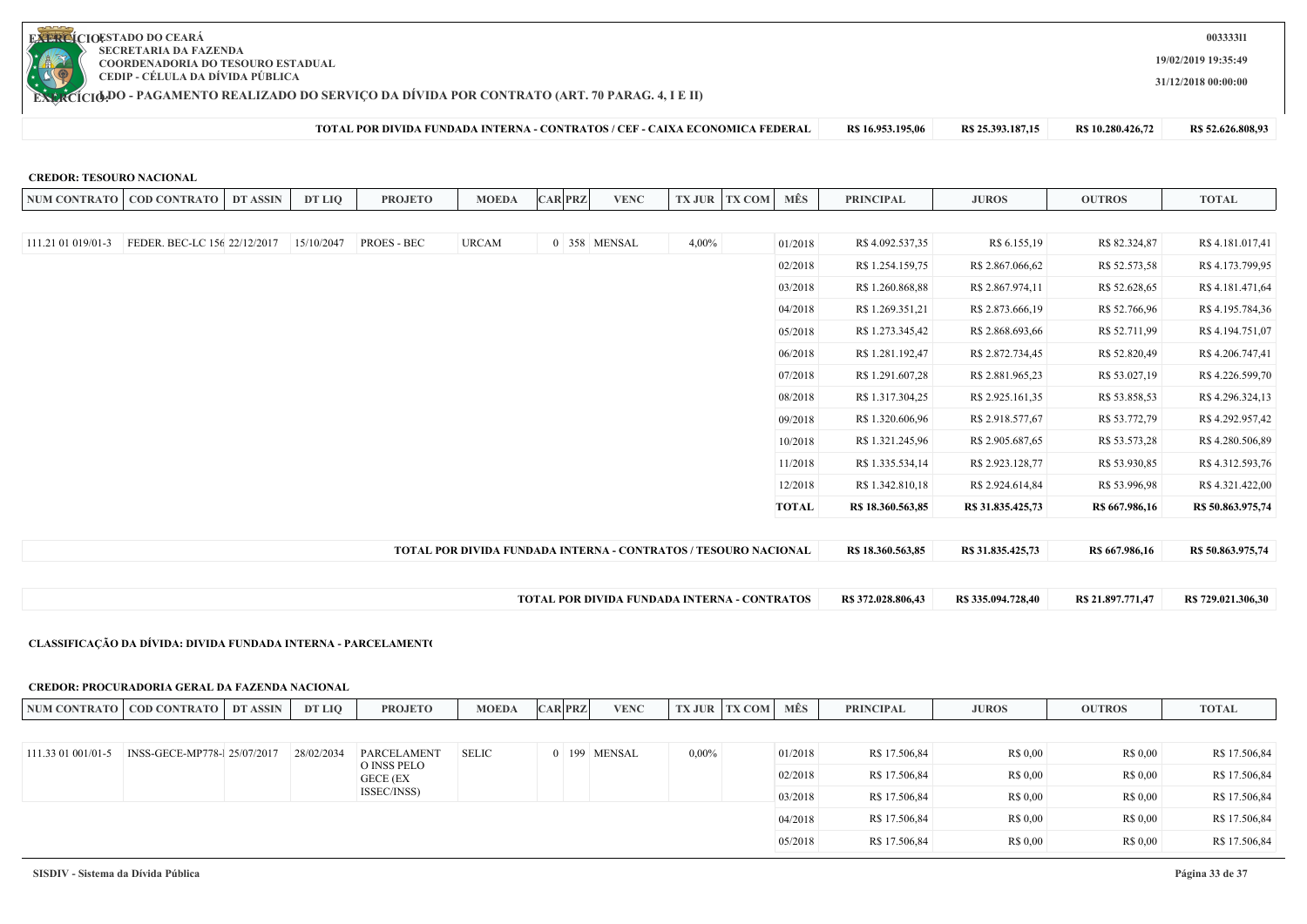**ESTADO DO CEARÁ**
**SECRETARIA DA FAZENDA**
**COORDENADORIA DO TESOURO ESTADUAL**
**CEDIP - CÉLULA DA DÍVIDA PÚBLICA**

**EXERCÍCIO:**

**LDO - PAGAMENTO REALIZADO DO SERVIÇO DA DÍVIDA POR CONTRATO (ART. 70 PARAG. 4, I E II)**

00333311
19/02/2019 19:35:49
31/12/2018 00:00:00

| TOTAL POR DIVIDA FUNDADA INTERNA - CONTRATOS / CEF - CAIXA ECONOMICA FEDERAL | R$ 16.953.195,06 | R$ 25.393.187,15 | R$ 10.280.426,72 | R$ 52.626.808,93 |
|---|---|---|---|---|

**CREDOR: TESOURO NACIONAL**

| NUM CONTRATO | COD CONTRATO | DT ASSIN | DT LIQ | PROJETO | MOEDA | CAR | PRZ | VENC | TX JUR | TX COM | MÊS | PRINCIPAL | JUROS | OUTROS | TOTAL |
|---|---|---|---|---|---|---|---|---|---|---|---|---|---|---|---|
| 111.21 01 019/01-3 | FEDER. BEC-LC 156 | 22/12/2017 | 15/10/2047 | PROES - BEC | URCAM | 0 | 358 | MENSAL | 4,00% | | 01/2018 | R$ 4.092.537,35 | R$ 6.155,19 | R$ 82.324,87 | R$ 4.181.017,41 |
| | | | | | | | | | | | 02/2018 | R$ 1.254.159,75 | R$ 2.867.066,62 | R$ 52.573,58 | R$ 4.173.799,95 |
| | | | | | | | | | | | 03/2018 | R$ 1.260.868,88 | R$ 2.867.974,11 | R$ 52.628,65 | R$ 4.181.471,64 |
| | | | | | | | | | | | 04/2018 | R$ 1.269.351,21 | R$ 2.873.666,19 | R$ 52.766,96 | R$ 4.195.784,36 |
| | | | | | | | | | | | 05/2018 | R$ 1.273.345,42 | R$ 2.868.693,66 | R$ 52.711,99 | R$ 4.194.751,07 |
| | | | | | | | | | | | 06/2018 | R$ 1.281.192,47 | R$ 2.872.734,45 | R$ 52.820,49 | R$ 4.206.747,41 |
| | | | | | | | | | | | 07/2018 | R$ 1.291.607,28 | R$ 2.881.965,23 | R$ 53.027,19 | R$ 4.226.599,70 |
| | | | | | | | | | | | 08/2018 | R$ 1.317.304,25 | R$ 2.925.161,35 | R$ 53.858,53 | R$ 4.296.324,13 |
| | | | | | | | | | | | 09/2018 | R$ 1.320.606,96 | R$ 2.918.577,67 | R$ 53.772,79 | R$ 4.292.957,42 |
| | | | | | | | | | | | 10/2018 | R$ 1.321.245,96 | R$ 2.905.687,65 | R$ 53.573,28 | R$ 4.280.506,89 |
| | | | | | | | | | | | 11/2018 | R$ 1.335.534,14 | R$ 2.923.128,77 | R$ 53.930,85 | R$ 4.312.593,76 |
| | | | | | | | | | | | 12/2018 | R$ 1.342.810,18 | R$ 2.924.614,84 | R$ 53.996,98 | R$ 4.321.422,00 |
| | | | | | | | | | | | **TOTAL** | **R$ 18.360.563,85** | **R$ 31.835.425,73** | **R$ 667.986,16** | **R$ 50.863.975,74** |

| TOTAL POR DIVIDA FUNDADA INTERNA - CONTRATOS / TESOURO NACIONAL | R$ 18.360.563,85 | R$ 31.835.425,73 | R$ 667.986,16 | R$ 50.863.975,74 |
|---|---|---|---|---|

| TOTAL POR DIVIDA FUNDADA INTERNA - CONTRATOS | R$ 372.028.806,43 | R$ 335.094.728,40 | R$ 21.897.771,47 | R$ 729.021.306,30 |
|---|---|---|---|---|

**CLASSIFICAÇÃO DA DÍVIDA: DIVIDA FUNDADA INTERNA - PARCELAMENTO**

**CREDOR: PROCURADORIA GERAL DA FAZENDA NACIONAL**

| NUM CONTRATO | COD CONTRATO | DT ASSIN | DT LIQ | PROJETO | MOEDA | CAR | PRZ | VENC | TX JUR | TX COM | MÊS | PRINCIPAL | JUROS | OUTROS | TOTAL |
|---|---|---|---|---|---|---|---|---|---|---|---|---|---|---|---|
| 111.33 01 001/01-5 | INSS-GECE-MP778-I | 25/07/2017 | 28/02/2034 | PARCELAMENTO O INSS PELO GECE (EX ISSEC/INSS) | SELIC | 0 | 199 | MENSAL | 0,00% | | 01/2018 | R$ 17.506,84 | R$ 0,00 | R$ 0,00 | R$ 17.506,84 |
| | | | | | | | | | | | 02/2018 | R$ 17.506,84 | R$ 0,00 | R$ 0,00 | R$ 17.506,84 |
| | | | | | | | | | | | 03/2018 | R$ 17.506,84 | R$ 0,00 | R$ 0,00 | R$ 17.506,84 |
| | | | | | | | | | | | 04/2018 | R$ 17.506,84 | R$ 0,00 | R$ 0,00 | R$ 17.506,84 |
| | | | | | | | | | | | 05/2018 | R$ 17.506,84 | R$ 0,00 | R$ 0,00 | R$ 17.506,84 |

SISDIV - Sistema da Dívida Pública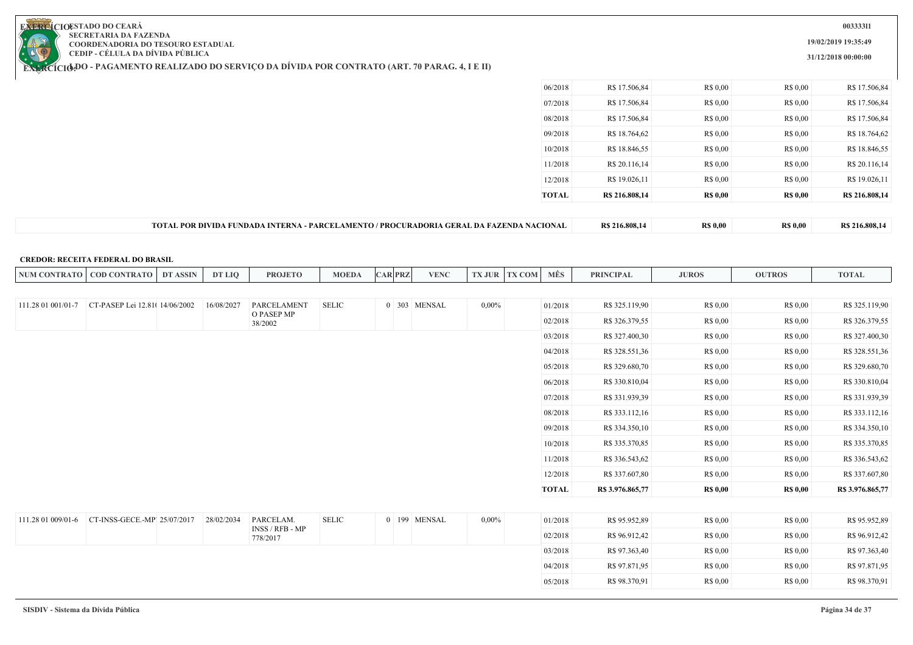ESTADO DO CEARÁ
SECRETARIA DA FAZENDA
COORDENADORIA DO TESOURO ESTADUAL
CEDIP - CÉLULA DA DÍVIDA PÚBLICA

EXERCÍCIO: LDO - PAGAMENTO REALIZADO DO SERVIÇO DA DÍVIDA POR CONTRATO (ART. 70 PARAG. 4, I E II)

00333311
19/02/2019 19:35:49
31/12/2018 00:00:00

| MÊS | PRINCIPAL | JUROS | OUTROS | TOTAL |
|---|---|---|---|---|
| 06/2018 | R$ 17.506,84 | R$ 0,00 | R$ 0,00 | R$ 17.506,84 |
| 07/2018 | R$ 17.506,84 | R$ 0,00 | R$ 0,00 | R$ 17.506,84 |
| 08/2018 | R$ 17.506,84 | R$ 0,00 | R$ 0,00 | R$ 17.506,84 |
| 09/2018 | R$ 18.764,62 | R$ 0,00 | R$ 0,00 | R$ 18.764,62 |
| 10/2018 | R$ 18.846,55 | R$ 0,00 | R$ 0,00 | R$ 18.846,55 |
| 11/2018 | R$ 20.116,14 | R$ 0,00 | R$ 0,00 | R$ 20.116,14 |
| 12/2018 | R$ 19.026,11 | R$ 0,00 | R$ 0,00 | R$ 19.026,11 |
| **TOTAL** | **R$ 216.808,14** | **R$ 0,00** | **R$ 0,00** | **R$ 216.808,14** |

| TOTAL POR DIVIDA FUNDADA INTERNA - PARCELAMENTO / PROCURADORIA GERAL DA FAZENDA NACIONAL | R$ 216.808,14 | R$ 0,00 | R$ 0,00 | R$ 216.808,14 |
|---|---|---|---|---|

**CREDOR: RECEITA FEDERAL DO BRASIL**

| NUM CONTRATO | COD CONTRATO | DT ASSIN | DT LIQ | PROJETO | MOEDA | CAR | PRZ | VENC | TX JUR | TX COM | MÊS | PRINCIPAL | JUROS | OUTROS | TOTAL |
|---|---|---|---|---|---|---|---|---|---|---|---|---|---|---|---|
| 111.28 01 001/01-7 | CT-PASEP Lei 12.81( | 14/06/2002 | 16/08/2027 | PARCELAMENTO PASEP MP 38/2002 | SELIC | 0 | 303 | MENSAL | 0,00% | | 01/2018 | R$ 325.119,90 | R$ 0,00 | R$ 0,00 | R$ 325.119,90 |
| | | | | | | | | | | | 02/2018 | R$ 326.379,55 | R$ 0,00 | R$ 0,00 | R$ 326.379,55 |
| | | | | | | | | | | | 03/2018 | R$ 327.400,30 | R$ 0,00 | R$ 0,00 | R$ 327.400,30 |
| | | | | | | | | | | | 04/2018 | R$ 328.551,36 | R$ 0,00 | R$ 0,00 | R$ 328.551,36 |
| | | | | | | | | | | | 05/2018 | R$ 329.680,70 | R$ 0,00 | R$ 0,00 | R$ 329.680,70 |
| | | | | | | | | | | | 06/2018 | R$ 330.810,04 | R$ 0,00 | R$ 0,00 | R$ 330.810,04 |
| | | | | | | | | | | | 07/2018 | R$ 331.939,39 | R$ 0,00 | R$ 0,00 | R$ 331.939,39 |
| | | | | | | | | | | | 08/2018 | R$ 333.112,16 | R$ 0,00 | R$ 0,00 | R$ 333.112,16 |
| | | | | | | | | | | | 09/2018 | R$ 334.350,10 | R$ 0,00 | R$ 0,00 | R$ 334.350,10 |
| | | | | | | | | | | | 10/2018 | R$ 335.370,85 | R$ 0,00 | R$ 0,00 | R$ 335.370,85 |
| | | | | | | | | | | | 11/2018 | R$ 336.543,62 | R$ 0,00 | R$ 0,00 | R$ 336.543,62 |
| | | | | | | | | | | | 12/2018 | R$ 337.607,80 | R$ 0,00 | R$ 0,00 | R$ 337.607,80 |
| | | | | | | | | | | | **TOTAL** | **R$ 3.976.865,77** | **R$ 0,00** | **R$ 0,00** | **R$ 3.976.865,77** |
| 111.28 01 009/01-6 | CT-INSS-GECE.-MP | 25/07/2017 | 28/02/2034 | PARCELAM. INSS / RFB - MP 778/2017 | SELIC | 0 | 199 | MENSAL | 0,00% | | 01/2018 | R$ 95.952,89 | R$ 0,00 | R$ 0,00 | R$ 95.952,89 |
| | | | | | | | | | | | 02/2018 | R$ 96.912,42 | R$ 0,00 | R$ 0,00 | R$ 96.912,42 |
| | | | | | | | | | | | 03/2018 | R$ 97.363,40 | R$ 0,00 | R$ 0,00 | R$ 97.363,40 |
| | | | | | | | | | | | 04/2018 | R$ 97.871,95 | R$ 0,00 | R$ 0,00 | R$ 97.871,95 |
| | | | | | | | | | | | 05/2018 | R$ 98.370,91 | R$ 0,00 | R$ 0,00 | R$ 98.370,91 |

SISDIV - Sistema da Dívida Pública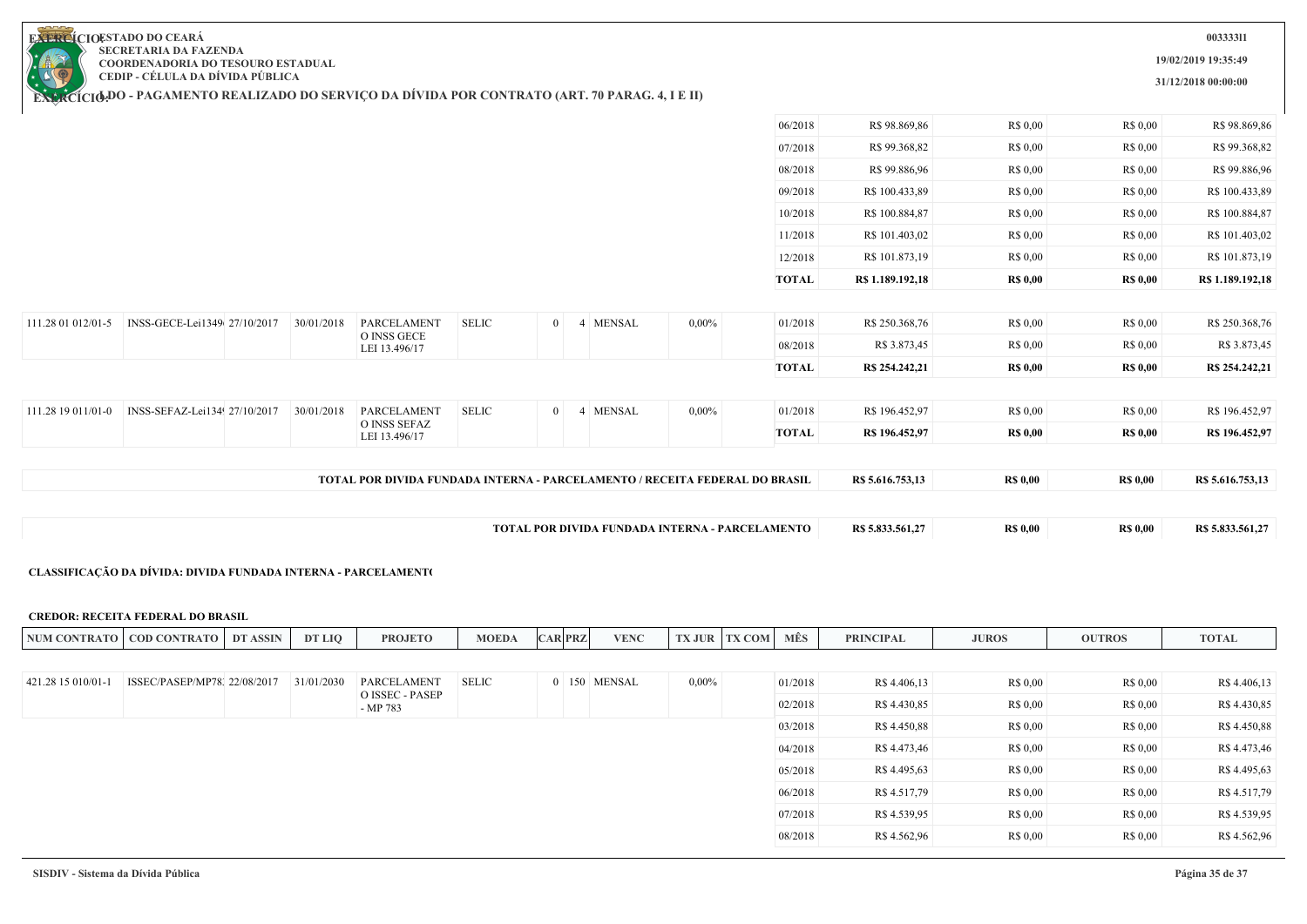| NUM CONTRATO | COD CONTRATO | DT ASSIN | DT LIQ | PROJETO | MOEDA | CAR | PRZ | VENC | TX JUR | TX COM | MÊS | PRINCIPAL | JUROS | OUTROS | TOTAL |
|---|---|---|---|---|---|---|---|---|---|---|---|---|---|---|---|
| | | | | | | | | | | | 06/2018 | R$ 98.869,86 | R$ 0,00 | R$ 0,00 | R$ 98.869,86 |
| | | | | | | | | | | | 07/2018 | R$ 99.368,82 | R$ 0,00 | R$ 0,00 | R$ 99.368,82 |
| | | | | | | | | | | | 08/2018 | R$ 99.886,96 | R$ 0,00 | R$ 0,00 | R$ 99.886,96 |
| | | | | | | | | | | | 09/2018 | R$ 100.433,89 | R$ 0,00 | R$ 0,00 | R$ 100.433,89 |
| | | | | | | | | | | | 10/2018 | R$ 100.884,87 | R$ 0,00 | R$ 0,00 | R$ 100.884,87 |
| | | | | | | | | | | | 11/2018 | R$ 101.403,02 | R$ 0,00 | R$ 0,00 | R$ 101.403,02 |
| | | | | | | | | | | | 12/2018 | R$ 101.873,19 | R$ 0,00 | R$ 0,00 | R$ 101.873,19 |
| | | | | | | | | | | | **TOTAL** | **R$ 1.189.192,18** | **R$ 0,00** | **R$ 0,00** | **R$ 1.189.192,18** |
| 111.28 01 012/01-5 | INSS-GECE-Lei1349 | 27/10/2017 | 30/01/2018 | PARCELAMENTO INSS GECE LEI 13.496/17 | SELIC | 0 | 4 | MENSAL | 0,00% | | 01/2018 | R$ 250.368,76 | R$ 0,00 | R$ 0,00 | R$ 250.368,76 |
| | | | | | | | | | | | 08/2018 | R$ 3.873,45 | R$ 0,00 | R$ 0,00 | R$ 3.873,45 |
| | | | | | | | | | | | **TOTAL** | **R$ 254.242,21** | **R$ 0,00** | **R$ 0,00** | **R$ 254.242,21** |
| 111.28 19 011/01-0 | INSS-SEFAZ-Lei134 | 27/10/2017 | 30/01/2018 | PARCELAMENTO INSS SEFAZ LEI 13.496/17 | SELIC | 0 | 4 | MENSAL | 0,00% | | 01/2018 | R$ 196.452,97 | R$ 0,00 | R$ 0,00 | R$ 196.452,97 |
| | | | | | | | | | | | **TOTAL** | **R$ 196.452,97** | **R$ 0,00** | **R$ 0,00** | **R$ 196.452,97** |

| | PRINCIPAL | JUROS | OUTROS | TOTAL |
|---|---|---|---|---|
| **TOTAL POR DIVIDA FUNDADA INTERNA - PARCELAMENTO / RECEITA FEDERAL DO BRASIL** | **R$ 5.616.753,13** | **R$ 0,00** | **R$ 0,00** | **R$ 5.616.753,13** |
| **TOTAL POR DIVIDA FUNDADA INTERNA - PARCELAMENTO** | **R$ 5.833.561,27** | **R$ 0,00** | **R$ 0,00** | **R$ 5.833.561,27** |

**CLASSIFICAÇÃO DA DÍVIDA: DIVIDA FUNDADA INTERNA - PARCELAMENTO**

**CREDOR: RECEITA FEDERAL DO BRASIL**

| NUM CONTRATO | COD CONTRATO | DT ASSIN | DT LIQ | PROJETO | MOEDA | CAR | PRZ | VENC | TX JUR | TX COM | MÊS | PRINCIPAL | JUROS | OUTROS | TOTAL |
|---|---|---|---|---|---|---|---|---|---|---|---|---|---|---|---|
| 421.28 15 010/01-1 | ISSEC/PASEP/MP78 | 22/08/2017 | 31/01/2030 | PARCELAMENTO ISSEC - PASEP - MP 783 | SELIC | 0 | 150 | MENSAL | 0,00% | | 01/2018 | R$ 4.406,13 | R$ 0,00 | R$ 0,00 | R$ 4.406,13 |
| | | | | | | | | | | | 02/2018 | R$ 4.430,85 | R$ 0,00 | R$ 0,00 | R$ 4.430,85 |
| | | | | | | | | | | | 03/2018 | R$ 4.450,88 | R$ 0,00 | R$ 0,00 | R$ 4.450,88 |
| | | | | | | | | | | | 04/2018 | R$ 4.473,46 | R$ 0,00 | R$ 0,00 | R$ 4.473,46 |
| | | | | | | | | | | | 05/2018 | R$ 4.495,63 | R$ 0,00 | R$ 0,00 | R$ 4.495,63 |
| | | | | | | | | | | | 06/2018 | R$ 4.517,79 | R$ 0,00 | R$ 0,00 | R$ 4.517,79 |
| | | | | | | | | | | | 07/2018 | R$ 4.539,95 | R$ 0,00 | R$ 0,00 | R$ 4.539,95 |
| | | | | | | | | | | | 08/2018 | R$ 4.562,96 | R$ 0,00 | R$ 0,00 | R$ 4.562,96 |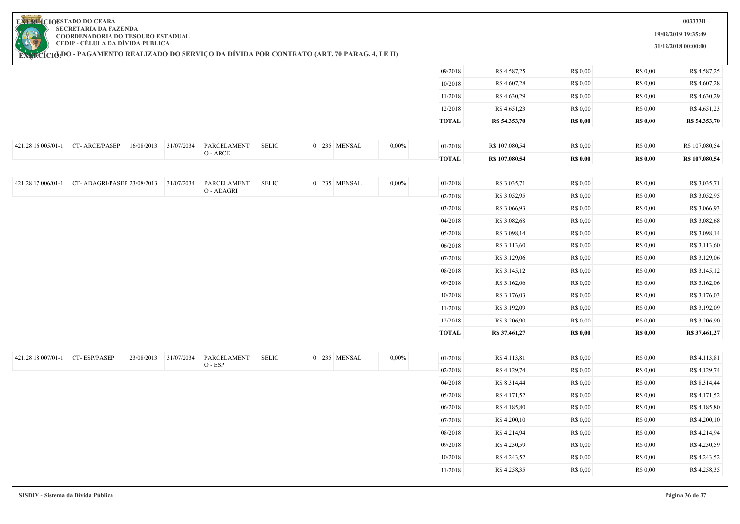ESTADO DO CEARÁ
SECRETARIA DA FAZENDA
COORDENADORIA DO TESOURO ESTADUAL
CEDIP - CÉLULA DA DÍVIDA PÚBLICA

00333311
19/02/2019 19:35:49
31/12/2018 00:00:00

## EXERCÍCIO: LDO - PAGAMENTO REALIZADO DO SERVIÇO DA DÍVIDA POR CONTRATO (ART. 70 PARAG. 4, I E II)

| | | | | | | | | | | | | | | |
|---|---|---|---|---|---|---|---|---|---|---|---|---|---|---|
| | | | | | | | | | | 09/2018 | R$ 4.587,25 | R$ 0,00 | R$ 0,00 | R$ 4.587,25 |
| | | | | | | | | | | 10/2018 | R$ 4.607,28 | R$ 0,00 | R$ 0,00 | R$ 4.607,28 |
| | | | | | | | | | | 11/2018 | R$ 4.630,29 | R$ 0,00 | R$ 0,00 | R$ 4.630,29 |
| | | | | | | | | | | 12/2018 | R$ 4.651,23 | R$ 0,00 | R$ 0,00 | R$ 4.651,23 |
| | | | | | | | | | | **TOTAL** | **R$ 54.353,70** | **R$ 0,00** | **R$ 0,00** | **R$ 54.353,70** |
| 421.28 16 005/01-1 | CT- ARCE/PASEP | 16/08/2013 | 31/07/2034 | PARCELAMENTO - ARCE | SELIC | 0 | 235 | MENSAL | 0,00% | 01/2018 | R$ 107.080,54 | R$ 0,00 | R$ 0,00 | R$ 107.080,54 |
| | | | | | | | | | | **TOTAL** | **R$ 107.080,54** | **R$ 0,00** | **R$ 0,00** | **R$ 107.080,54** |
| 421.28 17 006/01-1 | CT- ADAGRI/PASEP | 23/08/2013 | 31/07/2034 | PARCELAMENTO - ADAGRI | SELIC | 0 | 235 | MENSAL | 0,00% | 01/2018 | R$ 3.035,71 | R$ 0,00 | R$ 0,00 | R$ 3.035,71 |
| | | | | | | | | | | 02/2018 | R$ 3.052,95 | R$ 0,00 | R$ 0,00 | R$ 3.052,95 |
| | | | | | | | | | | 03/2018 | R$ 3.066,93 | R$ 0,00 | R$ 0,00 | R$ 3.066,93 |
| | | | | | | | | | | 04/2018 | R$ 3.082,68 | R$ 0,00 | R$ 0,00 | R$ 3.082,68 |
| | | | | | | | | | | 05/2018 | R$ 3.098,14 | R$ 0,00 | R$ 0,00 | R$ 3.098,14 |
| | | | | | | | | | | 06/2018 | R$ 3.113,60 | R$ 0,00 | R$ 0,00 | R$ 3.113,60 |
| | | | | | | | | | | 07/2018 | R$ 3.129,06 | R$ 0,00 | R$ 0,00 | R$ 3.129,06 |
| | | | | | | | | | | 08/2018 | R$ 3.145,12 | R$ 0,00 | R$ 0,00 | R$ 3.145,12 |
| | | | | | | | | | | 09/2018 | R$ 3.162,06 | R$ 0,00 | R$ 0,00 | R$ 3.162,06 |
| | | | | | | | | | | 10/2018 | R$ 3.176,03 | R$ 0,00 | R$ 0,00 | R$ 3.176,03 |
| | | | | | | | | | | 11/2018 | R$ 3.192,09 | R$ 0,00 | R$ 0,00 | R$ 3.192,09 |
| | | | | | | | | | | 12/2018 | R$ 3.206,90 | R$ 0,00 | R$ 0,00 | R$ 3.206,90 |
| | | | | | | | | | | **TOTAL** | **R$ 37.461,27** | **R$ 0,00** | **R$ 0,00** | **R$ 37.461,27** |
| 421.28 18 007/01-1 | CT- ESP/PASEP | 23/08/2013 | 31/07/2034 | PARCELAMENTO - ESP | SELIC | 0 | 235 | MENSAL | 0,00% | 01/2018 | R$ 4.113,81 | R$ 0,00 | R$ 0,00 | R$ 4.113,81 |
| | | | | | | | | | | 02/2018 | R$ 4.129,74 | R$ 0,00 | R$ 0,00 | R$ 4.129,74 |
| | | | | | | | | | | 04/2018 | R$ 8.314,44 | R$ 0,00 | R$ 0,00 | R$ 8.314,44 |
| | | | | | | | | | | 05/2018 | R$ 4.171,52 | R$ 0,00 | R$ 0,00 | R$ 4.171,52 |
| | | | | | | | | | | 06/2018 | R$ 4.185,80 | R$ 0,00 | R$ 0,00 | R$ 4.185,80 |
| | | | | | | | | | | 07/2018 | R$ 4.200,10 | R$ 0,00 | R$ 0,00 | R$ 4.200,10 |
| | | | | | | | | | | 08/2018 | R$ 4.214,94 | R$ 0,00 | R$ 0,00 | R$ 4.214,94 |
| | | | | | | | | | | 09/2018 | R$ 4.230,59 | R$ 0,00 | R$ 0,00 | R$ 4.230,59 |
| | | | | | | | | | | 10/2018 | R$ 4.243,52 | R$ 0,00 | R$ 0,00 | R$ 4.243,52 |
| | | | | | | | | | | 11/2018 | R$ 4.258,35 | R$ 0,00 | R$ 0,00 | R$ 4.258,35 |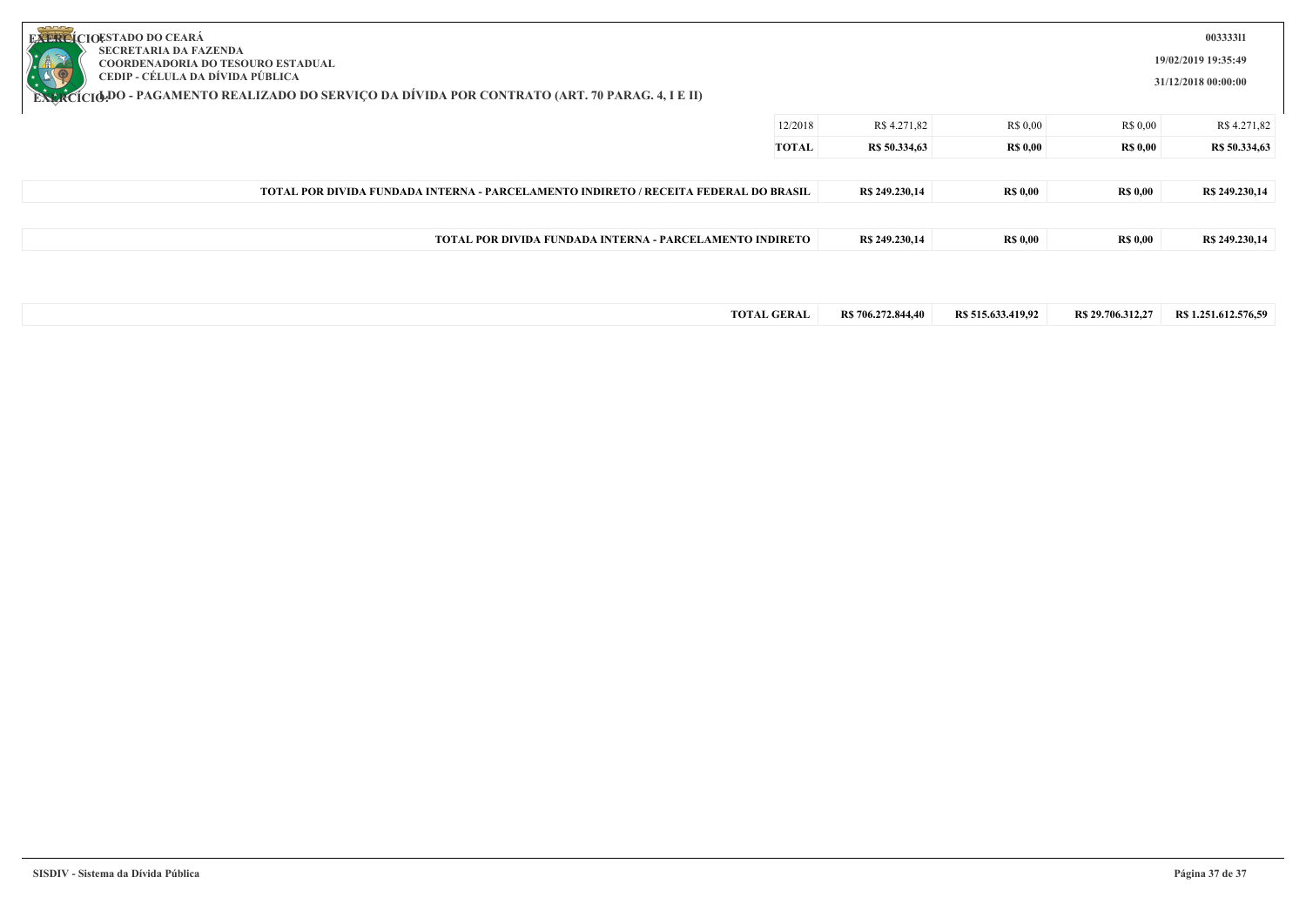ESTADO DO CEARÁ
SECRETARIA DA FAZENDA
COORDENADORIA DO TESOURO ESTADUAL
CEDIP - CÉLULA DA DÍVIDA PÚBLICA

EXERCÍCIO:

LDO - PAGAMENTO REALIZADO DO SERVIÇO DA DÍVIDA POR CONTRATO (ART. 70 PARAG. 4, I E II)

00333311

19/02/2019 19:35:49

31/12/2018 00:00:00

| | | | | |
|---|---|---|---|---|
| 12/2018 | R$ 4.271,82 | R$ 0,00 | R$ 0,00 | R$ 4.271,82 |
| **TOTAL** | **R$ 50.334,63** | **R$ 0,00** | **R$ 0,00** | **R$ 50.334,63** |
| **TOTAL POR DIVIDA FUNDADA INTERNA - PARCELAMENTO INDIRETO / RECEITA FEDERAL DO BRASIL** | **R$ 249.230,14** | **R$ 0,00** | **R$ 0,00** | **R$ 249.230,14** |
| **TOTAL POR DIVIDA FUNDADA INTERNA - PARCELAMENTO INDIRETO** | **R$ 249.230,14** | **R$ 0,00** | **R$ 0,00** | **R$ 249.230,14** |
| **TOTAL GERAL** | **R$ 706.272.844,40** | **R$ 515.633.419,92** | **R$ 29.706.312,27** | **R$ 1.251.612.576,59** |

SISDIV - Sistema da Dívida Pública